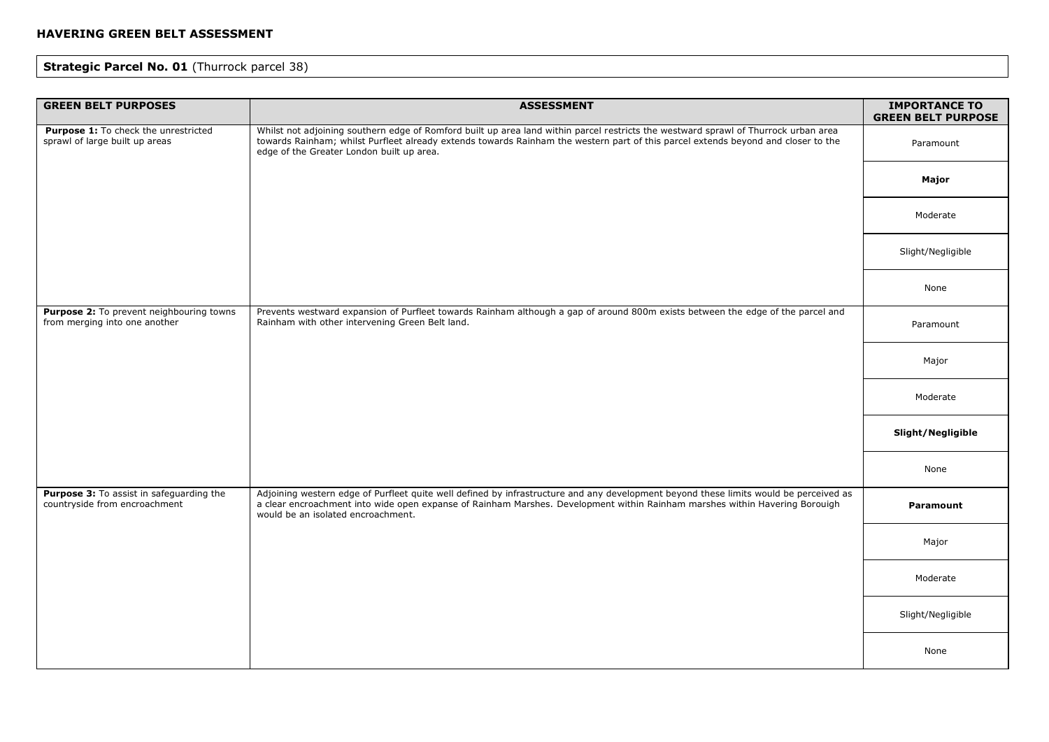**HAVERING GREEN BELT ASSESSMENT**

**Strategic Parcel No. 01** (Thurrock parcel 38)

| GREEN BELT PURPOSES | ASSESSMENT | IMPORTANCE TO GREEN BELT PURPOSE |
|---|---|---|
| **Purpose 1:** To check the unrestricted sprawl of large built up areas | Whilst not adjoining southern edge of Romford built up area land within parcel restricts the westward sprawl of Thurrock urban area towards Rainham; whilst Purfleet already extends towards Rainham the western part of this parcel extends beyond and closer to the edge of the Greater London built up area. | Paramount |
| | | **Major** |
| | | Moderate |
| | | Slight/Negligible |
| | | None |
| **Purpose 2:** To prevent neighbouring towns from merging into one another | Prevents westward expansion of Purfleet towards Rainham although a gap of around 800m exists between the edge of the parcel and Rainham with other intervening Green Belt land. | Paramount |
| | | Major |
| | | Moderate |
| | | **Slight/Negligible** |
| | | None |
| **Purpose 3:** To assist in safeguarding the countryside from encroachment | Adjoining western edge of Purfleet quite well defined by infrastructure and any development beyond these limits would be perceived as a clear encroachment into wide open expanse of Rainham Marshes. Development within Rainham marshes within Havering Borouigh would be an isolated encroachment. | **Paramount** |
| | | Major |
| | | Moderate |
| | | Slight/Negligible |
| | | None |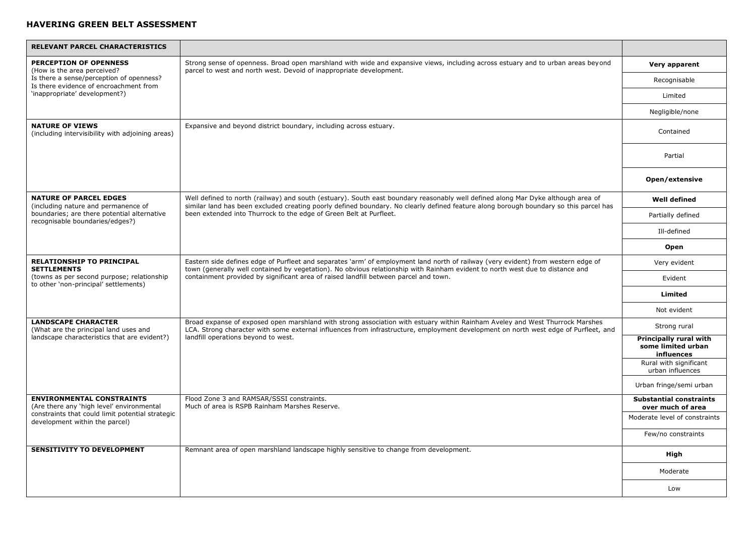## HAVERING GREEN BELT ASSESSMENT

| RELEVANT PARCEL CHARACTERISTICS | | |
|---|---|---|
| **PERCEPTION OF OPENNESS**<br>(How is the area perceived?<br>Is there a sense/perception of openness?<br>Is there evidence of encroachment from 'inappropriate' development?) | Strong sense of openness. Broad open marshland with wide and expansive views, including across estuary and to urban areas beyond parcel to west and north west. Devoid of inappropriate development. | **Very apparent**<br>Recognisable<br>Limited<br>Negligible/none |
| **NATURE OF VIEWS**<br>(including intervisibility with adjoining areas) | Expansive and beyond district boundary, including across estuary. | Contained<br>Partial<br>**Open/extensive** |
| **NATURE OF PARCEL EDGES**<br>(including nature and permanence of boundaries; are there potential alternative recognisable boundaries/edges?) | Well defined to north (railway) and south (estuary). South east boundary reasonably well defined along Mar Dyke although area of similar land has been excluded creating poorly defined boundary. No clearly defined feature along borough boundary so this parcel has been extended into Thurrock to the edge of Green Belt at Purfleet. | **Well defined**<br>Partially defined<br>Ill-defined<br>**Open** |
| **RELATIONSHIP TO PRINCIPAL SETTLEMENTS**<br>(towns as per second purpose; relationship to other 'non-principal' settlements) | Eastern side defines edge of Purfleet and separates 'arm' of employment land north of railway (very evident) from western edge of town (generally well contained by vegetation). No obvious relationship with Rainham evident to north west due to distance and containment provided by significant area of raised landfill between parcel and town. | Very evident<br>Evident<br>**Limited**<br>Not evident |
| **LANDSCAPE CHARACTER**<br>(What are the principal land uses and landscape characteristics that are evident?) | Broad expanse of exposed open marshland with strong association with estuary within Rainham Aveley and West Thurrock Marshes LCA. Strong character with some external influences from infrastructure, employment development on north west edge of Purfleet, and landfill operations beyond to west. | Strong rural<br>**Principally rural with some limited urban influences**<br>Rural with significant urban influences<br>Urban fringe/semi urban |
| **ENVIRONMENTAL CONSTRAINTS**<br>(Are there any 'high level' environmental constraints that could limit potential strategic development within the parcel) | Flood Zone 3 and RAMSAR/SSSI constraints.<br>Much of area is RSPB Rainham Marshes Reserve. | **Substantial constraints over much of area**<br>Moderate level of constraints<br>Few/no constraints |
| **SENSITIVITY TO DEVELOPMENT** | Remnant area of open marshland landscape highly sensitive to change from development. | **High**<br>Moderate<br>Low |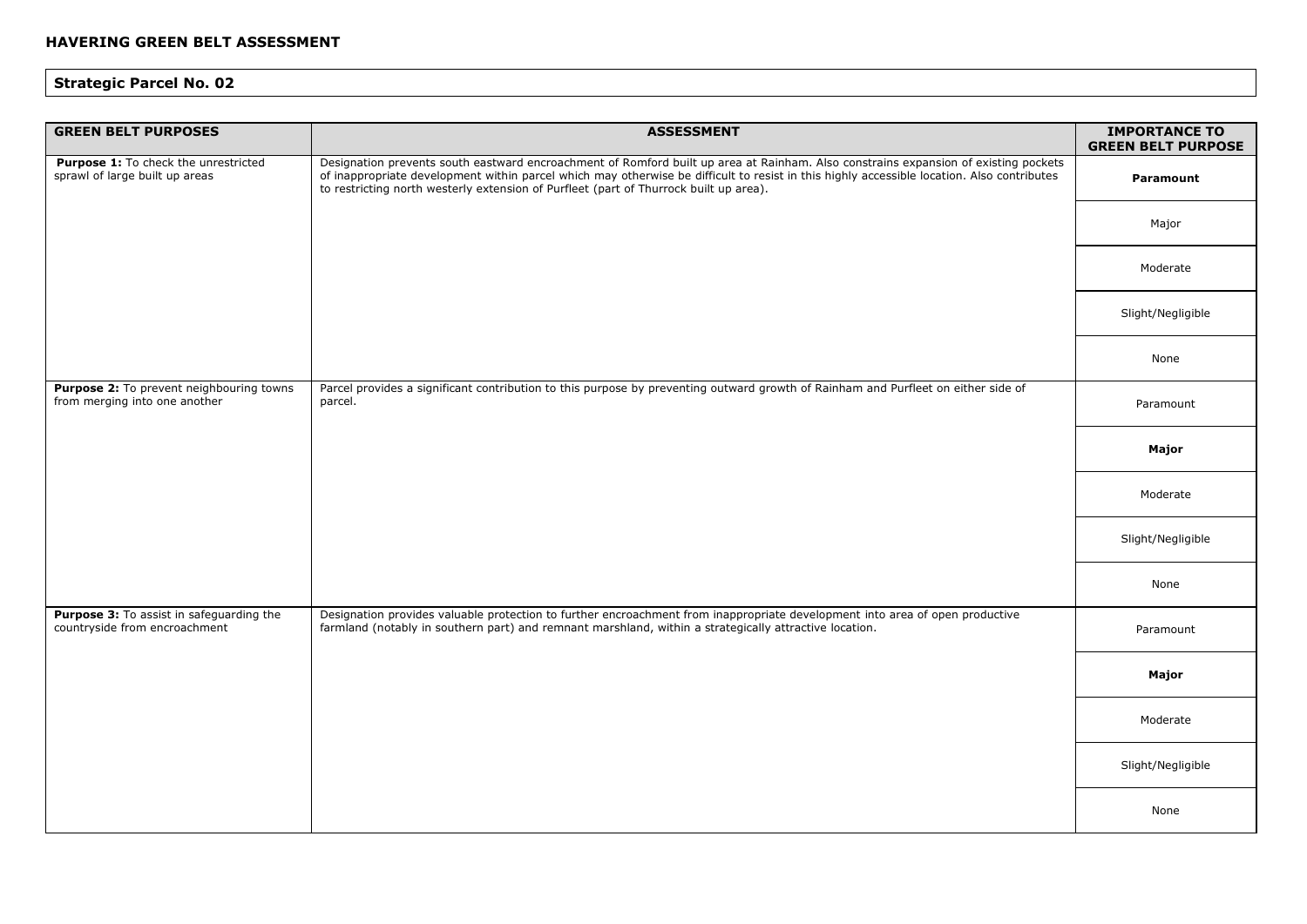## HAVERING GREEN BELT ASSESSMENT

### Strategic Parcel No. 02

| GREEN BELT PURPOSES | ASSESSMENT | IMPORTANCE TO GREEN BELT PURPOSE |
|---|---|---|
| **Purpose 1:** To check the unrestricted sprawl of large built up areas | Designation prevents south eastward encroachment of Romford built up area at Rainham. Also constrains expansion of existing pockets of inappropriate development within parcel which may otherwise be difficult to resist in this highly accessible location. Also contributes to restricting north westerly extension of Purfleet (part of Thurrock built up area). | **Paramount** |
| | | Major |
| | | Moderate |
| | | Slight/Negligible |
| | | None |
| **Purpose 2:** To prevent neighbouring towns from merging into one another | Parcel provides a significant contribution to this purpose by preventing outward growth of Rainham and Purfleet on either side of parcel. | Paramount |
| | | **Major** |
| | | Moderate |
| | | Slight/Negligible |
| | | None |
| **Purpose 3:** To assist in safeguarding the countryside from encroachment | Designation provides valuable protection to further encroachment from inappropriate development into area of open productive farmland (notably in southern part) and remnant marshland, within a strategically attractive location. | Paramount |
| | | **Major** |
| | | Moderate |
| | | Slight/Negligible |
| | | None |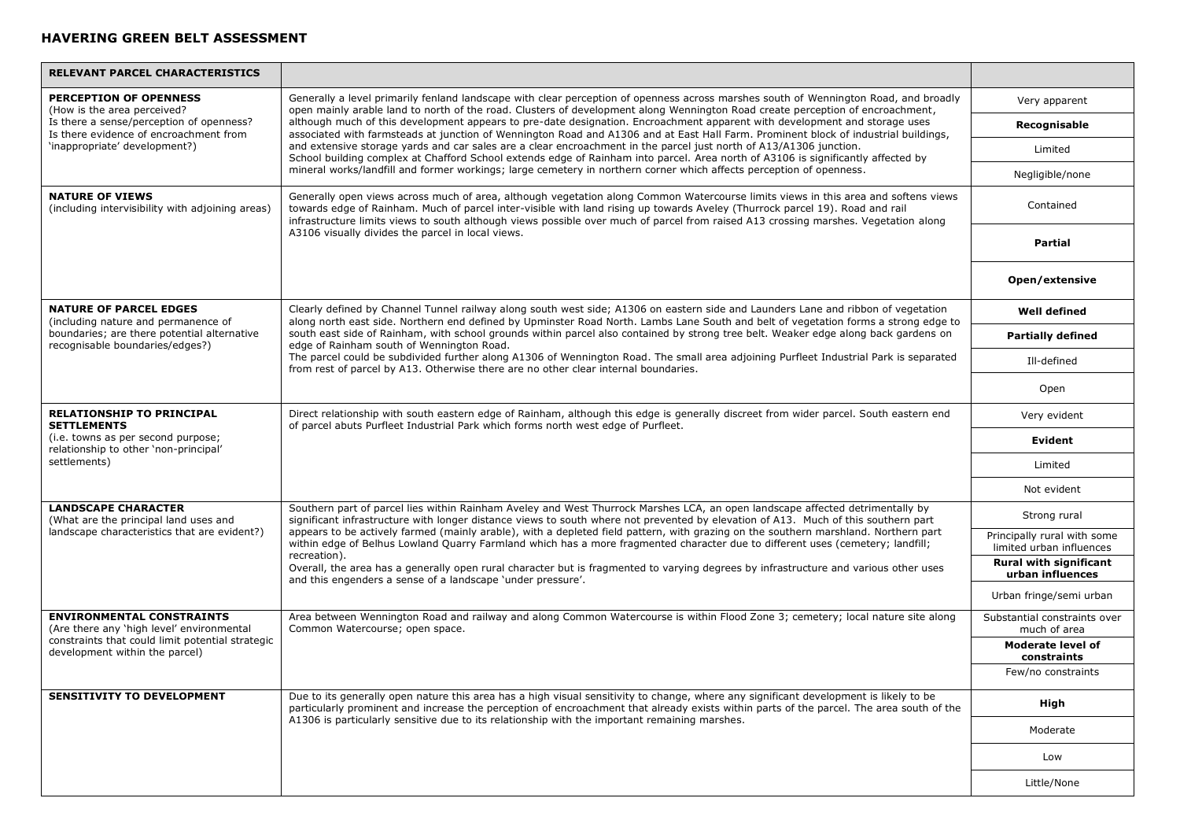## HAVERING GREEN BELT ASSESSMENT

| RELEVANT PARCEL CHARACTERISTICS | | |
|---|---|---|
| **PERCEPTION OF OPENNESS** (How is the area perceived? Is there a sense/perception of openness? Is there evidence of encroachment from 'inappropriate' development?) | Generally a level primarily fenland landscape with clear perception of openness across marshes south of Wennington Road, and broadly open mainly arable land to north of the road. Clusters of development along Wennington Road create perception of encroachment, although much of this development appears to pre-date designation. Encroachment apparent with development and storage uses associated with farmsteads at junction of Wennington Road and A1306 and at East Hall Farm. Prominent block of industrial buildings, and extensive storage yards and car sales are a clear encroachment in the parcel just north of A13/A1306 junction. School building complex at Chafford School extends edge of Rainham into parcel. Area north of A3106 is significantly affected by mineral works/landfill and former workings; large cemetery in northern corner which affects perception of openness. | Very apparent<br>**Recognisable**<br>Limited<br>Negligible/none |
| **NATURE OF VIEWS** (including intervisibility with adjoining areas) | Generally open views across much of area, although vegetation along Common Watercourse limits views in this area and softens views towards edge of Rainham. Much of parcel inter-visible with land rising up towards Aveley (Thurrock parcel 19). Road and rail infrastructure limits views to south although views possible over much of parcel from raised A13 crossing marshes. Vegetation along A3106 visually divides the parcel in local views. | Contained<br>**Partial**<br>**Open/extensive** |
| **NATURE OF PARCEL EDGES** (including nature and permanence of boundaries; are there potential alternative recognisable boundaries/edges?) | Clearly defined by Channel Tunnel railway along south west side; A1306 on eastern side and Launders Lane and ribbon of vegetation along north east side. Northern end defined by Upminster Road North. Lambs Lane South and belt of vegetation forms a strong edge to south east side of Rainham, with school grounds within parcel also contained by strong tree belt. Weaker edge along back gardens on edge of Rainham south of Wennington Road.<br>The parcel could be subdivided further along A1306 of Wennington Road. The small area adjoining Purfleet Industrial Park is separated from rest of parcel by A13. Otherwise there are no other clear internal boundaries. | **Well defined**<br>**Partially defined**<br>Ill-defined<br>Open |
| **RELATIONSHIP TO PRINCIPAL SETTLEMENTS** (i.e. towns as per second purpose; relationship to other 'non-principal' settlements) | Direct relationship with south eastern edge of Rainham, although this edge is generally discreet from wider parcel. South eastern end of parcel abuts Purfleet Industrial Park which forms north west edge of Purfleet. | Very evident<br>**Evident**<br>Limited<br>Not evident |
| **LANDSCAPE CHARACTER** (What are the principal land uses and landscape characteristics that are evident?) | Southern part of parcel lies within Rainham Aveley and West Thurrock Marshes LCA, an open landscape affected detrimentally by significant infrastructure with longer distance views to south where not prevented by elevation of A13. Much of this southern part appears to be actively farmed (mainly arable), with a depleted field pattern, with grazing on the southern marshland. Northern part within edge of Belhus Lowland Quarry Farmland which has a more fragmented character due to different uses (cemetery; landfill; recreation).<br>Overall, the area has a generally open rural character but is fragmented to varying degrees by infrastructure and various other uses and this engenders a sense of a landscape 'under pressure'. | Strong rural<br>Principally rural with some limited urban influences<br>**Rural with significant urban influences**<br>Urban fringe/semi urban |
| **ENVIRONMENTAL CONSTRAINTS** (Are there any 'high level' environmental constraints that could limit potential strategic development within the parcel) | Area between Wennington Road and railway and along Common Watercourse is within Flood Zone 3; cemetery; local nature site along Common Watercourse; open space. | Substantial constraints over much of area<br>**Moderate level of constraints**<br>Few/no constraints |
| **SENSITIVITY TO DEVELOPMENT** | Due to its generally open nature this area has a high visual sensitivity to change, where any significant development is likely to be particularly prominent and increase the perception of encroachment that already exists within parts of the parcel. The area south of the A1306 is particularly sensitive due to its relationship with the important remaining marshes. | **High**<br>Moderate<br>Low<br>Little/None |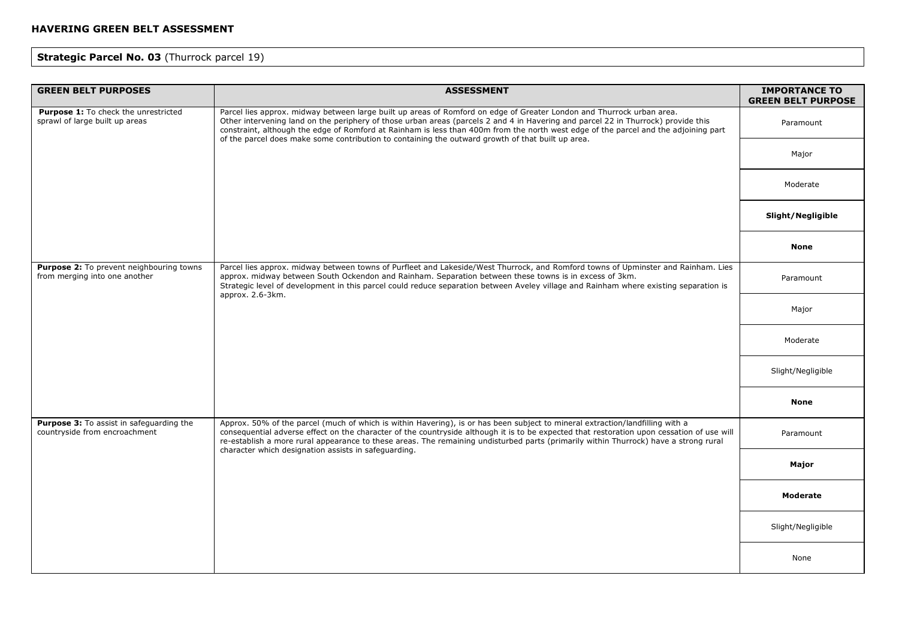**HAVERING GREEN BELT ASSESSMENT**

**Strategic Parcel No. 03** (Thurrock parcel 19)

| GREEN BELT PURPOSES | ASSESSMENT | IMPORTANCE TO GREEN BELT PURPOSE |
|---|---|---|
| **Purpose 1:** To check the unrestricted sprawl of large built up areas | Parcel lies approx. midway between large built up areas of Romford on edge of Greater London and Thurrock urban area.<br>Other intervening land on the periphery of those urban areas (parcels 2 and 4 in Havering and parcel 22 in Thurrock) provide this constraint, although the edge of Romford at Rainham is less than 400m from the north west edge of the parcel and the adjoining part of the parcel does make some contribution to containing the outward growth of that built up area. | Paramount |
| | | Major |
| | | Moderate |
| | | **Slight/Negligible** |
| | | **None** |
| **Purpose 2:** To prevent neighbouring towns from merging into one another | Parcel lies approx. midway between towns of Purfleet and Lakeside/West Thurrock, and Romford towns of Upminster and Rainham. Lies approx. midway between South Ockendon and Rainham. Separation between these towns is in excess of 3km.<br>Strategic level of development in this parcel could reduce separation between Aveley village and Rainham where existing separation is approx. 2.6-3km. | Paramount |
| | | Major |
| | | Moderate |
| | | Slight/Negligible |
| | | **None** |
| **Purpose 3:** To assist in safeguarding the countryside from encroachment | Approx. 50% of the parcel (much of which is within Havering), is or has been subject to mineral extraction/landfilling with a consequential adverse effect on the character of the countryside although it is to be expected that restoration upon cessation of use will re-establish a more rural appearance to these areas. The remaining undisturbed parts (primarily within Thurrock) have a strong rural character which designation assists in safeguarding. | Paramount |
| | | **Major** |
| | | **Moderate** |
| | | Slight/Negligible |
| | | None |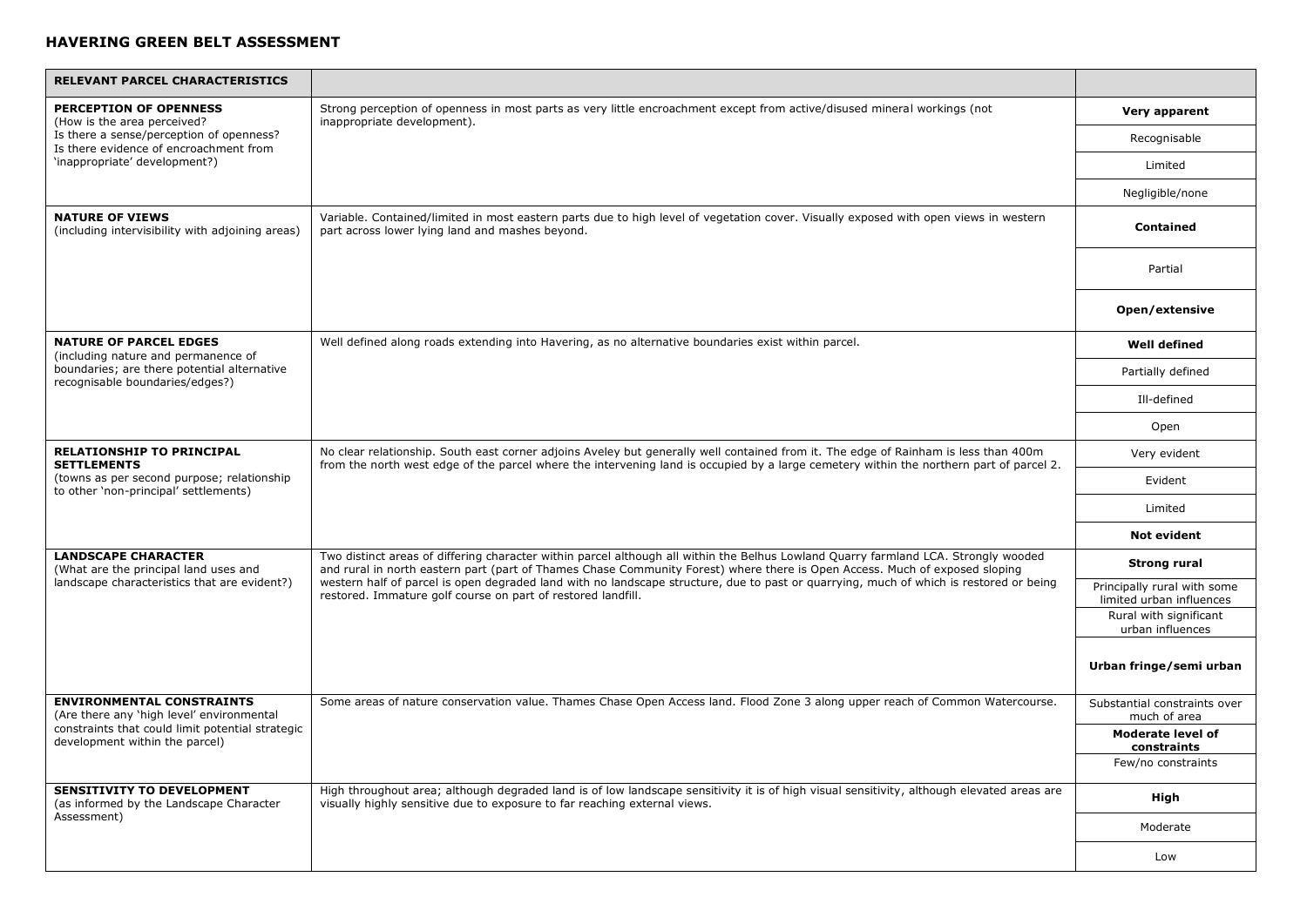## HAVERING GREEN BELT ASSESSMENT

| RELEVANT PARCEL CHARACTERISTICS | | |
|---|---|---|
| **PERCEPTION OF OPENNESS** (How is the area perceived? Is there a sense/perception of openness? Is there evidence of encroachment from 'inappropriate' development?) | Strong perception of openness in most parts as very little encroachment except from active/disused mineral workings (not inappropriate development). | **Very apparent** |
| | | Recognisable |
| | | Limited |
| | | Negligible/none |
| **NATURE OF VIEWS** (including intervisibility with adjoining areas) | Variable. Contained/limited in most eastern parts due to high level of vegetation cover. Visually exposed with open views in western part across lower lying land and mashes beyond. | **Contained** |
| | | Partial |
| | | **Open/extensive** |
| **NATURE OF PARCEL EDGES** (including nature and permanence of boundaries; are there potential alternative recognisable boundaries/edges?) | Well defined along roads extending into Havering, as no alternative boundaries exist within parcel. | **Well defined** |
| | | Partially defined |
| | | Ill-defined |
| | | Open |
| **RELATIONSHIP TO PRINCIPAL SETTLEMENTS** (towns as per second purpose; relationship to other 'non-principal' settlements) | No clear relationship. South east corner adjoins Aveley but generally well contained from it. The edge of Rainham is less than 400m from the north west edge of the parcel where the intervening land is occupied by a large cemetery within the northern part of parcel 2. | Very evident |
| | | Evident |
| | | Limited |
| | | **Not evident** |
| **LANDSCAPE CHARACTER** (What are the principal land uses and landscape characteristics that are evident?) | Two distinct areas of differing character within parcel although all within the Belhus Lowland Quarry farmland LCA. Strongly wooded and rural in north eastern part (part of Thames Chase Community Forest) where there is Open Access. Much of exposed sloping western half of parcel is open degraded land with no landscape structure, due to past or quarrying, much of which is restored or being restored. Immature golf course on part of restored landfill. | **Strong rural** |
| | | Principally rural with some limited urban influences |
| | | Rural with significant urban influences |
| | | **Urban fringe/semi urban** |
| **ENVIRONMENTAL CONSTRAINTS** (Are there any 'high level' environmental constraints that could limit potential strategic development within the parcel) | Some areas of nature conservation value. Thames Chase Open Access land. Flood Zone 3 along upper reach of Common Watercourse. | Substantial constraints over much of area |
| | | **Moderate level of constraints** |
| | | Few/no constraints |
| **SENSITIVITY TO DEVELOPMENT** (as informed by the Landscape Character Assessment) | High throughout area; although degraded land is of low landscape sensitivity it is of high visual sensitivity, although elevated areas are visually highly sensitive due to exposure to far reaching external views. | **High** |
| | | Moderate |
| | | Low |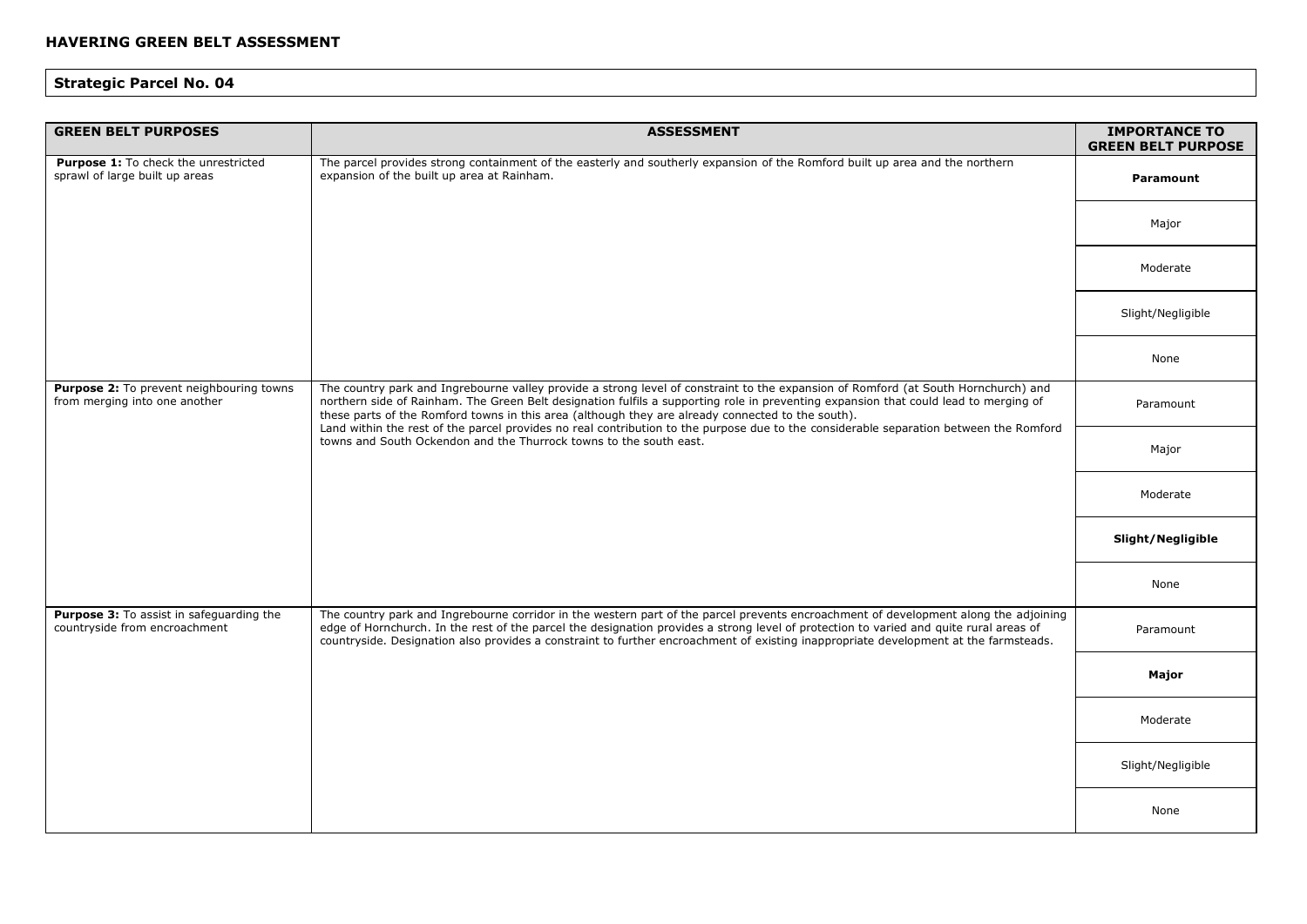## HAVERING GREEN BELT ASSESSMENT

### Strategic Parcel No. 04

| GREEN BELT PURPOSES | ASSESSMENT | IMPORTANCE TO GREEN BELT PURPOSE |
|---|---|---|
| **Purpose 1:** To check the unrestricted sprawl of large built up areas | The parcel provides strong containment of the easterly and southerly expansion of the Romford built up area and the northern expansion of the built up area at Rainham. | **Paramount** |
| | | Major |
| | | Moderate |
| | | Slight/Negligible |
| | | None |
| **Purpose 2:** To prevent neighbouring towns from merging into one another | The country park and Ingrebourne valley provide a strong level of constraint to the expansion of Romford (at South Hornchurch) and northern side of Rainham. The Green Belt designation fulfils a supporting role in preventing expansion that could lead to merging of these parts of the Romford towns in this area (although they are already connected to the south).<br>Land within the rest of the parcel provides no real contribution to the purpose due to the considerable separation between the Romford towns and South Ockendon and the Thurrock towns to the south east. | Paramount |
| | | Major |
| | | Moderate |
| | | **Slight/Negligible** |
| | | None |
| **Purpose 3:** To assist in safeguarding the countryside from encroachment | The country park and Ingrebourne corridor in the western part of the parcel prevents encroachment of development along the adjoining edge of Hornchurch. In the rest of the parcel the designation provides a strong level of protection to varied and quite rural areas of countryside. Designation also provides a constraint to further encroachment of existing inappropriate development at the farmsteads. | Paramount |
| | | **Major** |
| | | Moderate |
| | | Slight/Negligible |
| | | None |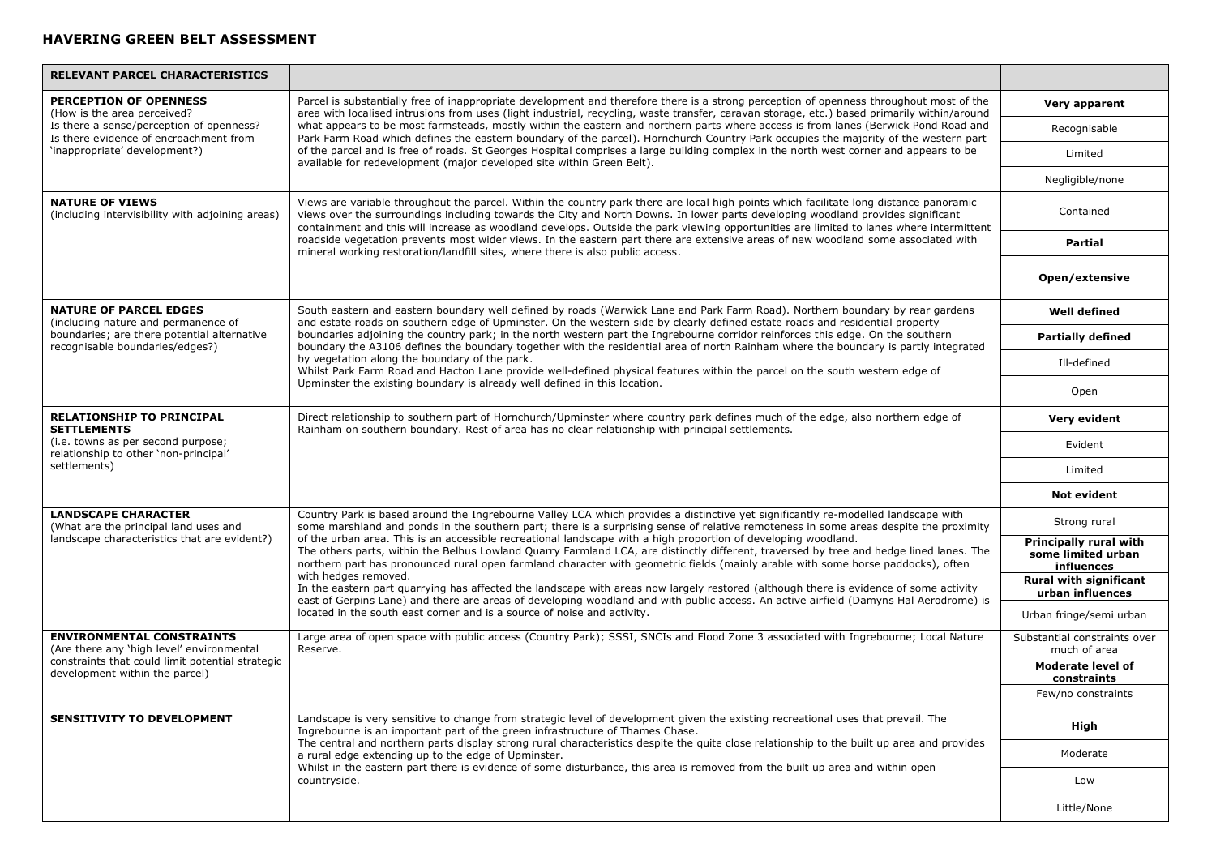## HAVERING GREEN BELT ASSESSMENT

| RELEVANT PARCEL CHARACTERISTICS | | |
|---|---|---|
| **PERCEPTION OF OPENNESS** (How is the area perceived? Is there a sense/perception of openness? Is there evidence of encroachment from 'inappropriate' development?) | Parcel is substantially free of inappropriate development and therefore there is a strong perception of openness throughout most of the area with localised intrusions from uses (light industrial, recycling, waste transfer, caravan storage, etc.) based primarily within/around what appears to be most farmsteads, mostly within the eastern and northern parts where access is from lanes (Berwick Pond Road and Park Farm Road which defines the eastern boundary of the parcel). Hornchurch Country Park occupies the majority of the western part of the parcel and is free of roads. St Georges Hospital comprises a large building complex in the north west corner and appears to be available for redevelopment (major developed site within Green Belt). | **Very apparent**<br>Recognisable<br>Limited<br>Negligible/none |
| **NATURE OF VIEWS** (including intervisibility with adjoining areas) | Views are variable throughout the parcel. Within the country park there are local high points which facilitate long distance panoramic views over the surroundings including towards the City and North Downs. In lower parts developing woodland provides significant containment and this will increase as woodland develops. Outside the park viewing opportunities are limited to lanes where intermittent roadside vegetation prevents most wider views. In the eastern part there are extensive areas of new woodland some associated with mineral working restoration/landfill sites, where there is also public access. | Contained<br>**Partial**<br>**Open/extensive** |
| **NATURE OF PARCEL EDGES** (including nature and permanence of boundaries; are there potential alternative recognisable boundaries/edges?) | South eastern and eastern boundary well defined by roads (Warwick Lane and Park Farm Road). Northern boundary by rear gardens and estate roads on southern edge of Upminster. On the western side by clearly defined estate roads and residential property boundaries adjoining the country park; in the north western part the Ingrebourne corridor reinforces this edge. On the southern boundary the A3106 defines the boundary together with the residential area of north Rainham where the boundary is partly integrated by vegetation along the boundary of the park.<br>Whilst Park Farm Road and Hacton Lane provide well-defined physical features within the parcel on the south western edge of Upminster the existing boundary is already well defined in this location. | **Well defined**<br>**Partially defined**<br>Ill-defined<br>Open |
| **RELATIONSHIP TO PRINCIPAL SETTLEMENTS** (i.e. towns as per second purpose; relationship to other 'non-principal' settlements) | Direct relationship to southern part of Hornchurch/Upminster where country park defines much of the edge, also northern edge of Rainham on southern boundary. Rest of area has no clear relationship with principal settlements. | **Very evident**<br>Evident<br>Limited<br>**Not evident** |
| **LANDSCAPE CHARACTER** (What are the principal land uses and landscape characteristics that are evident?) | Country Park is based around the Ingrebourne Valley LCA which provides a distinctive yet significantly re-modelled landscape with some marshland and ponds in the southern part; there is a surprising sense of relative remoteness in some areas despite the proximity of the urban area. This is an accessible recreational landscape with a high proportion of developing woodland.<br>The others parts, within the Belhus Lowland Quarry Farmland LCA, are distinctly different, traversed by tree and hedge lined lanes. The northern part has pronounced rural open farmland character with geometric fields (mainly arable with some horse paddocks), often with hedges removed.<br>In the eastern part quarrying has affected the landscape with areas now largely restored (although there is evidence of some activity east of Gerpins Lane) and there are areas of developing woodland and with public access. An active airfield (Damyns Hal Aerodrome) is located in the south east corner and is a source of noise and activity. | Strong rural<br>**Principally rural with some limited urban influences**<br>**Rural with significant urban influences**<br>Urban fringe/semi urban |
| **ENVIRONMENTAL CONSTRAINTS** (Are there any 'high level' environmental constraints that could limit potential strategic development within the parcel) | Large area of open space with public access (Country Park); SSSI, SNCIs and Flood Zone 3 associated with Ingrebourne; Local Nature Reserve. | Substantial constraints over much of area<br>**Moderate level of constraints**<br>Few/no constraints |
| **SENSITIVITY TO DEVELOPMENT** | Landscape is very sensitive to change from strategic level of development given the existing recreational uses that prevail. The Ingrebourne is an important part of the green infrastructure of Thames Chase.<br>The central and northern parts display strong rural characteristics despite the quite close relationship to the built up area and provides a rural edge extending up to the edge of Upminster.<br>Whilst in the eastern part there is evidence of some disturbance, this area is removed from the built up area and within open countryside. | **High**<br>Moderate<br>Low<br>Little/None |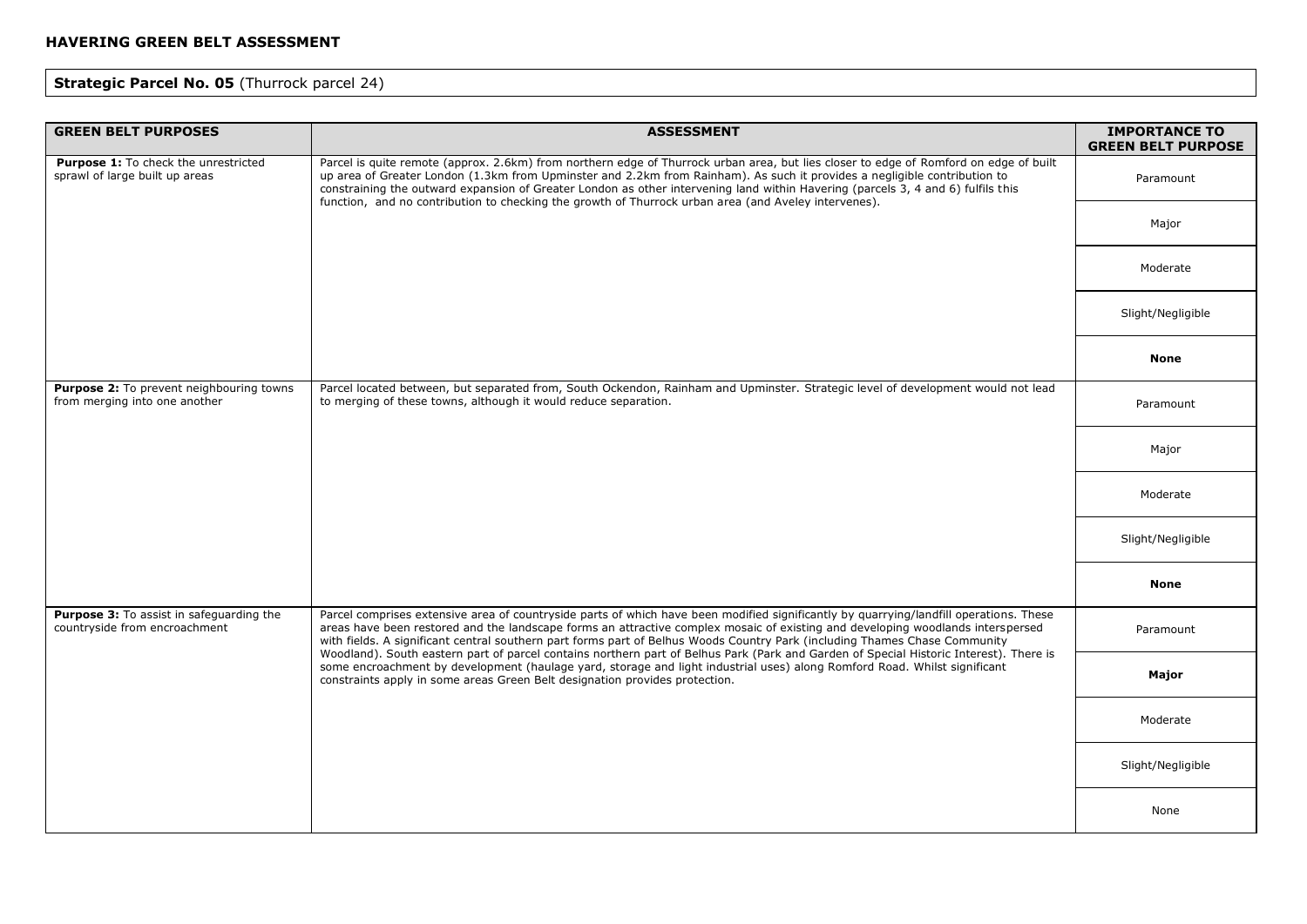**HAVERING GREEN BELT ASSESSMENT**

**Strategic Parcel No. 05** (Thurrock parcel 24)

| GREEN BELT PURPOSES | ASSESSMENT | IMPORTANCE TO GREEN BELT PURPOSE |
|---|---|---|
| **Purpose 1:** To check the unrestricted sprawl of large built up areas | Parcel is quite remote (approx. 2.6km) from northern edge of Thurrock urban area, but lies closer to edge of Romford on edge of built up area of Greater London (1.3km from Upminster and 2.2km from Rainham). As such it provides a negligible contribution to constraining the outward expansion of Greater London as other intervening land within Havering (parcels 3, 4 and 6) fulfils this function, and no contribution to checking the growth of Thurrock urban area (and Aveley intervenes). | Paramount |
| | | Major |
| | | Moderate |
| | | Slight/Negligible |
| | | **None** |
| **Purpose 2:** To prevent neighbouring towns from merging into one another | Parcel located between, but separated from, South Ockendon, Rainham and Upminster. Strategic level of development would not lead to merging of these towns, although it would reduce separation. | Paramount |
| | | Major |
| | | Moderate |
| | | Slight/Negligible |
| | | **None** |
| **Purpose 3:** To assist in safeguarding the countryside from encroachment | Parcel comprises extensive area of countryside parts of which have been modified significantly by quarrying/landfill operations. These areas have been restored and the landscape forms an attractive complex mosaic of existing and developing woodlands interspersed with fields. A significant central southern part forms part of Belhus Woods Country Park (including Thames Chase Community Woodland). South eastern part of parcel contains northern part of Belhus Park (Park and Garden of Special Historic Interest). There is some encroachment by development (haulage yard, storage and light industrial uses) along Romford Road. Whilst significant constraints apply in some areas Green Belt designation provides protection. | Paramount |
| | | **Major** |
| | | Moderate |
| | | Slight/Negligible |
| | | None |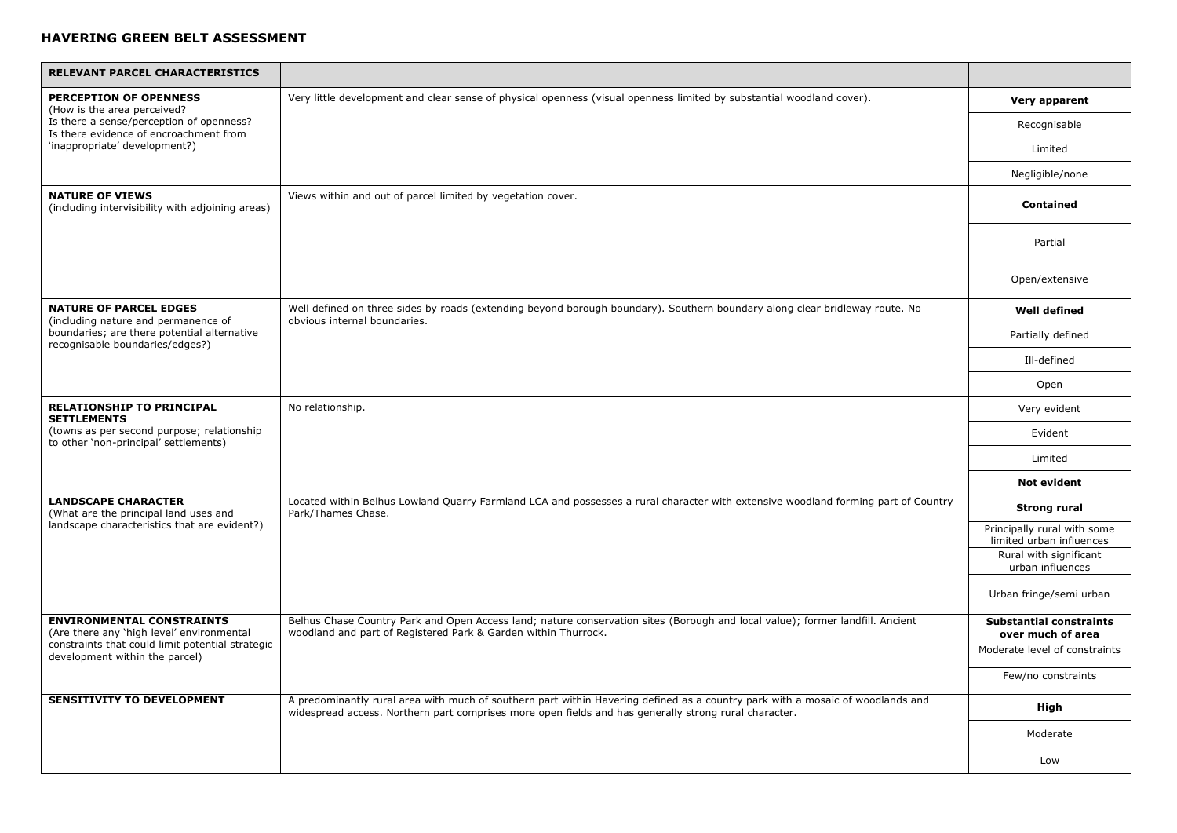## HAVERING GREEN BELT ASSESSMENT

| RELEVANT PARCEL CHARACTERISTICS | | |
|---|---|---|
| **PERCEPTION OF OPENNESS** (How is the area perceived? Is there a sense/perception of openness? Is there evidence of encroachment from 'inappropriate' development?) | Very little development and clear sense of physical openness (visual openness limited by substantial woodland cover). | **Very apparent**<br>Recognisable<br>Limited<br>Negligible/none |
| **NATURE OF VIEWS** (including intervisibility with adjoining areas) | Views within and out of parcel limited by vegetation cover. | **Contained**<br>Partial<br>Open/extensive |
| **NATURE OF PARCEL EDGES** (including nature and permanence of boundaries; are there potential alternative recognisable boundaries/edges?) | Well defined on three sides by roads (extending beyond borough boundary). Southern boundary along clear bridleway route. No obvious internal boundaries. | **Well defined**<br>Partially defined<br>Ill-defined<br>Open |
| **RELATIONSHIP TO PRINCIPAL SETTLEMENTS** (towns as per second purpose; relationship to other 'non-principal' settlements) | No relationship. | Very evident<br>Evident<br>Limited<br>**Not evident** |
| **LANDSCAPE CHARACTER** (What are the principal land uses and landscape characteristics that are evident?) | Located within Belhus Lowland Quarry Farmland LCA and possesses a rural character with extensive woodland forming part of Country Park/Thames Chase. | **Strong rural**<br>Principally rural with some limited urban influences<br>Rural with significant urban influences<br>Urban fringe/semi urban |
| **ENVIRONMENTAL CONSTRAINTS** (Are there any 'high level' environmental constraints that could limit potential strategic development within the parcel) | Belhus Chase Country Park and Open Access land; nature conservation sites (Borough and local value); former landfill. Ancient woodland and part of Registered Park & Garden within Thurrock. | **Substantial constraints over much of area**<br>Moderate level of constraints<br>Few/no constraints |
| **SENSITIVITY TO DEVELOPMENT** | A predominantly rural area with much of southern part within Havering defined as a country park with a mosaic of woodlands and widespread access. Northern part comprises more open fields and has generally strong rural character. | **High**<br>Moderate<br>Low |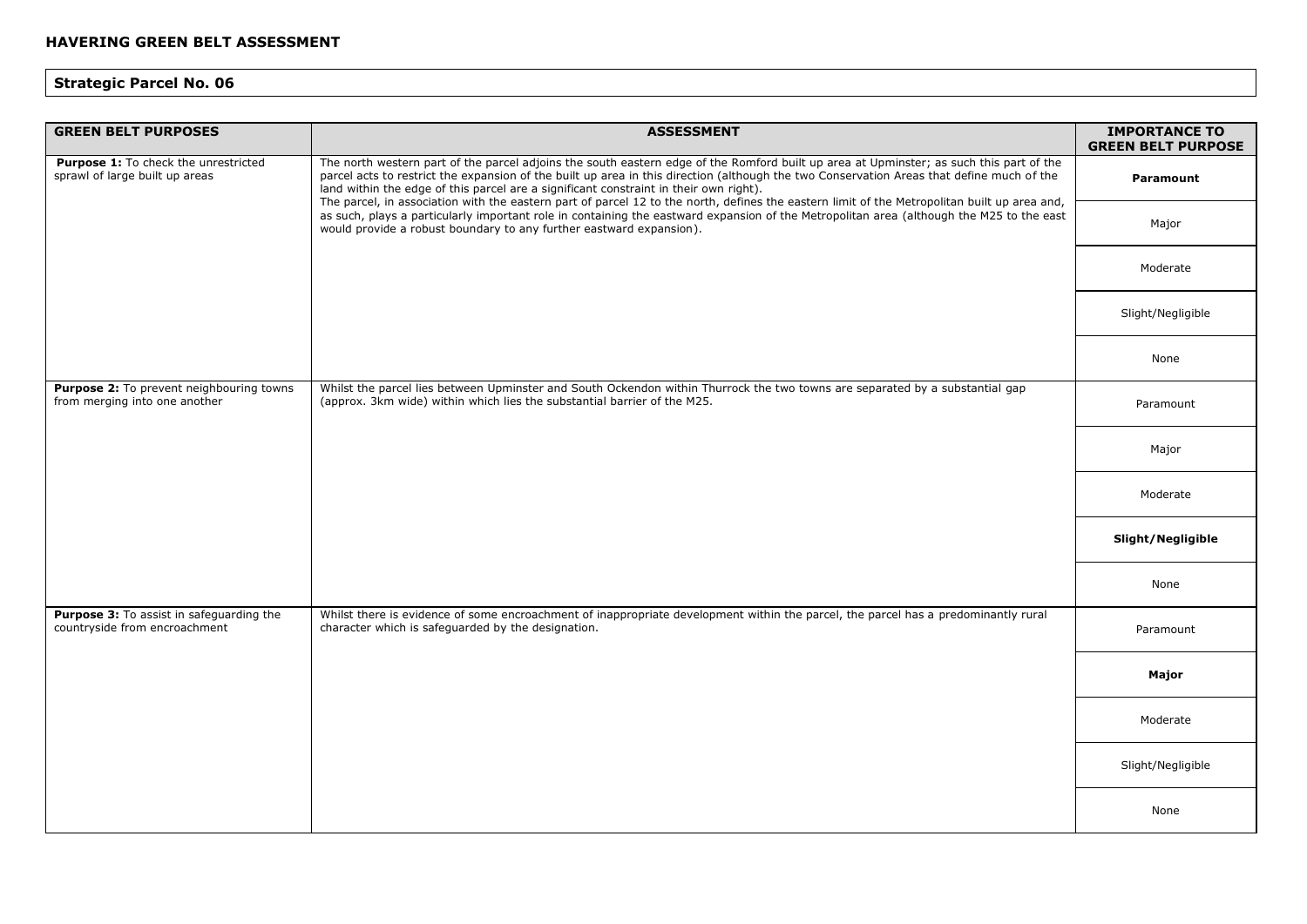## HAVERING GREEN BELT ASSESSMENT

### Strategic Parcel No. 06

| GREEN BELT PURPOSES | ASSESSMENT | IMPORTANCE TO GREEN BELT PURPOSE |
|---|---|---|
| **Purpose 1:** To check the unrestricted sprawl of large built up areas | The north western part of the parcel adjoins the south eastern edge of the Romford built up area at Upminster; as such this part of the parcel acts to restrict the expansion of the built up area in this direction (although the two Conservation Areas that define much of the land within the edge of this parcel are a significant constraint in their own right).<br>The parcel, in association with the eastern part of parcel 12 to the north, defines the eastern limit of the Metropolitan built up area and, as such, plays a particularly important role in containing the eastward expansion of the Metropolitan area (although the M25 to the east would provide a robust boundary to any further eastward expansion). | **Paramount**<br>Major<br>Moderate<br>Slight/Negligible<br>None |
| **Purpose 2:** To prevent neighbouring towns from merging into one another | Whilst the parcel lies between Upminster and South Ockendon within Thurrock the two towns are separated by a substantial gap (approx. 3km wide) within which lies the substantial barrier of the M25. | Paramount<br>Major<br>Moderate<br>**Slight/Negligible**<br>None |
| **Purpose 3:** To assist in safeguarding the countryside from encroachment | Whilst there is evidence of some encroachment of inappropriate development within the parcel, the parcel has a predominantly rural character which is safeguarded by the designation. | Paramount<br>**Major**<br>Moderate<br>Slight/Negligible<br>None |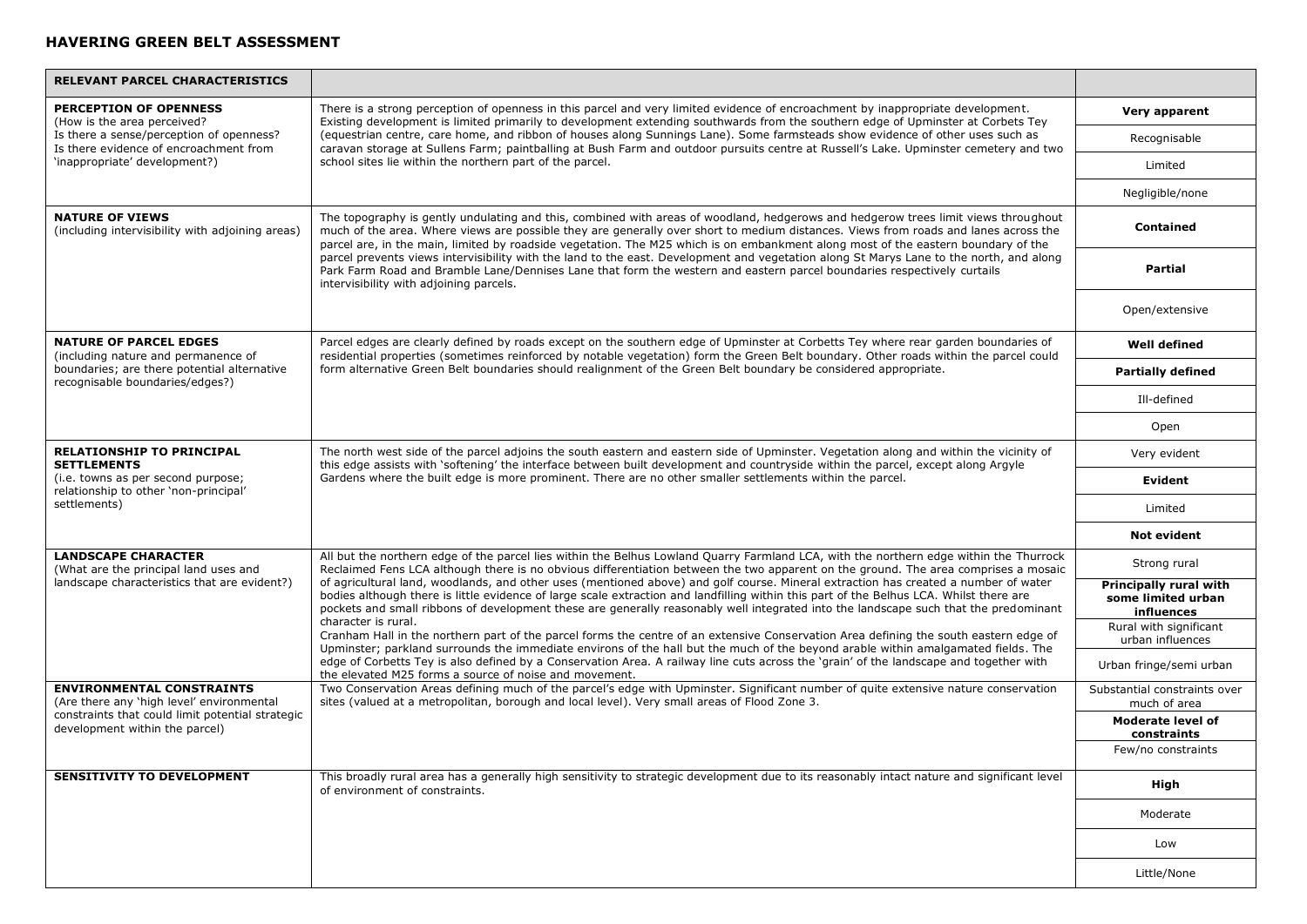# HAVERING GREEN BELT ASSESSMENT

| RELEVANT PARCEL CHARACTERISTICS | | |
|---|---|---|
| **PERCEPTION OF OPENNESS** (How is the area perceived? Is there a sense/perception of openness? Is there evidence of encroachment from 'inappropriate' development?) | There is a strong perception of openness in this parcel and very limited evidence of encroachment by inappropriate development. Existing development is limited primarily to development extending southwards from the southern edge of Upminster at Corbets Tey (equestrian centre, care home, and ribbon of houses along Sunnings Lane). Some farmsteads show evidence of other uses such as caravan storage at Sullens Farm; paintballing at Bush Farm and outdoor pursuits centre at Russell's Lake. Upminster cemetery and two school sites lie within the northern part of the parcel. | **Very apparent**<br>Recognisable<br>Limited<br>Negligible/none |
| **NATURE OF VIEWS** (including intervisibility with adjoining areas) | The topography is gently undulating and this, combined with areas of woodland, hedgerows and hedgerow trees limit views throughout much of the area. Where views are possible they are generally over short to medium distances. Views from roads and lanes across the parcel are, in the main, limited by roadside vegetation. The M25 which is on embankment along most of the eastern boundary of the parcel prevents views intervisibility with the land to the east. Development and vegetation along St Marys Lane to the north, and along Park Farm Road and Bramble Lane/Dennises Lane that form the western and eastern parcel boundaries respectively curtails intervisibility with adjoining parcels. | **Contained**<br>**Partial**<br>Open/extensive |
| **NATURE OF PARCEL EDGES** (including nature and permanence of boundaries; are there potential alternative recognisable boundaries/edges?) | Parcel edges are clearly defined by roads except on the southern edge of Upminster at Corbetts Tey where rear garden boundaries of residential properties (sometimes reinforced by notable vegetation) form the Green Belt boundary. Other roads within the parcel could form alternative Green Belt boundaries should realignment of the Green Belt boundary be considered appropriate. | **Well defined**<br>**Partially defined**<br>Ill-defined<br>Open |
| **RELATIONSHIP TO PRINCIPAL SETTLEMENTS** (i.e. towns as per second purpose; relationship to other 'non-principal' settlements) | The north west side of the parcel adjoins the south eastern and eastern side of Upminster. Vegetation along and within the vicinity of this edge assists with 'softening' the interface between built development and countryside within the parcel, except along Argyle Gardens where the built edge is more prominent. There are no other smaller settlements within the parcel. | Very evident<br>**Evident**<br>Limited<br>**Not evident** |
| **LANDSCAPE CHARACTER** (What are the principal land uses and landscape characteristics that are evident?) | All but the northern edge of the parcel lies within the Belhus Lowland Quarry Farmland LCA, with the northern edge within the Thurrock Reclaimed Fens LCA although there is no obvious differentiation between the two apparent on the ground. The area comprises a mosaic of agricultural land, woodlands, and other uses (mentioned above) and golf course. Mineral extraction has created a number of water bodies although there is little evidence of large scale extraction and landfilling within this part of the Belhus LCA. Whilst there are pockets and small ribbons of development these are generally reasonably well integrated into the landscape such that the predominant character is rural.<br>Cranham Hall in the northern part of the parcel forms the centre of an extensive Conservation Area defining the south eastern edge of Upminster; parkland surrounds the immediate environs of the hall but the much of the beyond arable within amalgamated fields. The edge of Corbetts Tey is also defined by a Conservation Area. A railway line cuts across the 'grain' of the landscape and together with the elevated M25 forms a source of noise and movement. | Strong rural<br>**Principally rural with some limited urban influences**<br>Rural with significant urban influences<br>Urban fringe/semi urban |
| **ENVIRONMENTAL CONSTRAINTS** (Are there any 'high level' environmental constraints that could limit potential strategic development within the parcel) | Two Conservation Areas defining much of the parcel's edge with Upminster. Significant number of quite extensive nature conservation sites (valued at a metropolitan, borough and local level). Very small areas of Flood Zone 3. | Substantial constraints over much of area<br>**Moderate level of constraints**<br>Few/no constraints |
| **SENSITIVITY TO DEVELOPMENT** | This broadly rural area has a generally high sensitivity to strategic development due to its reasonably intact nature and significant level of environment of constraints. | **High**<br>Moderate<br>Low<br>Little/None |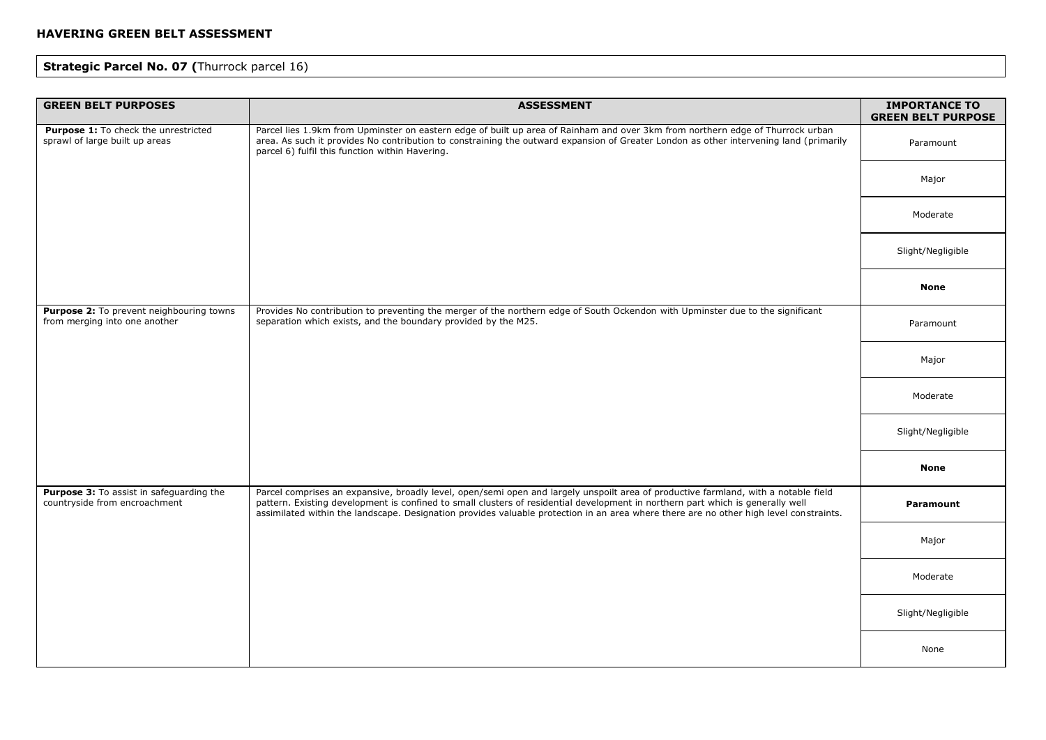## HAVERING GREEN BELT ASSESSMENT

**Strategic Parcel No. 07 (**Thurrock parcel 16)

| GREEN BELT PURPOSES | ASSESSMENT | IMPORTANCE TO GREEN BELT PURPOSE |
|---|---|---|
| **Purpose 1:** To check the unrestricted sprawl of large built up areas | Parcel lies 1.9km from Upminster on eastern edge of built up area of Rainham and over 3km from northern edge of Thurrock urban area. As such it provides No contribution to constraining the outward expansion of Greater London as other intervening land (primarily parcel 6) fulfil this function within Havering. | Paramount |
| | | Major |
| | | Moderate |
| | | Slight/Negligible |
| | | **None** |
| **Purpose 2:** To prevent neighbouring towns from merging into one another | Provides No contribution to preventing the merger of the northern edge of South Ockendon with Upminster due to the significant separation which exists, and the boundary provided by the M25. | Paramount |
| | | Major |
| | | Moderate |
| | | Slight/Negligible |
| | | **None** |
| **Purpose 3:** To assist in safeguarding the countryside from encroachment | Parcel comprises an expansive, broadly level, open/semi open and largely unspoilt area of productive farmland, with a notable field pattern. Existing development is confined to small clusters of residential development in northern part which is generally well assimilated within the landscape. Designation provides valuable protection in an area where there are no other high level constraints. | **Paramount** |
| | | Major |
| | | Moderate |
| | | Slight/Negligible |
| | | None |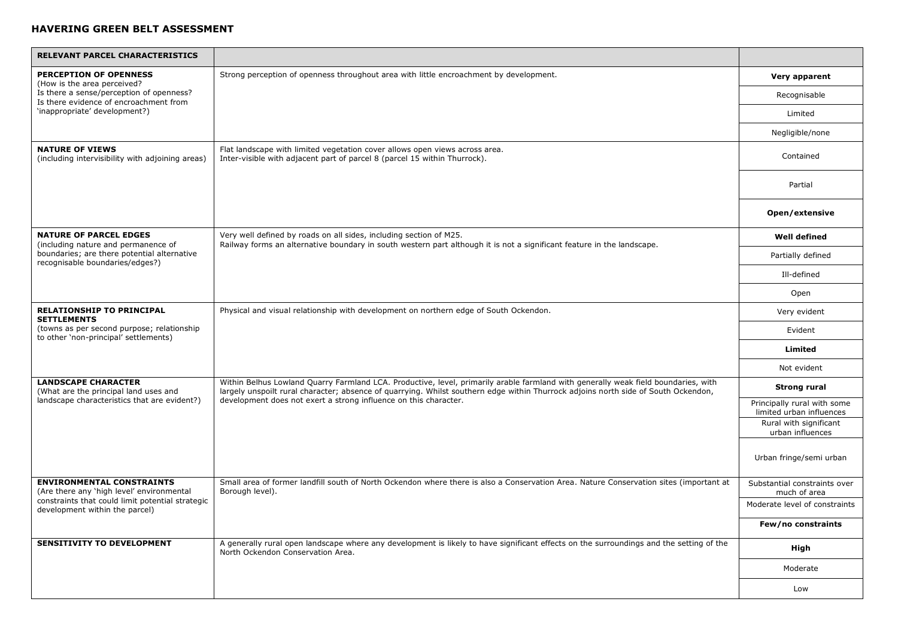## HAVERING GREEN BELT ASSESSMENT

| RELEVANT PARCEL CHARACTERISTICS | | |
|---|---|---|
| **PERCEPTION OF OPENNESS** (How is the area perceived? Is there a sense/perception of openness? Is there evidence of encroachment from 'inappropriate' development?) | Strong perception of openness throughout area with little encroachment by development. | **Very apparent**<br>Recognisable<br>Limited<br>Negligible/none |
| **NATURE OF VIEWS** (including intervisibility with adjoining areas) | Flat landscape with limited vegetation cover allows open views across area.<br>Inter-visible with adjacent part of parcel 8 (parcel 15 within Thurrock). | Contained<br>Partial<br>**Open/extensive** |
| **NATURE OF PARCEL EDGES** (including nature and permanence of boundaries; are there potential alternative recognisable boundaries/edges?) | Very well defined by roads on all sides, including section of M25.<br>Railway forms an alternative boundary in south western part although it is not a significant feature in the landscape. | **Well defined**<br>Partially defined<br>Ill-defined<br>Open |
| **RELATIONSHIP TO PRINCIPAL SETTLEMENTS** (towns as per second purpose; relationship to other 'non-principal' settlements) | Physical and visual relationship with development on northern edge of South Ockendon. | Very evident<br>Evident<br>**Limited**<br>Not evident |
| **LANDSCAPE CHARACTER** (What are the principal land uses and landscape characteristics that are evident?) | Within Belhus Lowland Quarry Farmland LCA. Productive, level, primarily arable farmland with generally weak field boundaries, with largely unspoilt rural character; absence of quarrying. Whilst southern edge within Thurrock adjoins north side of South Ockendon, development does not exert a strong influence on this character. | **Strong rural**<br>Principally rural with some limited urban influences<br>Rural with significant urban influences<br>Urban fringe/semi urban |
| **ENVIRONMENTAL CONSTRAINTS** (Are there any 'high level' environmental constraints that could limit potential strategic development within the parcel) | Small area of former landfill south of North Ockendon where there is also a Conservation Area. Nature Conservation sites (important at Borough level). | Substantial constraints over much of area<br>Moderate level of constraints<br>**Few/no constraints** |
| **SENSITIVITY TO DEVELOPMENT** | A generally rural open landscape where any development is likely to have significant effects on the surroundings and the setting of the North Ockendon Conservation Area. | **High**<br>Moderate<br>Low |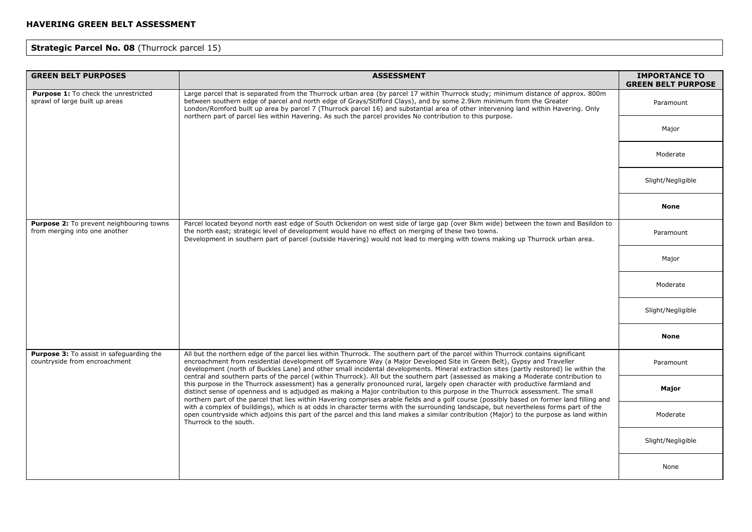**HAVERING GREEN BELT ASSESSMENT**

**Strategic Parcel No. 08** (Thurrock parcel 15)

| GREEN BELT PURPOSES | ASSESSMENT | IMPORTANCE TO GREEN BELT PURPOSE |
|---|---|---|
| **Purpose 1:** To check the unrestricted sprawl of large built up areas | Large parcel that is separated from the Thurrock urban area (by parcel 17 within Thurrock study; minimum distance of approx. 800m between southern edge of parcel and north edge of Grays/Stifford Clays), and by some 2.9km minimum from the Greater London/Romford built up area by parcel 7 (Thurrock parcel 16) and substantial area of other intervening land within Havering. Only northern part of parcel lies within Havering. As such the parcel provides No contribution to this purpose. | Paramount |
| | | Major |
| | | Moderate |
| | | Slight/Negligible |
| | | **None** |
| **Purpose 2:** To prevent neighbouring towns from merging into one another | Parcel located beyond north east edge of South Ockendon on west side of large gap (over 8km wide) between the town and Basildon to the north east; strategic level of development would have no effect on merging of these two towns.<br>Development in southern part of parcel (outside Havering) would not lead to merging with towns making up Thurrock urban area. | Paramount |
| | | Major |
| | | Moderate |
| | | Slight/Negligible |
| | | **None** |
| **Purpose 3:** To assist in safeguarding the countryside from encroachment | All but the northern edge of the parcel lies within Thurrock. The southern part of the parcel within Thurrock contains significant encroachment from residential development off Sycamore Way (a Major Developed Site in Green Belt), Gypsy and Traveller development (north of Buckles Lane) and other small incidental developments. Mineral extraction sites (partly restored) lie within the central and southern parts of the parcel (within Thurrock). All but the southern part (assessed as making a Moderate contribution to this purpose in the Thurrock assessment) has a generally pronounced rural, largely open character with productive farmland and distinct sense of openness and is adjudged as making a Major contribution to this purpose in the Thurrock assessment. The small northern part of the parcel that lies within Havering comprises arable fields and a golf course (possibly based on former land filling and with a complex of buildings), which is at odds in character terms with the surrounding landscape, but nevertheless forms part of the open countryside which adjoins this part of the parcel and this land makes a similar contribution (Major) to the purpose as land within Thurrock to the south. | Paramount |
| | | **Major** |
| | | Moderate |
| | | Slight/Negligible |
| | | None |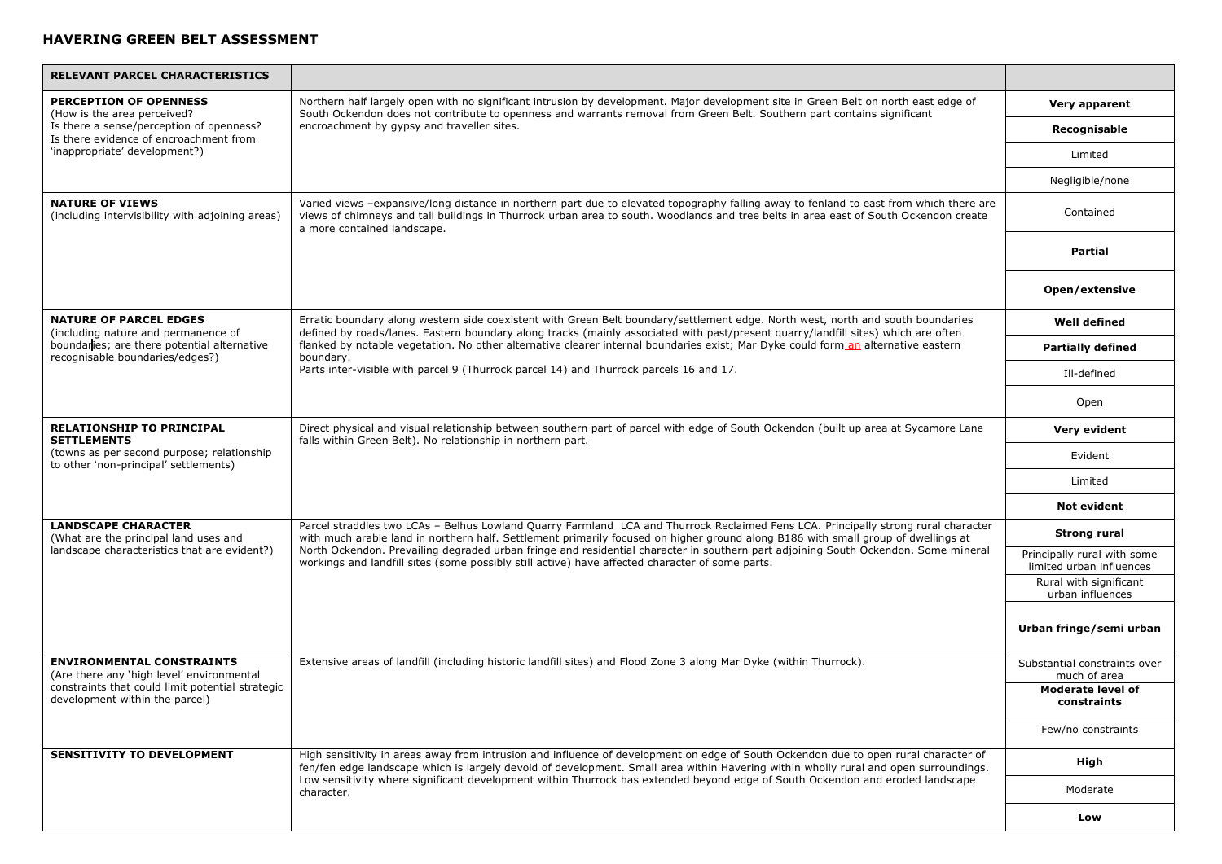## HAVERING GREEN BELT ASSESSMENT

| RELEVANT PARCEL CHARACTERISTICS | | |
|---|---|---|
| **PERCEPTION OF OPENNESS**<br>(How is the area perceived?<br>Is there a sense/perception of openness?<br>Is there evidence of encroachment from 'inappropriate' development?) | Northern half largely open with no significant intrusion by development. Major development site in Green Belt on north east edge of South Ockendon does not contribute to openness and warrants removal from Green Belt. Southern part contains significant encroachment by gypsy and traveller sites. | **Very apparent**<br>**Recognisable**<br>Limited<br>Negligible/none |
| **NATURE OF VIEWS**<br>(including intervisibility with adjoining areas) | Varied views –expansive/long distance in northern part due to elevated topography falling away to fenland to east from which there are views of chimneys and tall buildings in Thurrock urban area to south. Woodlands and tree belts in area east of South Ockendon create a more contained landscape. | Contained<br>**Partial**<br>**Open/extensive** |
| **NATURE OF PARCEL EDGES**<br>(including nature and permanence of boundaries; are there potential alternative recognisable boundaries/edges?) | Erratic boundary along western side coexistent with Green Belt boundary/settlement edge. North west, north and south boundaries defined by roads/lanes. Eastern boundary along tracks (mainly associated with past/present quarry/landfill sites) which are often flanked by notable vegetation. No other alternative clearer internal boundaries exist; Mar Dyke could form an alternative eastern boundary.<br>Parts inter-visible with parcel 9 (Thurrock parcel 14) and Thurrock parcels 16 and 17. | **Well defined**<br>**Partially defined**<br>Ill-defined<br>Open |
| **RELATIONSHIP TO PRINCIPAL SETTLEMENTS**<br>(towns as per second purpose; relationship to other 'non-principal' settlements) | Direct physical and visual relationship between southern part of parcel with edge of South Ockendon (built up area at Sycamore Lane falls within Green Belt). No relationship in northern part. | **Very evident**<br>Evident<br>Limited<br>**Not evident** |
| **LANDSCAPE CHARACTER**<br>(What are the principal land uses and landscape characteristics that are evident?) | Parcel straddles two LCAs – Belhus Lowland Quarry Farmland LCA and Thurrock Reclaimed Fens LCA. Principally strong rural character with much arable land in northern half. Settlement primarily focused on higher ground along B186 with small group of dwellings at North Ockendon. Prevailing degraded urban fringe and residential character in southern part adjoining South Ockendon. Some mineral workings and landfill sites (some possibly still active) have affected character of some parts. | **Strong rural**<br>Principally rural with some limited urban influences<br>Rural with significant urban influences<br>**Urban fringe/semi urban** |
| **ENVIRONMENTAL CONSTRAINTS**<br>(Are there any 'high level' environmental constraints that could limit potential strategic development within the parcel) | Extensive areas of landfill (including historic landfill sites) and Flood Zone 3 along Mar Dyke (within Thurrock). | Substantial constraints over much of area<br>**Moderate level of constraints**<br>Few/no constraints |
| **SENSITIVITY TO DEVELOPMENT** | High sensitivity in areas away from intrusion and influence of development on edge of South Ockendon due to open rural character of fen/fen edge landscape which is largely devoid of development. Small area within Havering within wholly rural and open surroundings. Low sensitivity where significant development within Thurrock has extended beyond edge of South Ockendon and eroded landscape character. | **High**<br>Moderate<br>**Low** |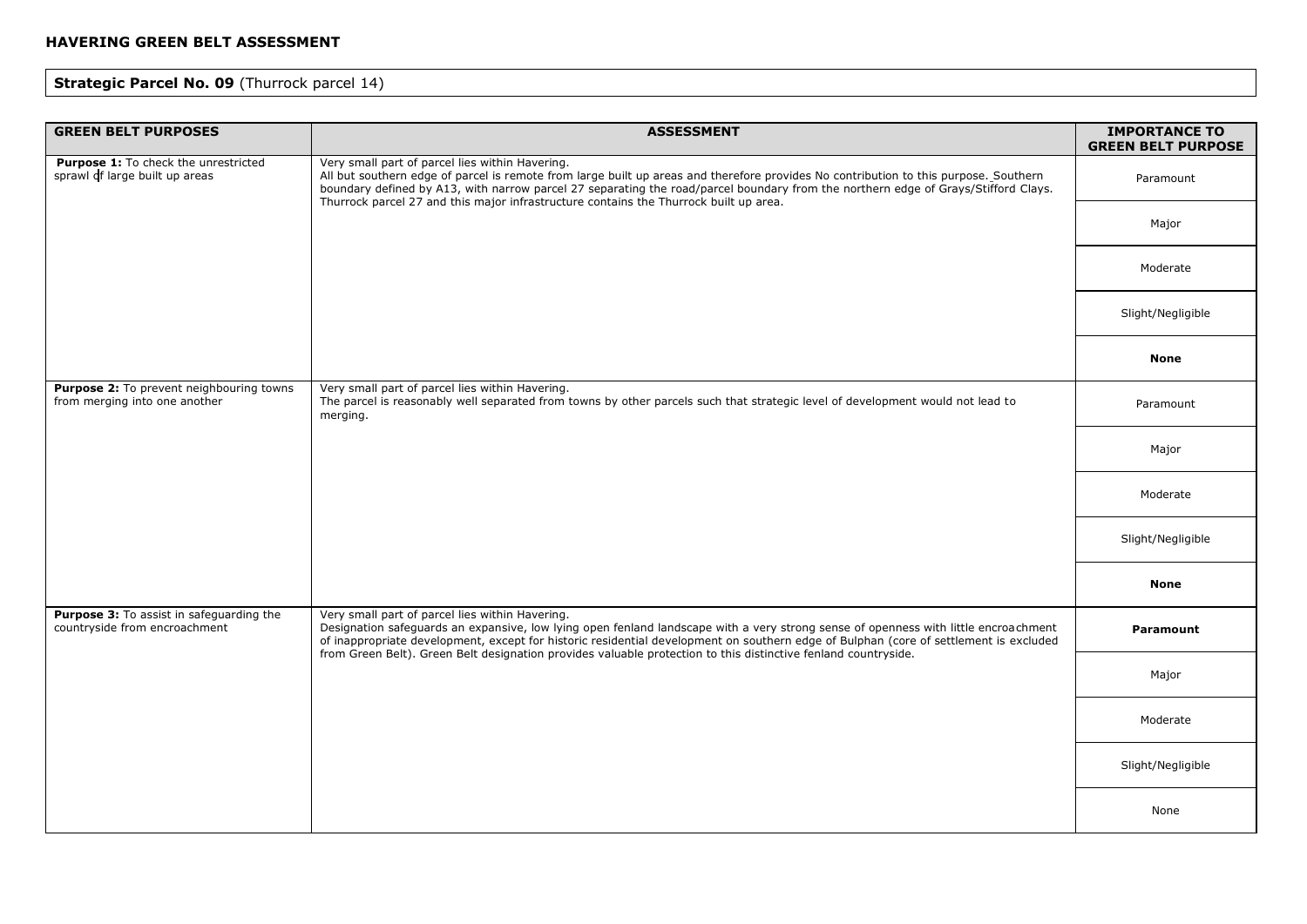## HAVERING GREEN BELT ASSESSMENT

**Strategic Parcel No. 09** (Thurrock parcel 14)

| GREEN BELT PURPOSES | ASSESSMENT | IMPORTANCE TO GREEN BELT PURPOSE |
|---|---|---|
| **Purpose 1:** To check the unrestricted sprawl of large built up areas | Very small part of parcel lies within Havering.<br>All but southern edge of parcel is remote from large built up areas and therefore provides No contribution to this purpose. Southern boundary defined by A13, with narrow parcel 27 separating the road/parcel boundary from the northern edge of Grays/Stifford Clays. Thurrock parcel 27 and this major infrastructure contains the Thurrock built up area. | Paramount<br>Major<br>Moderate<br>Slight/Negligible<br>**None** |
| **Purpose 2:** To prevent neighbouring towns from merging into one another | Very small part of parcel lies within Havering.<br>The parcel is reasonably well separated from towns by other parcels such that strategic level of development would not lead to merging. | Paramount<br>Major<br>Moderate<br>Slight/Negligible<br>**None** |
| **Purpose 3:** To assist in safeguarding the countryside from encroachment | Very small part of parcel lies within Havering.<br>Designation safeguards an expansive, low lying open fenland landscape with a very strong sense of openness with little encroachment of inappropriate development, except for historic residential development on southern edge of Bulphan (core of settlement is excluded from Green Belt). Green Belt designation provides valuable protection to this distinctive fenland countryside. | **Paramount**<br>Major<br>Moderate<br>Slight/Negligible<br>None |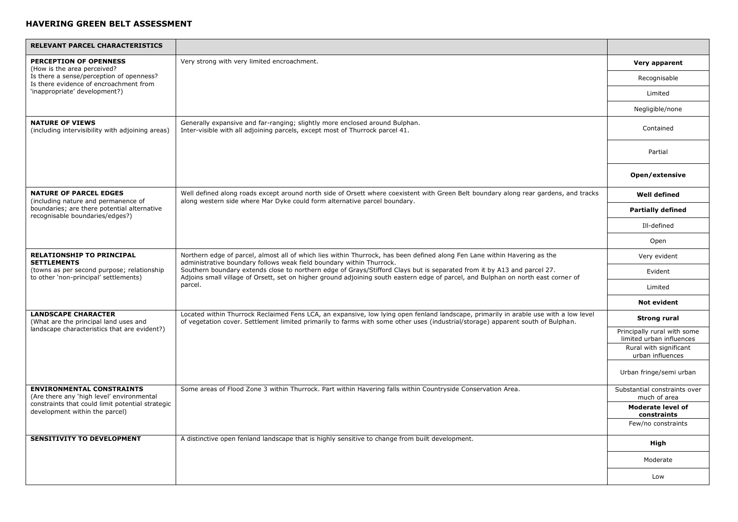## HAVERING GREEN BELT ASSESSMENT

| **RELEVANT PARCEL CHARACTERISTICS** | | |
|---|---|---|
| **PERCEPTION OF OPENNESS**<br>(How is the area perceived?<br>Is there a sense/perception of openness?<br>Is there evidence of encroachment from 'inappropriate' development?) | Very strong with very limited encroachment. | **Very apparent**<br>Recognisable<br>Limited<br>Negligible/none |
| **NATURE OF VIEWS**<br>(including intervisibility with adjoining areas) | Generally expansive and far-ranging; slightly more enclosed around Bulphan.<br>Inter-visible with all adjoining parcels, except most of Thurrock parcel 41. | Contained<br>Partial<br>**Open/extensive** |
| **NATURE OF PARCEL EDGES**<br>(including nature and permanence of boundaries; are there potential alternative recognisable boundaries/edges?) | Well defined along roads except around north side of Orsett where coexistent with Green Belt boundary along rear gardens, and tracks along western side where Mar Dyke could form alternative parcel boundary. | **Well defined**<br>**Partially defined**<br>Ill-defined<br>Open |
| **RELATIONSHIP TO PRINCIPAL SETTLEMENTS**<br>(towns as per second purpose; relationship to other 'non-principal' settlements) | Northern edge of parcel, almost all of which lies within Thurrock, has been defined along Fen Lane within Havering as the administrative boundary follows weak field boundary within Thurrock.<br>Southern boundary extends close to northern edge of Grays/Stifford Clays but is separated from it by A13 and parcel 27.<br>Adjoins small village of Orsett, set on higher ground adjoining south eastern edge of parcel, and Bulphan on north east corner of parcel. | Very evident<br>Evident<br>Limited<br>**Not evident** |
| **LANDSCAPE CHARACTER**<br>(What are the principal land uses and landscape characteristics that are evident?) | Located within Thurrock Reclaimed Fens LCA, an expansive, low lying open fenland landscape, primarily in arable use with a low level of vegetation cover. Settlement limited primarily to farms with some other uses (industrial/storage) apparent south of Bulphan. | **Strong rural**<br>Principally rural with some limited urban influences<br>Rural with significant urban influences<br>Urban fringe/semi urban |
| **ENVIRONMENTAL CONSTRAINTS**<br>(Are there any 'high level' environmental constraints that could limit potential strategic development within the parcel) | Some areas of Flood Zone 3 within Thurrock. Part within Havering falls within Countryside Conservation Area. | Substantial constraints over much of area<br>**Moderate level of constraints**<br>Few/no constraints |
| **SENSITIVITY TO DEVELOPMENT** | A distinctive open fenland landscape that is highly sensitive to change from built development. | **High**<br>Moderate<br>Low |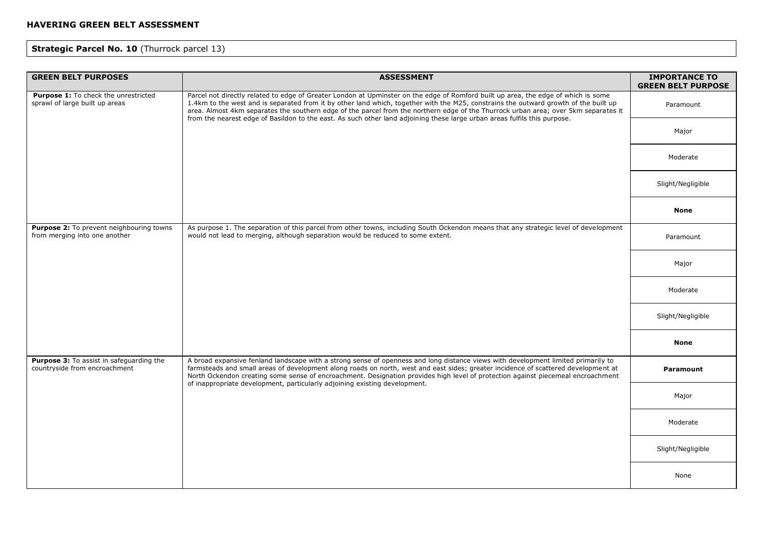## HAVERING GREEN BELT ASSESSMENT

**Strategic Parcel No. 10** (Thurrock parcel 13)

| GREEN BELT PURPOSES | ASSESSMENT | IMPORTANCE TO GREEN BELT PURPOSE |
|---|---|---|
| **Purpose 1:** To check the unrestricted sprawl of large built up areas | Parcel not directly related to edge of Greater London at Upminster on the edge of Romford built up area, the edge of which is some 1.4km to the west and is separated from it by other land which, together with the M25, constrains the outward growth of the built up area. Almost 4km separates the southern edge of the parcel from the northern edge of the Thurrock urban area; over 5km separates it from the nearest edge of Basildon to the east. As such other land adjoining these large urban areas fulfils this purpose. | Paramount |
| | | Major |
| | | Moderate |
| | | Slight/Negligible |
| | | **None** |
| **Purpose 2:** To prevent neighbouring towns from merging into one another | As purpose 1. The separation of this parcel from other towns, including South Ockendon means that any strategic level of development would not lead to merging, although separation would be reduced to some extent. | Paramount |
| | | Major |
| | | Moderate |
| | | Slight/Negligible |
| | | **None** |
| **Purpose 3:** To assist in safeguarding the countryside from encroachment | A broad expansive fenland landscape with a strong sense of openness and long distance views with development limited primarily to farmsteads and small areas of development along roads on north, west and east sides; greater incidence of scattered development at North Ockendon creating some sense of encroachment. Designation provides high level of protection against piecemeal encroachment of inappropriate development, particularly adjoining existing development. | **Paramount** |
| | | Major |
| | | Moderate |
| | | Slight/Negligible |
| | | None |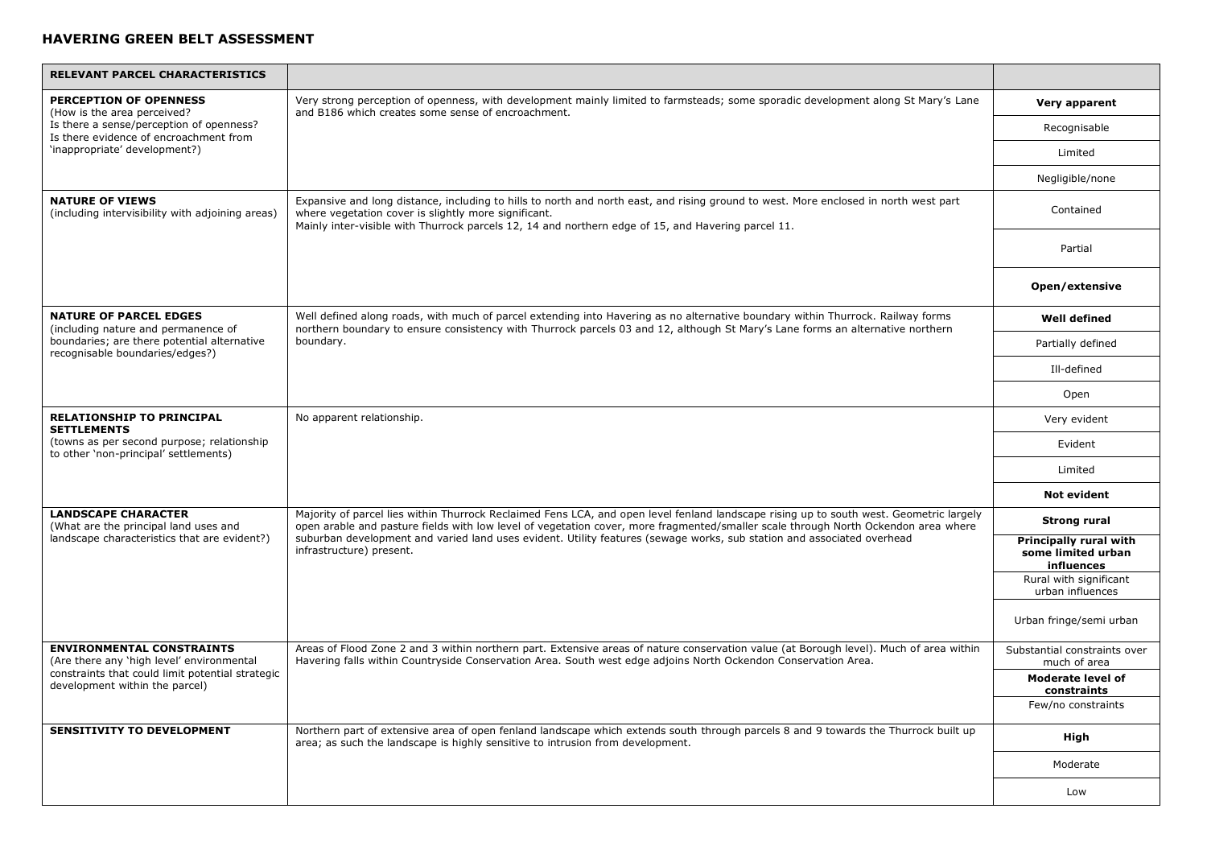## HAVERING GREEN BELT ASSESSMENT

| RELEVANT PARCEL CHARACTERISTICS | | |
|---|---|---|
| **PERCEPTION OF OPENNESS** (How is the area perceived? Is there a sense/perception of openness? Is there evidence of encroachment from 'inappropriate' development?) | Very strong perception of openness, with development mainly limited to farmsteads; some sporadic development along St Mary's Lane and B186 which creates some sense of encroachment. | **Very apparent** |
| | | Recognisable |
| | | Limited |
| | | Negligible/none |
| **NATURE OF VIEWS** (including intervisibility with adjoining areas) | Expansive and long distance, including to hills to north and north east, and rising ground to west. More enclosed in north west part where vegetation cover is slightly more significant. Mainly inter-visible with Thurrock parcels 12, 14 and northern edge of 15, and Havering parcel 11. | Contained |
| | | Partial |
| | | **Open/extensive** |
| **NATURE OF PARCEL EDGES** (including nature and permanence of boundaries; are there potential alternative recognisable boundaries/edges?) | Well defined along roads, with much of parcel extending into Havering as no alternative boundary within Thurrock. Railway forms northern boundary to ensure consistency with Thurrock parcels 03 and 12, although St Mary's Lane forms an alternative northern boundary. | **Well defined** |
| | | Partially defined |
| | | Ill-defined |
| | | Open |
| **RELATIONSHIP TO PRINCIPAL SETTLEMENTS** (towns as per second purpose; relationship to other 'non-principal' settlements) | No apparent relationship. | Very evident |
| | | Evident |
| | | Limited |
| | | **Not evident** |
| **LANDSCAPE CHARACTER** (What are the principal land uses and landscape characteristics that are evident?) | Majority of parcel lies within Thurrock Reclaimed Fens LCA, and open level fenland landscape rising up to south west. Geometric largely open arable and pasture fields with low level of vegetation cover, more fragmented/smaller scale through North Ockendon area where suburban development and varied land uses evident. Utility features (sewage works, sub station and associated overhead infrastructure) present. | **Strong rural** |
| | | **Principally rural with some limited urban influences** |
| | | Rural with significant urban influences |
| | | Urban fringe/semi urban |
| **ENVIRONMENTAL CONSTRAINTS** (Are there any 'high level' environmental constraints that could limit potential strategic development within the parcel) | Areas of Flood Zone 2 and 3 within northern part. Extensive areas of nature conservation value (at Borough level). Much of area within Havering falls within Countryside Conservation Area. South west edge adjoins North Ockendon Conservation Area. | Substantial constraints over much of area |
| | | **Moderate level of constraints** |
| | | Few/no constraints |
| **SENSITIVITY TO DEVELOPMENT** | Northern part of extensive area of open fenland landscape which extends south through parcels 8 and 9 towards the Thurrock built up area; as such the landscape is highly sensitive to intrusion from development. | **High** |
| | | Moderate |
| | | Low |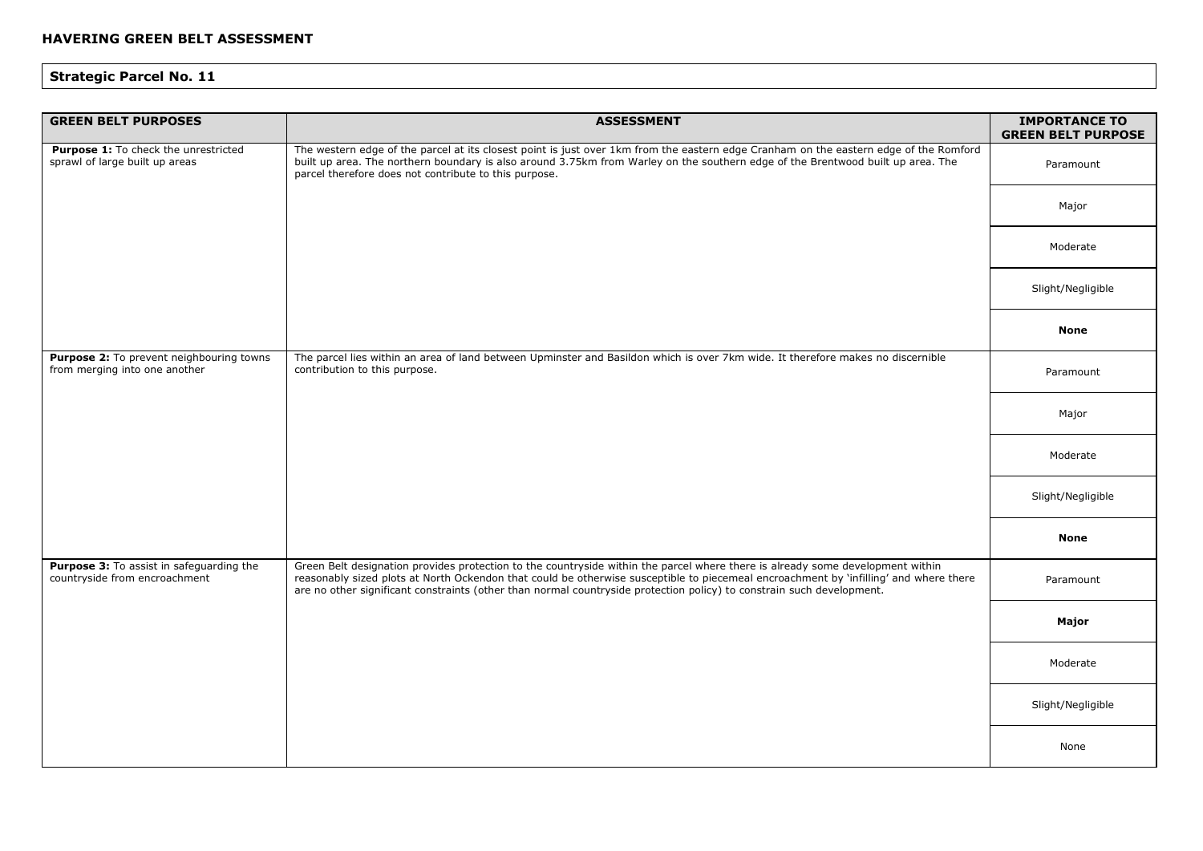## HAVERING GREEN BELT ASSESSMENT

### Strategic Parcel No. 11

| GREEN BELT PURPOSES | ASSESSMENT | IMPORTANCE TO GREEN BELT PURPOSE |
|---|---|---|
| **Purpose 1:** To check the unrestricted sprawl of large built up areas | The western edge of the parcel at its closest point is just over 1km from the eastern edge Cranham on the eastern edge of the Romford built up area. The northern boundary is also around 3.75km from Warley on the southern edge of the Brentwood built up area. The parcel therefore does not contribute to this purpose. | Paramount |
| | | Major |
| | | Moderate |
| | | Slight/Negligible |
| | | **None** |
| **Purpose 2:** To prevent neighbouring towns from merging into one another | The parcel lies within an area of land between Upminster and Basildon which is over 7km wide. It therefore makes no discernible contribution to this purpose. | Paramount |
| | | Major |
| | | Moderate |
| | | Slight/Negligible |
| | | **None** |
| **Purpose 3:** To assist in safeguarding the countryside from encroachment | Green Belt designation provides protection to the countryside within the parcel where there is already some development within reasonably sized plots at North Ockendon that could be otherwise susceptible to piecemeal encroachment by 'infilling' and where there are no other significant constraints (other than normal countryside protection policy) to constrain such development. | Paramount |
| | | **Major** |
| | | Moderate |
| | | Slight/Negligible |
| | | None |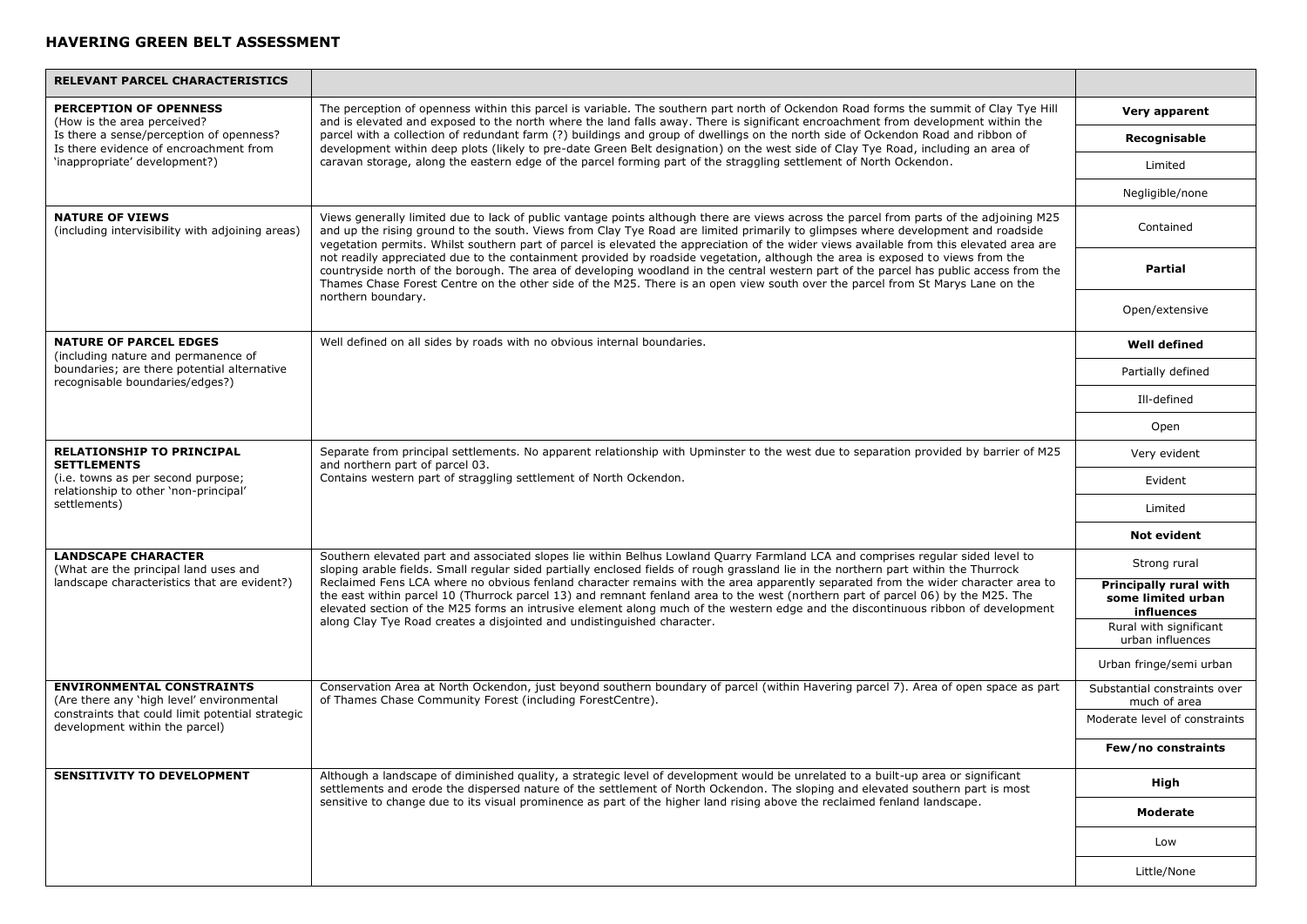# HAVERING GREEN BELT ASSESSMENT

| **RELEVANT PARCEL CHARACTERISTICS** | | |
|---|---|---|
| **PERCEPTION OF OPENNESS**<br>(How is the area perceived?<br>Is there a sense/perception of openness?<br>Is there evidence of encroachment from 'inappropriate' development?) | The perception of openness within this parcel is variable. The southern part north of Ockendon Road forms the summit of Clay Tye Hill and is elevated and exposed to the north where the land falls away. There is significant encroachment from development within the parcel with a collection of redundant farm (?) buildings and group of dwellings on the north side of Ockendon Road and ribbon of development within deep plots (likely to pre-date Green Belt designation) on the west side of Clay Tye Road, including an area of caravan storage, along the eastern edge of the parcel forming part of the straggling settlement of North Ockendon. | **Very apparent**<br>**Recognisable**<br>Limited<br>Negligible/none |
| **NATURE OF VIEWS**<br>(including intervisibility with adjoining areas) | Views generally limited due to lack of public vantage points although there are views across the parcel from parts of the adjoining M25 and up the rising ground to the south. Views from Clay Tye Road are limited primarily to glimpses where development and roadside vegetation permits. Whilst southern part of parcel is elevated the appreciation of the wider views available from this elevated area are not readily appreciated due to the containment provided by roadside vegetation, although the area is exposed to views from the countryside north of the borough. The area of developing woodland in the central western part of the parcel has public access from the Thames Chase Forest Centre on the other side of the M25. There is an open view south over the parcel from St Marys Lane on the northern boundary. | Contained<br>**Partial**<br>Open/extensive |
| **NATURE OF PARCEL EDGES**<br>(including nature and permanence of boundaries; are there potential alternative recognisable boundaries/edges?) | Well defined on all sides by roads with no obvious internal boundaries. | **Well defined**<br>Partially defined<br>Ill-defined<br>Open |
| **RELATIONSHIP TO PRINCIPAL SETTLEMENTS**<br>(i.e. towns as per second purpose; relationship to other 'non-principal' settlements) | Separate from principal settlements. No apparent relationship with Upminster to the west due to separation provided by barrier of M25 and northern part of parcel 03.<br>Contains western part of straggling settlement of North Ockendon. | Very evident<br>Evident<br>Limited<br>**Not evident** |
| **LANDSCAPE CHARACTER**<br>(What are the principal land uses and landscape characteristics that are evident?) | Southern elevated part and associated slopes lie within Belhus Lowland Quarry Farmland LCA and comprises regular sided level to sloping arable fields. Small regular sided partially enclosed fields of rough grassland lie in the northern part within the Thurrock Reclaimed Fens LCA where no obvious fenland character remains with the area apparently separated from the wider character area to the east within parcel 10 (Thurrock parcel 13) and remnant fenland area to the west (northern part of parcel 06) by the M25. The elevated section of the M25 forms an intrusive element along much of the western edge and the discontinuous ribbon of development along Clay Tye Road creates a disjointed and undistinguished character. | Strong rural<br>**Principally rural with some limited urban influences**<br>Rural with significant urban influences<br>Urban fringe/semi urban |
| **ENVIRONMENTAL CONSTRAINTS**<br>(Are there any 'high level' environmental constraints that could limit potential strategic development within the parcel) | Conservation Area at North Ockendon, just beyond southern boundary of parcel (within Havering parcel 7). Area of open space as part of Thames Chase Community Forest (including ForestCentre). | Substantial constraints over much of area<br>Moderate level of constraints<br>**Few/no constraints** |
| **SENSITIVITY TO DEVELOPMENT** | Although a landscape of diminished quality, a strategic level of development would be unrelated to a built-up area or significant settlements and erode the dispersed nature of the settlement of North Ockendon. The sloping and elevated southern part is most sensitive to change due to its visual prominence as part of the higher land rising above the reclaimed fenland landscape. | **High**<br>**Moderate**<br>Low<br>Little/None |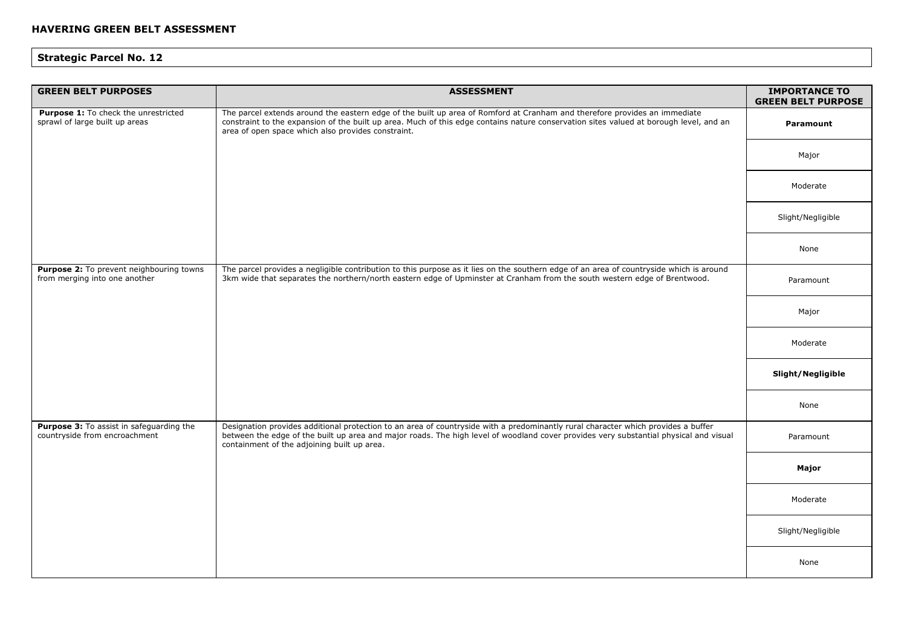## HAVERING GREEN BELT ASSESSMENT

### Strategic Parcel No. 12

| GREEN BELT PURPOSES | ASSESSMENT | IMPORTANCE TO GREEN BELT PURPOSE |
|---|---|---|
| **Purpose 1:** To check the unrestricted sprawl of large built up areas | The parcel extends around the eastern edge of the built up area of Romford at Cranham and therefore provides an immediate constraint to the expansion of the built up area. Much of this edge contains nature conservation sites valued at borough level, and an area of open space which also provides constraint. | **Paramount** |
| | | Major |
| | | Moderate |
| | | Slight/Negligible |
| | | None |
| **Purpose 2:** To prevent neighbouring towns from merging into one another | The parcel provides a negligible contribution to this purpose as it lies on the southern edge of an area of countryside which is around 3km wide that separates the northern/north eastern edge of Upminster at Cranham from the south western edge of Brentwood. | Paramount |
| | | Major |
| | | Moderate |
| | | **Slight/Negligible** |
| | | None |
| **Purpose 3:** To assist in safeguarding the countryside from encroachment | Designation provides additional protection to an area of countryside with a predominantly rural character which provides a buffer between the edge of the built up area and major roads. The high level of woodland cover provides very substantial physical and visual containment of the adjoining built up area. | Paramount |
| | | **Major** |
| | | Moderate |
| | | Slight/Negligible |
| | | None |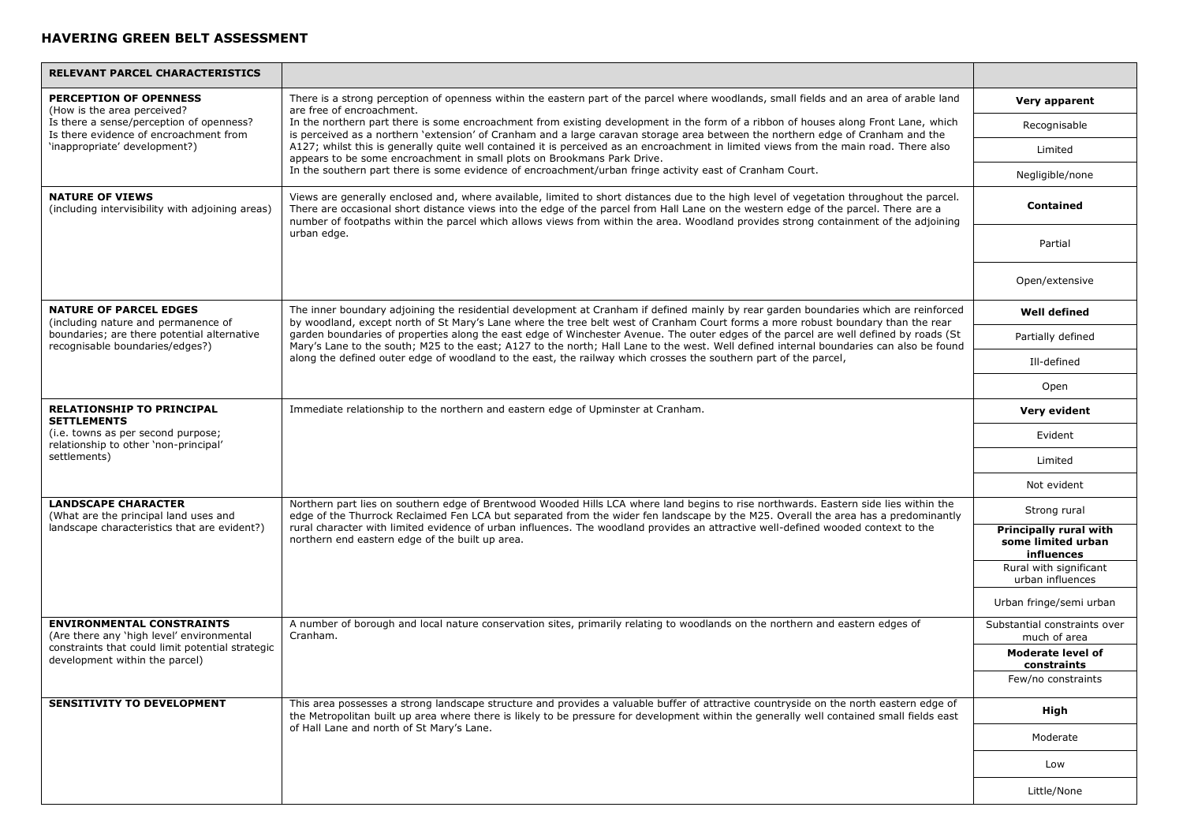## HAVERING GREEN BELT ASSESSMENT

| RELEVANT PARCEL CHARACTERISTICS | | |
|---|---|---|
| **PERCEPTION OF OPENNESS** (How is the area perceived? Is there a sense/perception of openness? Is there evidence of encroachment from 'inappropriate' development?) | There is a strong perception of openness within the eastern part of the parcel where woodlands, small fields and an area of arable land are free of encroachment. In the northern part there is some encroachment from existing development in the form of a ribbon of houses along Front Lane, which is perceived as a northern 'extension' of Cranham and a large caravan storage area between the northern edge of Cranham and the A127; whilst this is generally quite well contained it is perceived as an encroachment in limited views from the main road. There also appears to be some encroachment in small plots on Brookmans Park Drive. In the southern part there is some evidence of encroachment/urban fringe activity east of Cranham Court. | **Very apparent**<br>Recognisable<br>Limited<br>Negligible/none |
| **NATURE OF VIEWS** (including intervisibility with adjoining areas) | Views are generally enclosed and, where available, limited to short distances due to the high level of vegetation throughout the parcel. There are occasional short distance views into the edge of the parcel from Hall Lane on the western edge of the parcel. There are a number of footpaths within the parcel which allows views from within the area. Woodland provides strong containment of the adjoining urban edge. | **Contained**<br>Partial<br>Open/extensive |
| **NATURE OF PARCEL EDGES** (including nature and permanence of boundaries; are there potential alternative recognisable boundaries/edges?) | The inner boundary adjoining the residential development at Cranham if defined mainly by rear garden boundaries which are reinforced by woodland, except north of St Mary's Lane where the tree belt west of Cranham Court forms a more robust boundary than the rear garden boundaries of properties along the east edge of Winchester Avenue. The outer edges of the parcel are well defined by roads (St Mary's Lane to the south; M25 to the east; A127 to the north; Hall Lane to the west. Well defined internal boundaries can also be found along the defined outer edge of woodland to the east, the railway which crosses the southern part of the parcel, | **Well defined**<br>Partially defined<br>Ill-defined<br>Open |
| **RELATIONSHIP TO PRINCIPAL SETTLEMENTS** (i.e. towns as per second purpose; relationship to other 'non-principal' settlements) | Immediate relationship to the northern and eastern edge of Upminster at Cranham. | **Very evident**<br>Evident<br>Limited<br>Not evident |
| **LANDSCAPE CHARACTER** (What are the principal land uses and landscape characteristics that are evident?) | Northern part lies on southern edge of Brentwood Wooded Hills LCA where land begins to rise northwards. Eastern side lies within the edge of the Thurrock Reclaimed Fen LCA but separated from the wider fen landscape by the M25. Overall the area has a predominantly rural character with limited evidence of urban influences. The woodland provides an attractive well-defined wooded context to the northern end eastern edge of the built up area. | Strong rural<br>**Principally rural with some limited urban influences**<br>Rural with significant urban influences<br>Urban fringe/semi urban |
| **ENVIRONMENTAL CONSTRAINTS** (Are there any 'high level' environmental constraints that could limit potential strategic development within the parcel) | A number of borough and local nature conservation sites, primarily relating to woodlands on the northern and eastern edges of Cranham. | Substantial constraints over much of area<br>**Moderate level of constraints**<br>Few/no constraints |
| **SENSITIVITY TO DEVELOPMENT** | This area possesses a strong landscape structure and provides a valuable buffer of attractive countryside on the north eastern edge of the Metropolitan built up area where there is likely to be pressure for development within the generally well contained small fields east of Hall Lane and north of St Mary's Lane. | **High**<br>Moderate<br>Low<br>Little/None |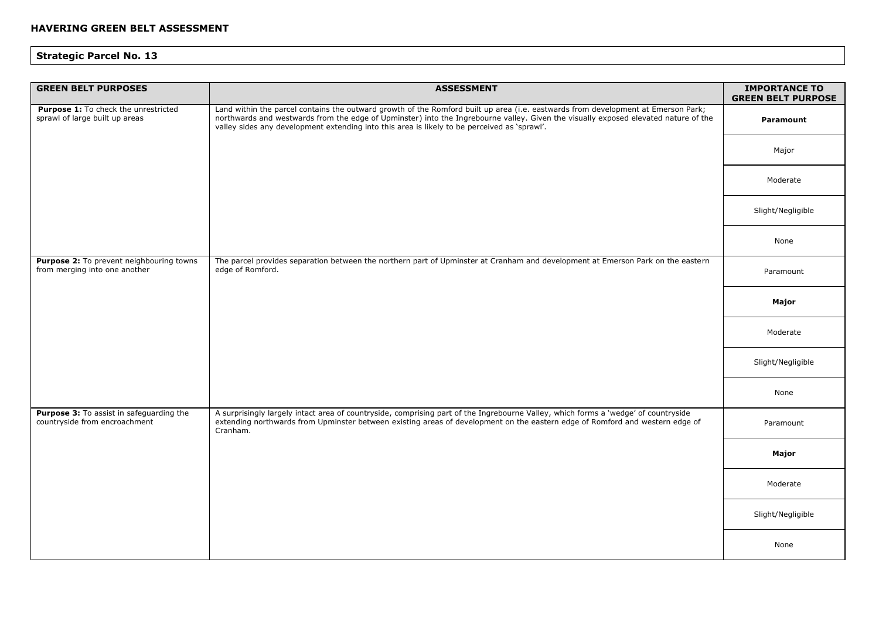## HAVERING GREEN BELT ASSESSMENT

### Strategic Parcel No. 13

| GREEN BELT PURPOSES | ASSESSMENT | IMPORTANCE TO GREEN BELT PURPOSE |
|---|---|---|
| **Purpose 1:** To check the unrestricted sprawl of large built up areas | Land within the parcel contains the outward growth of the Romford built up area (i.e. eastwards from development at Emerson Park; northwards and westwards from the edge of Upminster) into the Ingrebourne valley. Given the visually exposed elevated nature of the valley sides any development extending into this area is likely to be perceived as 'sprawl'. | **Paramount** |
| | | Major |
| | | Moderate |
| | | Slight/Negligible |
| | | None |
| **Purpose 2:** To prevent neighbouring towns from merging into one another | The parcel provides separation between the northern part of Upminster at Cranham and development at Emerson Park on the eastern edge of Romford. | Paramount |
| | | **Major** |
| | | Moderate |
| | | Slight/Negligible |
| | | None |
| **Purpose 3:** To assist in safeguarding the countryside from encroachment | A surprisingly largely intact area of countryside, comprising part of the Ingrebourne Valley, which forms a 'wedge' of countryside extending northwards from Upminster between existing areas of development on the eastern edge of Romford and western edge of Cranham. | Paramount |
| | | **Major** |
| | | Moderate |
| | | Slight/Negligible |
| | | None |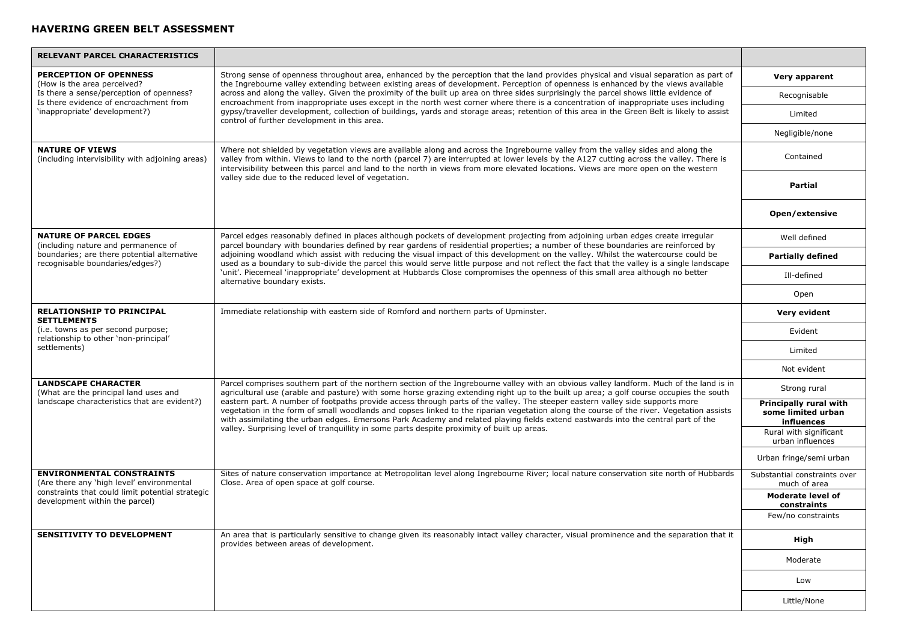# HAVERING GREEN BELT ASSESSMENT

| **RELEVANT PARCEL CHARACTERISTICS** | | |
|---|---|---|
| **PERCEPTION OF OPENNESS**<br>(How is the area perceived?<br>Is there a sense/perception of openness?<br>Is there evidence of encroachment from 'inappropriate' development?) | Strong sense of openness throughout area, enhanced by the perception that the land provides physical and visual separation as part of the Ingrebourne valley extending between existing areas of development. Perception of openness is enhanced by the views available across and along the valley. Given the proximity of the built up area on three sides surprisingly the parcel shows little evidence of encroachment from inappropriate uses except in the north west corner where there is a concentration of inappropriate uses including gypsy/traveller development, collection of buildings, yards and storage areas; retention of this area in the Green Belt is likely to assist control of further development in this area. | **Very apparent**<br>Recognisable<br>Limited<br>Negligible/none |
| **NATURE OF VIEWS**<br>(including intervisibility with adjoining areas) | Where not shielded by vegetation views are available along and across the Ingrebourne valley from the valley sides and along the valley from within. Views to land to the north (parcel 7) are interrupted at lower levels by the A127 cutting across the valley. There is intervisibility between this parcel and land to the north in views from more elevated locations. Views are more open on the western valley side due to the reduced level of vegetation. | Contained<br>**Partial**<br>**Open/extensive** |
| **NATURE OF PARCEL EDGES**<br>(including nature and permanence of boundaries; are there potential alternative recognisable boundaries/edges?) | Parcel edges reasonably defined in places although pockets of development projecting from adjoining urban edges create irregular parcel boundary with boundaries defined by rear gardens of residential properties; a number of these boundaries are reinforced by adjoining woodland which assist with reducing the visual impact of this development on the valley. Whilst the watercourse could be used as a boundary to sub-divide the parcel this would serve little purpose and not reflect the fact that the valley is a single landscape 'unit'. Piecemeal 'inappropriate' development at Hubbards Close compromises the openness of this small area although no better alternative boundary exists. | Well defined<br>**Partially defined**<br>Ill-defined<br>Open |
| **RELATIONSHIP TO PRINCIPAL SETTLEMENTS**<br>(i.e. towns as per second purpose; relationship to other 'non-principal' settlements) | Immediate relationship with eastern side of Romford and northern parts of Upminster. | **Very evident**<br>Evident<br>Limited<br>Not evident |
| **LANDSCAPE CHARACTER**<br>(What are the principal land uses and landscape characteristics that are evident?) | Parcel comprises southern part of the northern section of the Ingrebourne valley with an obvious valley landform. Much of the land is in agricultural use (arable and pasture) with some horse grazing extending right up to the built up area; a golf course occupies the south eastern part. A number of footpaths provide access through parts of the valley. The steeper eastern valley side supports more vegetation in the form of small woodlands and copses linked to the riparian vegetation along the course of the river. Vegetation assists with assimilating the urban edges. Emersons Park Academy and related playing fields extend eastwards into the central part of the valley. Surprising level of tranquillity in some parts despite proximity of built up areas. | Strong rural<br>**Principally rural with some limited urban influences**<br>Rural with significant urban influences<br>Urban fringe/semi urban |
| **ENVIRONMENTAL CONSTRAINTS**<br>(Are there any 'high level' environmental constraints that could limit potential strategic development within the parcel) | Sites of nature conservation importance at Metropolitan level along Ingrebourne River; local nature conservation site north of Hubbards Close. Area of open space at golf course. | Substantial constraints over much of area<br>**Moderate level of constraints**<br>Few/no constraints |
| **SENSITIVITY TO DEVELOPMENT** | An area that is particularly sensitive to change given its reasonably intact valley character, visual prominence and the separation that it provides between areas of development. | **High**<br>Moderate<br>Low<br>Little/None |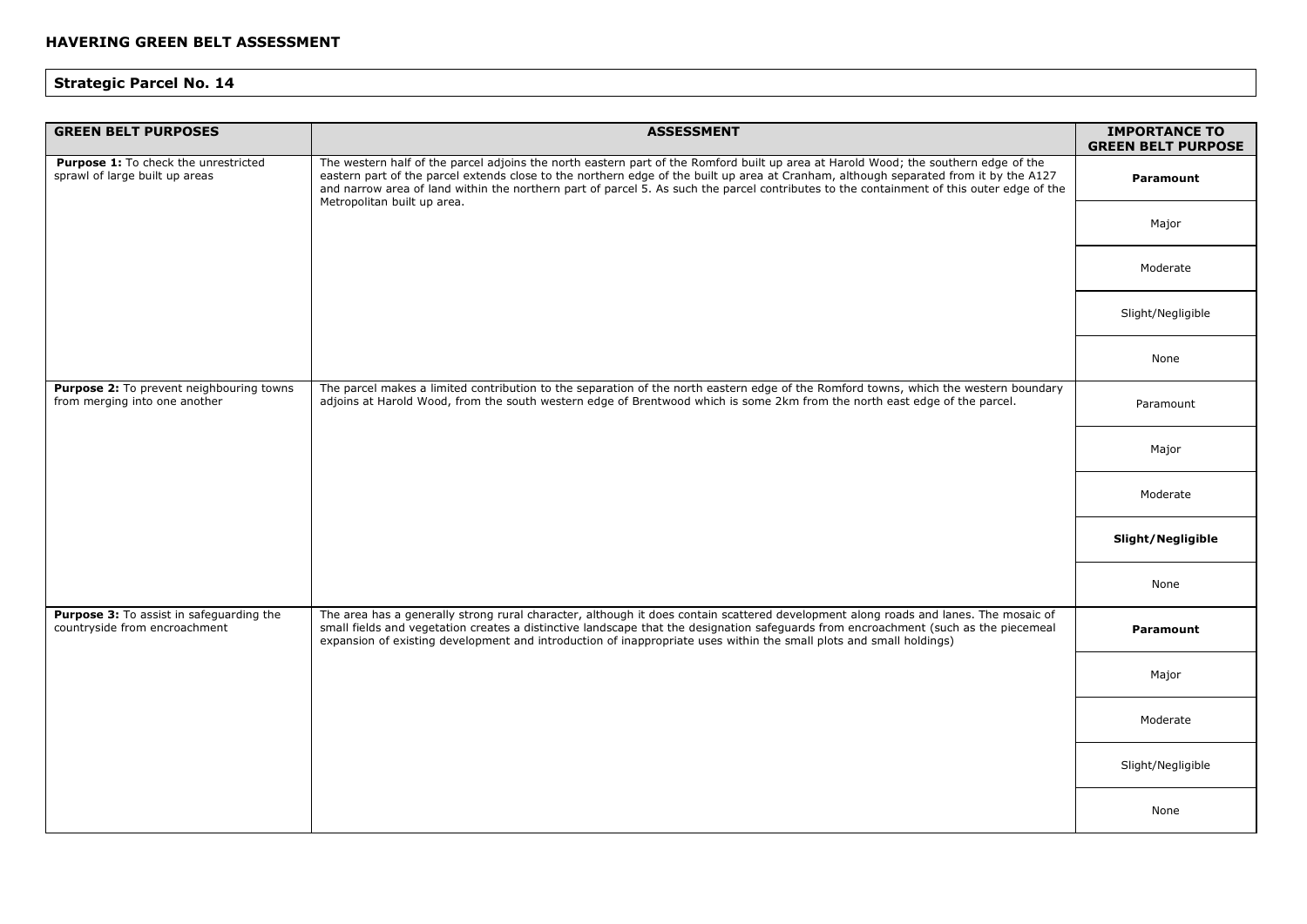## HAVERING GREEN BELT ASSESSMENT

### Strategic Parcel No. 14

| GREEN BELT PURPOSES | ASSESSMENT | IMPORTANCE TO GREEN BELT PURPOSE |
|---|---|---|
| **Purpose 1:** To check the unrestricted sprawl of large built up areas | The western half of the parcel adjoins the north eastern part of the Romford built up area at Harold Wood; the southern edge of the eastern part of the parcel extends close to the northern edge of the built up area at Cranham, although separated from it by the A127 and narrow area of land within the northern part of parcel 5. As such the parcel contributes to the containment of this outer edge of the Metropolitan built up area. | **Paramount** |
| | | Major |
| | | Moderate |
| | | Slight/Negligible |
| | | None |
| **Purpose 2:** To prevent neighbouring towns from merging into one another | The parcel makes a limited contribution to the separation of the north eastern edge of the Romford towns, which the western boundary adjoins at Harold Wood, from the south western edge of Brentwood which is some 2km from the north east edge of the parcel. | Paramount |
| | | Major |
| | | Moderate |
| | | **Slight/Negligible** |
| | | None |
| **Purpose 3:** To assist in safeguarding the countryside from encroachment | The area has a generally strong rural character, although it does contain scattered development along roads and lanes. The mosaic of small fields and vegetation creates a distinctive landscape that the designation safeguards from encroachment (such as the piecemeal expansion of existing development and introduction of inappropriate uses within the small plots and small holdings) | **Paramount** |
| | | Major |
| | | Moderate |
| | | Slight/Negligible |
| | | None |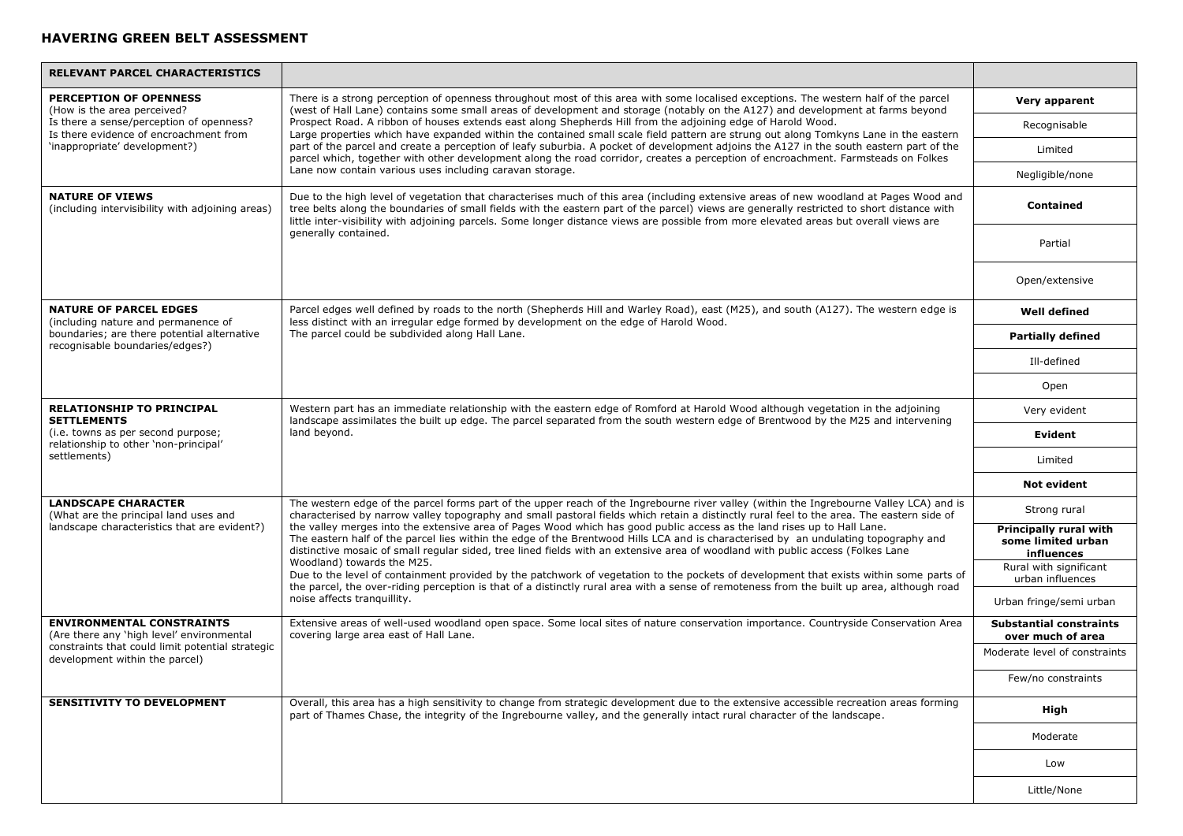## HAVERING GREEN BELT ASSESSMENT

| RELEVANT PARCEL CHARACTERISTICS | | |
|---|---|---|
| **PERCEPTION OF OPENNESS** (How is the area perceived? Is there a sense/perception of openness? Is there evidence of encroachment from 'inappropriate' development?) | There is a strong perception of openness throughout most of this area with some localised exceptions. The western half of the parcel (west of Hall Lane) contains some small areas of development and storage (notably on the A127) and development at farms beyond Prospect Road. A ribbon of houses extends east along Shepherds Hill from the adjoining edge of Harold Wood. Large properties which have expanded within the contained small scale field pattern are strung out along Tomkyns Lane in the eastern part of the parcel and create a perception of leafy suburbia. A pocket of development adjoins the A127 in the south eastern part of the parcel which, together with other development along the road corridor, creates a perception of encroachment. Farmsteads on Folkes Lane now contain various uses including caravan storage. | **Very apparent**<br>Recognisable<br>Limited<br>Negligible/none |
| **NATURE OF VIEWS** (including intervisibility with adjoining areas) | Due to the high level of vegetation that characterises much of this area (including extensive areas of new woodland at Pages Wood and tree belts along the boundaries of small fields with the eastern part of the parcel) views are generally restricted to short distance with little inter-visibility with adjoining parcels. Some longer distance views are possible from more elevated areas but overall views are generally contained. | **Contained**<br>Partial<br>Open/extensive |
| **NATURE OF PARCEL EDGES** (including nature and permanence of boundaries; are there potential alternative recognisable boundaries/edges?) | Parcel edges well defined by roads to the north (Shepherds Hill and Warley Road), east (M25), and south (A127). The western edge is less distinct with an irregular edge formed by development on the edge of Harold Wood.<br>The parcel could be subdivided along Hall Lane. | **Well defined**<br>**Partially defined**<br>Ill-defined<br>Open |
| **RELATIONSHIP TO PRINCIPAL SETTLEMENTS** (i.e. towns as per second purpose; relationship to other 'non-principal' settlements) | Western part has an immediate relationship with the eastern edge of Romford at Harold Wood although vegetation in the adjoining landscape assimilates the built up edge. The parcel separated from the south western edge of Brentwood by the M25 and intervening land beyond. | Very evident<br>**Evident**<br>Limited<br>**Not evident** |
| **LANDSCAPE CHARACTER** (What are the principal land uses and landscape characteristics that are evident?) | The western edge of the parcel forms part of the upper reach of the Ingrebourne river valley (within the Ingrebourne Valley LCA) and is characterised by narrow valley topography and small pastoral fields which retain a distinctly rural feel to the area. The eastern side of the valley merges into the extensive area of Pages Wood which has good public access as the land rises up to Hall Lane.<br>The eastern half of the parcel lies within the edge of the Brentwood Hills LCA and is characterised by an undulating topography and distinctive mosaic of small regular sided, tree lined fields with an extensive area of woodland with public access (Folkes Lane Woodland) towards the M25.<br>Due to the level of containment provided by the patchwork of vegetation to the pockets of development that exists within some parts of the parcel, the over-riding perception is that of a distinctly rural area with a sense of remoteness from the built up area, although road noise affects tranquillity. | Strong rural<br>**Principally rural with some limited urban influences**<br>Rural with significant urban influences<br>Urban fringe/semi urban |
| **ENVIRONMENTAL CONSTRAINTS** (Are there any 'high level' environmental constraints that could limit potential strategic development within the parcel) | Extensive areas of well-used woodland open space. Some local sites of nature conservation importance. Countryside Conservation Area covering large area east of Hall Lane. | **Substantial constraints over much of area**<br>Moderate level of constraints<br>Few/no constraints |
| **SENSITIVITY TO DEVELOPMENT** | Overall, this area has a high sensitivity to change from strategic development due to the extensive accessible recreation areas forming part of Thames Chase, the integrity of the Ingrebourne valley, and the generally intact rural character of the landscape. | **High**<br>Moderate<br>Low<br>Little/None |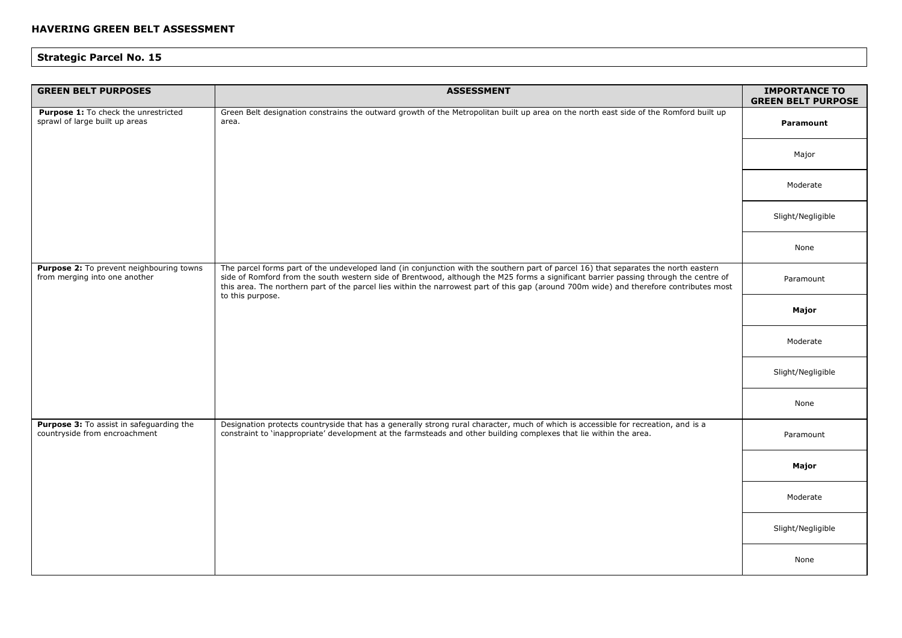# HAVERING GREEN BELT ASSESSMENT

## Strategic Parcel No. 15

| GREEN BELT PURPOSES | ASSESSMENT | IMPORTANCE TO GREEN BELT PURPOSE |
|---|---|---|
| **Purpose 1:** To check the unrestricted sprawl of large built up areas | Green Belt designation constrains the outward growth of the Metropolitan built up area on the north east side of the Romford built up area. | **Paramount** |
| | | Major |
| | | Moderate |
| | | Slight/Negligible |
| | | None |
| **Purpose 2:** To prevent neighbouring towns from merging into one another | The parcel forms part of the undeveloped land (in conjunction with the southern part of parcel 16) that separates the north eastern side of Romford from the south western side of Brentwood, although the M25 forms a significant barrier passing through the centre of this area. The northern part of the parcel lies within the narrowest part of this gap (around 700m wide) and therefore contributes most to this purpose. | Paramount |
| | | **Major** |
| | | Moderate |
| | | Slight/Negligible |
| | | None |
| **Purpose 3:** To assist in safeguarding the countryside from encroachment | Designation protects countryside that has a generally strong rural character, much of which is accessible for recreation, and is a constraint to 'inappropriate' development at the farmsteads and other building complexes that lie within the area. | Paramount |
| | | **Major** |
| | | Moderate |
| | | Slight/Negligible |
| | | None |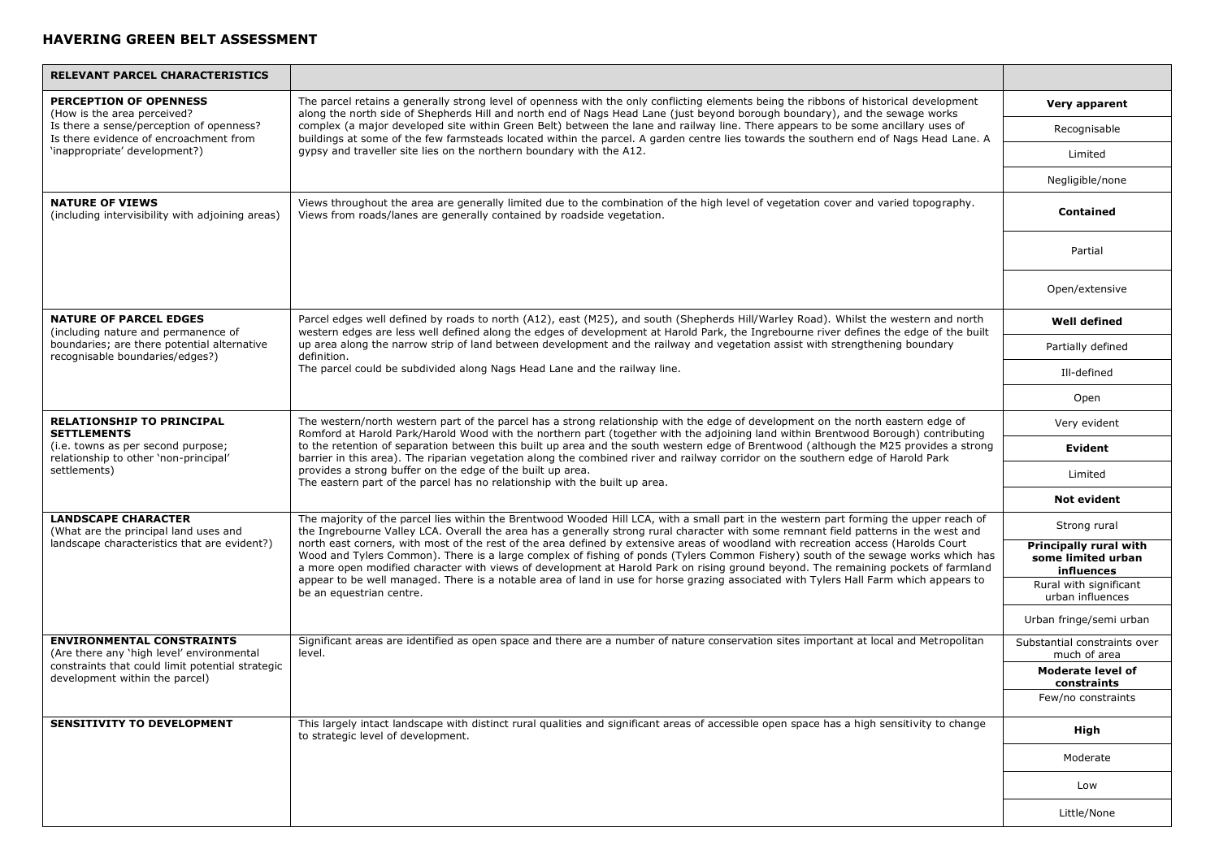## HAVERING GREEN BELT ASSESSMENT

| RELEVANT PARCEL CHARACTERISTICS | | |
|---|---|---|
| **PERCEPTION OF OPENNESS** (How is the area perceived? Is there a sense/perception of openness? Is there evidence of encroachment from 'inappropriate' development?) | The parcel retains a generally strong level of openness with the only conflicting elements being the ribbons of historical development along the north side of Shepherds Hill and north end of Nags Head Lane (just beyond borough boundary), and the sewage works complex (a major developed site within Green Belt) between the lane and railway line. There appears to be some ancillary uses of buildings at some of the few farmsteads located within the parcel. A garden centre lies towards the southern end of Nags Head Lane. A gypsy and traveller site lies on the northern boundary with the A12. | **Very apparent**<br>Recognisable<br>Limited<br>Negligible/none |
| **NATURE OF VIEWS** (including intervisibility with adjoining areas) | Views throughout the area are generally limited due to the combination of the high level of vegetation cover and varied topography. Views from roads/lanes are generally contained by roadside vegetation. | **Contained**<br>Partial<br>Open/extensive |
| **NATURE OF PARCEL EDGES** (including nature and permanence of boundaries; are there potential alternative recognisable boundaries/edges?) | Parcel edges well defined by roads to north (A12), east (M25), and south (Shepherds Hill/Warley Road). Whilst the western and north western edges are less well defined along the edges of development at Harold Park, the Ingrebourne river defines the edge of the built up area along the narrow strip of land between development and the railway and vegetation assist with strengthening boundary definition.<br>The parcel could be subdivided along Nags Head Lane and the railway line. | **Well defined**<br>Partially defined<br>Ill-defined<br>Open |
| **RELATIONSHIP TO PRINCIPAL SETTLEMENTS** (i.e. towns as per second purpose; relationship to other 'non-principal' settlements) | The western/north western part of the parcel has a strong relationship with the edge of development on the north eastern edge of Romford at Harold Park/Harold Wood with the northern part (together with the adjoining land within Brentwood Borough) contributing to the retention of separation between this built up area and the south western edge of Brentwood (although the M25 provides a strong barrier in this area). The riparian vegetation along the combined river and railway corridor on the southern edge of Harold Park provides a strong buffer on the edge of the built up area.<br>The eastern part of the parcel has no relationship with the built up area. | Very evident<br>**Evident**<br>Limited<br>**Not evident** |
| **LANDSCAPE CHARACTER** (What are the principal land uses and landscape characteristics that are evident?) | The majority of the parcel lies within the Brentwood Wooded Hill LCA, with a small part in the western part forming the upper reach of the Ingrebourne Valley LCA. Overall the area has a generally strong rural character with some remnant field patterns in the west and north east corners, with most of the rest of the area defined by extensive areas of woodland with recreation access (Harolds Court Wood and Tylers Common). There is a large complex of fishing of ponds (Tylers Common Fishery) south of the sewage works which has a more open modified character with views of development at Harold Park on rising ground beyond. The remaining pockets of farmland appear to be well managed. There is a notable area of land in use for horse grazing associated with Tylers Hall Farm which appears to be an equestrian centre. | Strong rural<br>**Principally rural with some limited urban influences**<br>Rural with significant urban influences<br>Urban fringe/semi urban |
| **ENVIRONMENTAL CONSTRAINTS** (Are there any 'high level' environmental constraints that could limit potential strategic development within the parcel) | Significant areas are identified as open space and there are a number of nature conservation sites important at local and Metropolitan level. | Substantial constraints over much of area<br>**Moderate level of constraints**<br>Few/no constraints |
| **SENSITIVITY TO DEVELOPMENT** | This largely intact landscape with distinct rural qualities and significant areas of accessible open space has a high sensitivity to change to strategic level of development. | **High**<br>Moderate<br>Low<br>Little/None |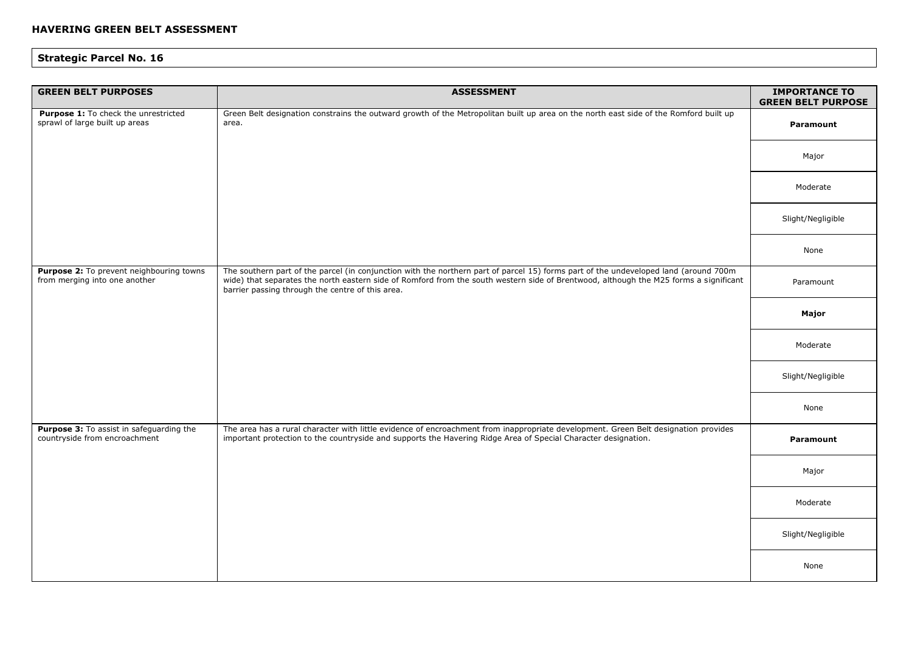## HAVERING GREEN BELT ASSESSMENT

### Strategic Parcel No. 16

| GREEN BELT PURPOSES | ASSESSMENT | IMPORTANCE TO GREEN BELT PURPOSE |
|---|---|---|
| **Purpose 1:** To check the unrestricted sprawl of large built up areas | Green Belt designation constrains the outward growth of the Metropolitan built up area on the north east side of the Romford built up area. | **Paramount** |
| | | Major |
| | | Moderate |
| | | Slight/Negligible |
| | | None |
| **Purpose 2:** To prevent neighbouring towns from merging into one another | The southern part of the parcel (in conjunction with the northern part of parcel 15) forms part of the undeveloped land (around 700m wide) that separates the north eastern side of Romford from the south western side of Brentwood, although the M25 forms a significant barrier passing through the centre of this area. | Paramount |
| | | **Major** |
| | | Moderate |
| | | Slight/Negligible |
| | | None |
| **Purpose 3:** To assist in safeguarding the countryside from encroachment | The area has a rural character with little evidence of encroachment from inappropriate development. Green Belt designation provides important protection to the countryside and supports the Havering Ridge Area of Special Character designation. | **Paramount** |
| | | Major |
| | | Moderate |
| | | Slight/Negligible |
| | | None |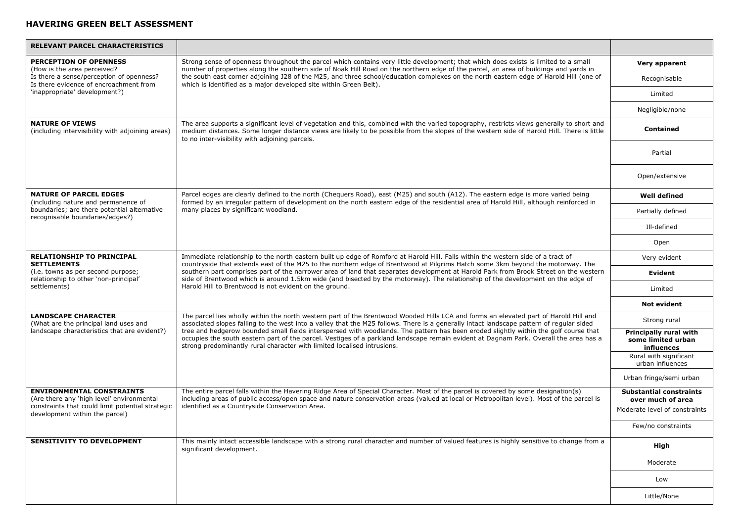## HAVERING GREEN BELT ASSESSMENT

| RELEVANT PARCEL CHARACTERISTICS | | |
|---|---|---|
| **PERCEPTION OF OPENNESS**<br>(How is the area perceived?<br>Is there a sense/perception of openness?<br>Is there evidence of encroachment from 'inappropriate' development?) | Strong sense of openness throughout the parcel which contains very little development; that which does exists is limited to a small number of properties along the southern side of Noak Hill Road on the northern edge of the parcel, an area of buildings and yards in the south east corner adjoining J28 of the M25, and three school/education complexes on the north eastern edge of Harold Hill (one of which is identified as a major developed site within Green Belt). | **Very apparent**<br>Recognisable<br>Limited<br>Negligible/none |
| **NATURE OF VIEWS**<br>(including intervisibility with adjoining areas) | The area supports a significant level of vegetation and this, combined with the varied topography, restricts views generally to short and medium distances. Some longer distance views are likely to be possible from the slopes of the western side of Harold Hill. There is little to no inter-visibility with adjoining parcels. | **Contained**<br>Partial<br>Open/extensive |
| **NATURE OF PARCEL EDGES**<br>(including nature and permanence of boundaries; are there potential alternative recognisable boundaries/edges?) | Parcel edges are clearly defined to the north (Chequers Road), east (M25) and south (A12). The eastern edge is more varied being formed by an irregular pattern of development on the north eastern edge of the residential area of Harold Hill, although reinforced in many places by significant woodland. | **Well defined**<br>Partially defined<br>Ill-defined<br>Open |
| **RELATIONSHIP TO PRINCIPAL SETTLEMENTS**<br>(i.e. towns as per second purpose; relationship to other 'non-principal' settlements) | Immediate relationship to the north eastern built up edge of Romford at Harold Hill. Falls within the western side of a tract of countryside that extends east of the M25 to the northern edge of Brentwood at Pilgrims Hatch some 3km beyond the motorway. The southern part comprises part of the narrower area of land that separates development at Harold Park from Brook Street on the western side of Brentwood which is around 1.5km wide (and bisected by the motorway). The relationship of the development on the edge of Harold Hill to Brentwood is not evident on the ground. | Very evident<br>**Evident**<br>Limited<br>**Not evident** |
| **LANDSCAPE CHARACTER**<br>(What are the principal land uses and landscape characteristics that are evident?) | The parcel lies wholly within the north western part of the Brentwood Wooded Hills LCA and forms an elevated part of Harold Hill and associated slopes falling to the west into a valley that the M25 follows. There is a generally intact landscape pattern of regular sided tree and hedgerow bounded small fields interspersed with woodlands. The pattern has been eroded slightly within the golf course that occupies the south eastern part of the parcel. Vestiges of a parkland landscape remain evident at Dagnam Park. Overall the area has a strong predominantly rural character with limited localised intrusions. | Strong rural<br>**Principally rural with some limited urban influences**<br>Rural with significant urban influences<br>Urban fringe/semi urban |
| **ENVIRONMENTAL CONSTRAINTS**<br>(Are there any 'high level' environmental constraints that could limit potential strategic development within the parcel) | The entire parcel falls within the Havering Ridge Area of Special Character. Most of the parcel is covered by some designation(s) including areas of public access/open space and nature conservation areas (valued at local or Metropolitan level). Most of the parcel is identified as a Countryside Conservation Area. | **Substantial constraints over much of area**<br>Moderate level of constraints<br>Few/no constraints |
| **SENSITIVITY TO DEVELOPMENT** | This mainly intact accessible landscape with a strong rural character and number of valued features is highly sensitive to change from a significant development. | **High**<br>Moderate<br>Low<br>Little/None |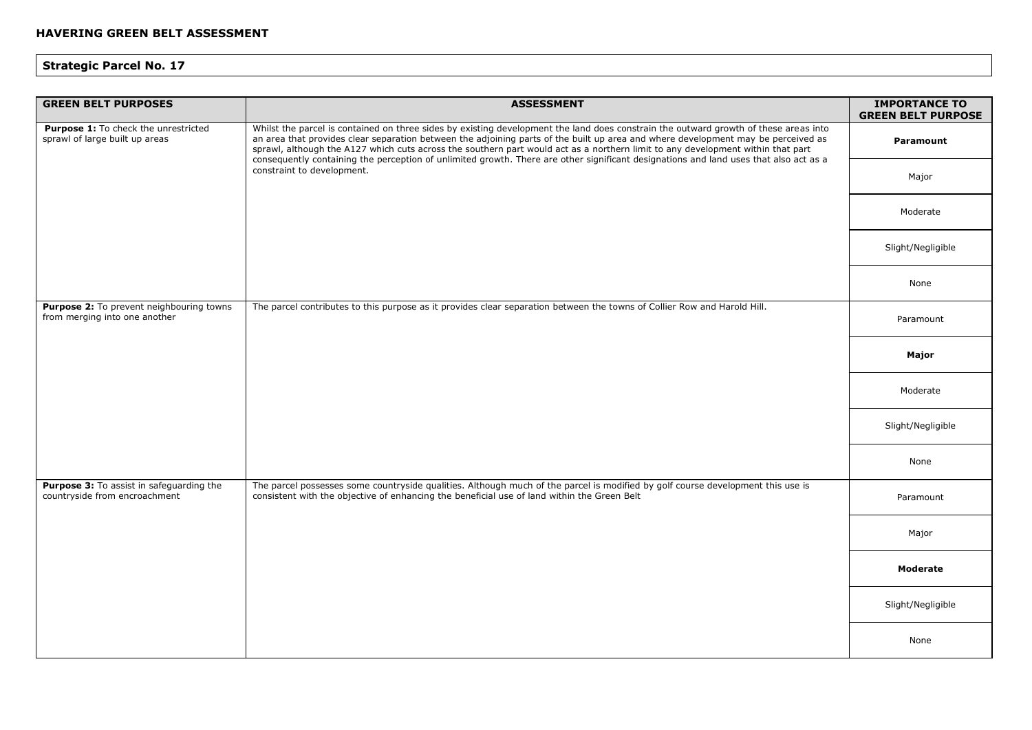## HAVERING GREEN BELT ASSESSMENT

## Strategic Parcel No. 17

| GREEN BELT PURPOSES | ASSESSMENT | IMPORTANCE TO GREEN BELT PURPOSE |
|---|---|---|
| **Purpose 1:** To check the unrestricted sprawl of large built up areas | Whilst the parcel is contained on three sides by existing development the land does constrain the outward growth of these areas into an area that provides clear separation between the adjoining parts of the built up area and where development may be perceived as sprawl, although the A127 which cuts across the southern part would act as a northern limit to any development within that part consequently containing the perception of unlimited growth. There are other significant designations and land uses that also act as a constraint to development. | **Paramount** |
| | | Major |
| | | Moderate |
| | | Slight/Negligible |
| | | None |
| **Purpose 2:** To prevent neighbouring towns from merging into one another | The parcel contributes to this purpose as it provides clear separation between the towns of Collier Row and Harold Hill. | Paramount |
| | | **Major** |
| | | Moderate |
| | | Slight/Negligible |
| | | None |
| **Purpose 3:** To assist in safeguarding the countryside from encroachment | The parcel possesses some countryside qualities. Although much of the parcel is modified by golf course development this use is consistent with the objective of enhancing the beneficial use of land within the Green Belt | Paramount |
| | | Major |
| | | **Moderate** |
| | | Slight/Negligible |
| | | None |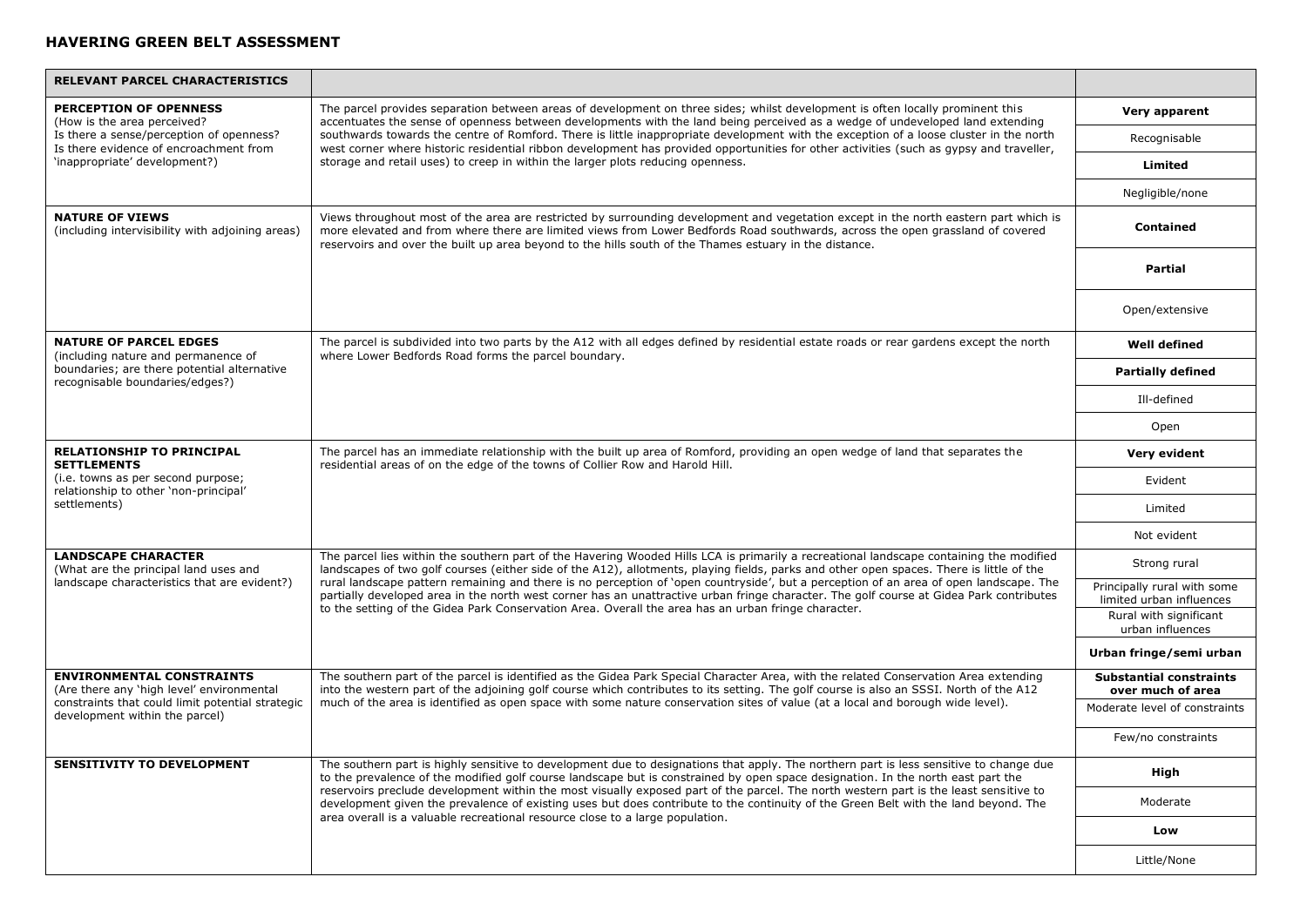## HAVERING GREEN BELT ASSESSMENT

| RELEVANT PARCEL CHARACTERISTICS | | |
|---|---|---|
| **PERCEPTION OF OPENNESS** (How is the area perceived? Is there a sense/perception of openness? Is there evidence of encroachment from 'inappropriate' development?) | The parcel provides separation between areas of development on three sides; whilst development is often locally prominent this accentuates the sense of openness between developments with the land being perceived as a wedge of undeveloped land extending southwards towards the centre of Romford. There is little inappropriate development with the exception of a loose cluster in the north west corner where historic residential ribbon development has provided opportunities for other activities (such as gypsy and traveller, storage and retail uses) to creep in within the larger plots reducing openness. | **Very apparent**<br>Recognisable<br>**Limited**<br>Negligible/none |
| **NATURE OF VIEWS** (including intervisibility with adjoining areas) | Views throughout most of the area are restricted by surrounding development and vegetation except in the north eastern part which is more elevated and from where there are limited views from Lower Bedfords Road southwards, across the open grassland of covered reservoirs and over the built up area beyond to the hills south of the Thames estuary in the distance. | **Contained**<br>**Partial**<br>Open/extensive |
| **NATURE OF PARCEL EDGES** (including nature and permanence of boundaries; are there potential alternative recognisable boundaries/edges?) | The parcel is subdivided into two parts by the A12 with all edges defined by residential estate roads or rear gardens except the north where Lower Bedfords Road forms the parcel boundary. | **Well defined**<br>**Partially defined**<br>Ill-defined<br>Open |
| **RELATIONSHIP TO PRINCIPAL SETTLEMENTS** (i.e. towns as per second purpose; relationship to other 'non-principal' settlements) | The parcel has an immediate relationship with the built up area of Romford, providing an open wedge of land that separates the residential areas of on the edge of the towns of Collier Row and Harold Hill. | **Very evident**<br>Evident<br>Limited<br>Not evident |
| **LANDSCAPE CHARACTER** (What are the principal land uses and landscape characteristics that are evident?) | The parcel lies within the southern part of the Havering Wooded Hills LCA is primarily a recreational landscape containing the modified landscapes of two golf courses (either side of the A12), allotments, playing fields, parks and other open spaces. There is little of the rural landscape pattern remaining and there is no perception of 'open countryside', but a perception of an area of open landscape. The partially developed area in the north west corner has an unattractive urban fringe character. The golf course at Gidea Park contributes to the setting of the Gidea Park Conservation Area. Overall the area has an urban fringe character. | Strong rural<br>Principally rural with some limited urban influences<br>Rural with significant urban influences<br>**Urban fringe/semi urban** |
| **ENVIRONMENTAL CONSTRAINTS** (Are there any 'high level' environmental constraints that could limit potential strategic development within the parcel) | The southern part of the parcel is identified as the Gidea Park Special Character Area, with the related Conservation Area extending into the western part of the adjoining golf course which contributes to its setting. The golf course is also an SSSI. North of the A12 much of the area is identified as open space with some nature conservation sites of value (at a local and borough wide level). | **Substantial constraints over much of area**<br>Moderate level of constraints<br>Few/no constraints |
| **SENSITIVITY TO DEVELOPMENT** | The southern part is highly sensitive to development due to designations that apply. The northern part is less sensitive to change due to the prevalence of the modified golf course landscape but is constrained by open space designation. In the north east part the reservoirs preclude development within the most visually exposed part of the parcel. The north western part is the least sensitive to development given the prevalence of existing uses but does contribute to the continuity of the Green Belt with the land beyond. The area overall is a valuable recreational resource close to a large population. | **High**<br>Moderate<br>**Low**<br>Little/None |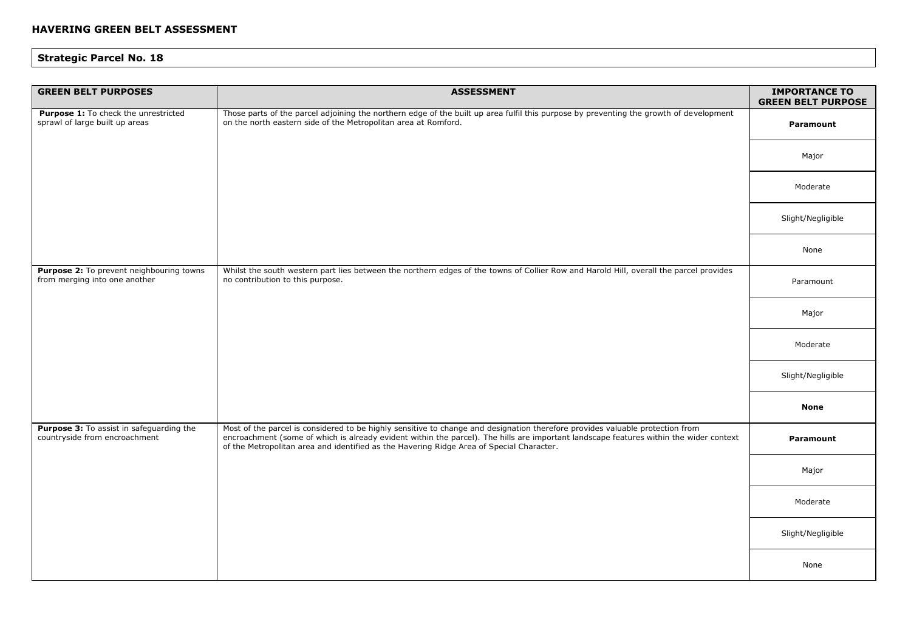## HAVERING GREEN BELT ASSESSMENT

### Strategic Parcel No. 18

| GREEN BELT PURPOSES | ASSESSMENT | IMPORTANCE TO GREEN BELT PURPOSE |
|---|---|---|
| **Purpose 1:** To check the unrestricted sprawl of large built up areas | Those parts of the parcel adjoining the northern edge of the built up area fulfil this purpose by preventing the growth of development on the north eastern side of the Metropolitan area at Romford. | **Paramount** |
| | | Major |
| | | Moderate |
| | | Slight/Negligible |
| | | None |
| **Purpose 2:** To prevent neighbouring towns from merging into one another | Whilst the south western part lies between the northern edges of the towns of Collier Row and Harold Hill, overall the parcel provides no contribution to this purpose. | Paramount |
| | | Major |
| | | Moderate |
| | | Slight/Negligible |
| | | **None** |
| **Purpose 3:** To assist in safeguarding the countryside from encroachment | Most of the parcel is considered to be highly sensitive to change and designation therefore provides valuable protection from encroachment (some of which is already evident within the parcel). The hills are important landscape features within the wider context of the Metropolitan area and identified as the Havering Ridge Area of Special Character. | **Paramount** |
| | | Major |
| | | Moderate |
| | | Slight/Negligible |
| | | None |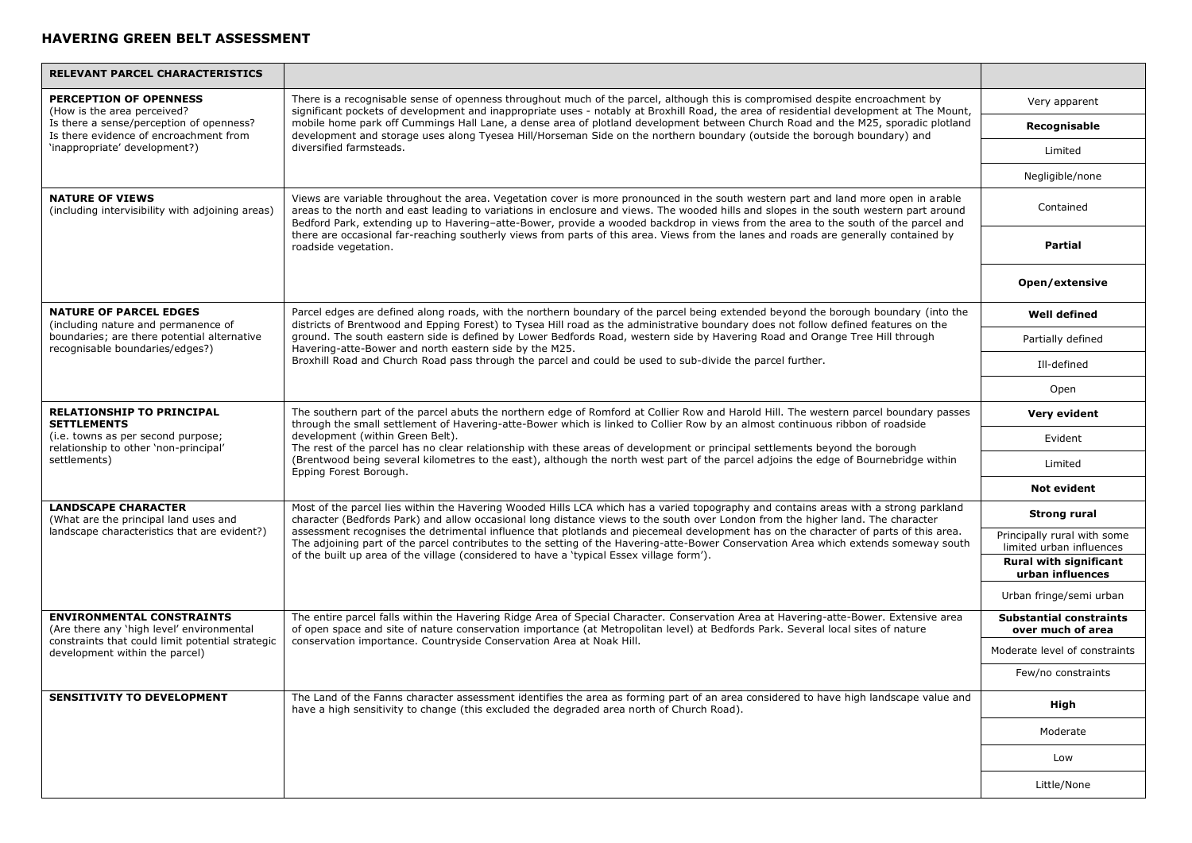# HAVERING GREEN BELT ASSESSMENT

| RELEVANT PARCEL CHARACTERISTICS | | |
|---|---|---|
| **PERCEPTION OF OPENNESS** (How is the area perceived? Is there a sense/perception of openness? Is there evidence of encroachment from 'inappropriate' development?) | There is a recognisable sense of openness throughout much of the parcel, although this is compromised despite encroachment by significant pockets of development and inappropriate uses - notably at Broxhill Road, the area of residential development at The Mount, mobile home park off Cummings Hall Lane, a dense area of plotland development between Church Road and the M25, sporadic plotland development and storage uses along Tyesea Hill/Horseman Side on the northern boundary (outside the borough boundary) and diversified farmsteads. | Very apparent<br>**Recognisable**<br>Limited<br>Negligible/none |
| **NATURE OF VIEWS** (including intervisibility with adjoining areas) | Views are variable throughout the area. Vegetation cover is more pronounced in the south western part and land more open in arable areas to the north and east leading to variations in enclosure and views. The wooded hills and slopes in the south western part around Bedford Park, extending up to Havering–atte-Bower, provide a wooded backdrop in views from the area to the south of the parcel and there are occasional far-reaching southerly views from parts of this area. Views from the lanes and roads are generally contained by roadside vegetation. | Contained<br>**Partial**<br>**Open/extensive** |
| **NATURE OF PARCEL EDGES** (including nature and permanence of boundaries; are there potential alternative recognisable boundaries/edges?) | Parcel edges are defined along roads, with the northern boundary of the parcel being extended beyond the borough boundary (into the districts of Brentwood and Epping Forest) to Tysea Hill road as the administrative boundary does not follow defined features on the ground. The south eastern side is defined by Lower Bedfords Road, western side by Havering Road and Orange Tree Hill through Havering-atte-Bower and north eastern side by the M25.<br>Broxhill Road and Church Road pass through the parcel and could be used to sub-divide the parcel further. | **Well defined**<br>Partially defined<br>Ill-defined<br>Open |
| **RELATIONSHIP TO PRINCIPAL SETTLEMENTS** (i.e. towns as per second purpose; relationship to other 'non-principal' settlements) | The southern part of the parcel abuts the northern edge of Romford at Collier Row and Harold Hill. The western parcel boundary passes through the small settlement of Havering-atte-Bower which is linked to Collier Row by an almost continuous ribbon of roadside development (within Green Belt).<br>The rest of the parcel has no clear relationship with these areas of development or principal settlements beyond the borough (Brentwood being several kilometres to the east), although the north west part of the parcel adjoins the edge of Bournebridge within Epping Forest Borough. | **Very evident**<br>Evident<br>Limited<br>**Not evident** |
| **LANDSCAPE CHARACTER** (What are the principal land uses and landscape characteristics that are evident?) | Most of the parcel lies within the Havering Wooded Hills LCA which has a varied topography and contains areas with a strong parkland character (Bedfords Park) and allow occasional long distance views to the south over London from the higher land. The character assessment recognises the detrimental influence that plotlands and piecemeal development has on the character of parts of this area. The adjoining part of the parcel contributes to the setting of the Havering-atte-Bower Conservation Area which extends someway south of the built up area of the village (considered to have a 'typical Essex village form'). | **Strong rural**<br>Principally rural with some limited urban influences<br>**Rural with significant urban influences**<br>Urban fringe/semi urban |
| **ENVIRONMENTAL CONSTRAINTS** (Are there any 'high level' environmental constraints that could limit potential strategic development within the parcel) | The entire parcel falls within the Havering Ridge Area of Special Character. Conservation Area at Havering-atte-Bower. Extensive area of open space and site of nature conservation importance (at Metropolitan level) at Bedfords Park. Several local sites of nature conservation importance. Countryside Conservation Area at Noak Hill. | **Substantial constraints over much of area**<br>Moderate level of constraints<br>Few/no constraints |
| **SENSITIVITY TO DEVELOPMENT** | The Land of the Fanns character assessment identifies the area as forming part of an area considered to have high landscape value and have a high sensitivity to change (this excluded the degraded area north of Church Road). | **High**<br>Moderate<br>Low<br>Little/None |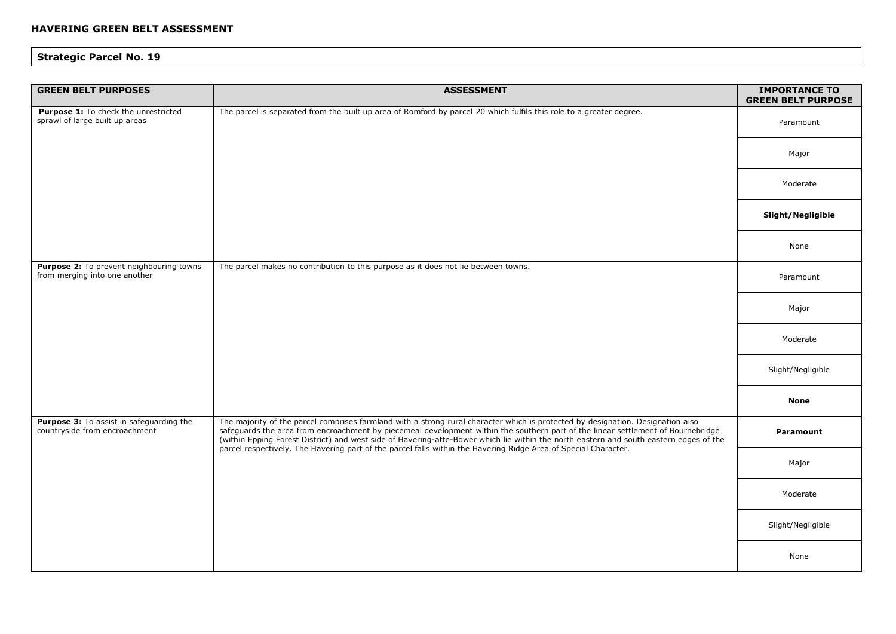## HAVERING GREEN BELT ASSESSMENT

### Strategic Parcel No. 19

| GREEN BELT PURPOSES | ASSESSMENT | IMPORTANCE TO GREEN BELT PURPOSE |
|---|---|---|
| **Purpose 1:** To check the unrestricted sprawl of large built up areas | The parcel is separated from the built up area of Romford by parcel 20 which fulfils this role to a greater degree. | Paramount |
| | | Major |
| | | Moderate |
| | | **Slight/Negligible** |
| | | None |
| **Purpose 2:** To prevent neighbouring towns from merging into one another | The parcel makes no contribution to this purpose as it does not lie between towns. | Paramount |
| | | Major |
| | | Moderate |
| | | Slight/Negligible |
| | | **None** |
| **Purpose 3:** To assist in safeguarding the countryside from encroachment | The majority of the parcel comprises farmland with a strong rural character which is protected by designation. Designation also safeguards the area from encroachment by piecemeal development within the southern part of the linear settlement of Bournebridge (within Epping Forest District) and west side of Havering-atte-Bower which lie within the north eastern and south eastern edges of the parcel respectively. The Havering part of the parcel falls within the Havering Ridge Area of Special Character. | **Paramount** |
| | | Major |
| | | Moderate |
| | | Slight/Negligible |
| | | None |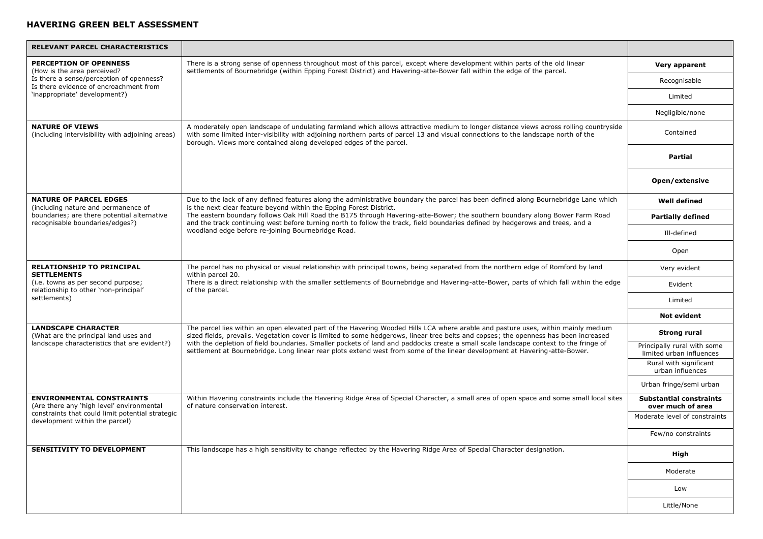## HAVERING GREEN BELT ASSESSMENT

| **RELEVANT PARCEL CHARACTERISTICS** | | |
|---|---|---|
| **PERCEPTION OF OPENNESS** (How is the area perceived? Is there a sense/perception of openness? Is there evidence of encroachment from 'inappropriate' development?) | There is a strong sense of openness throughout most of this parcel, except where development within parts of the old linear settlements of Bournebridge (within Epping Forest District) and Havering-atte-Bower fall within the edge of the parcel. | **Very apparent**<br>Recognisable<br>Limited<br>Negligible/none |
| **NATURE OF VIEWS** (including intervisibility with adjoining areas) | A moderately open landscape of undulating farmland which allows attractive medium to longer distance views across rolling countryside with some limited inter-visibility with adjoining northern parts of parcel 13 and visual connections to the landscape north of the borough. Views more contained along developed edges of the parcel. | Contained<br>**Partial**<br>**Open/extensive** |
| **NATURE OF PARCEL EDGES** (including nature and permanence of boundaries; are there potential alternative recognisable boundaries/edges?) | Due to the lack of any defined features along the administrative boundary the parcel has been defined along Bournebridge Lane which is the next clear feature beyond within the Epping Forest District.<br>The eastern boundary follows Oak Hill Road the B175 through Havering-atte-Bower; the southern boundary along Bower Farm Road and the track continuing west before turning north to follow the track, field boundaries defined by hedgerows and trees, and a woodland edge before re-joining Bournebridge Road. | **Well defined**<br>**Partially defined**<br>Ill-defined<br>Open |
| **RELATIONSHIP TO PRINCIPAL SETTLEMENTS** (i.e. towns as per second purpose; relationship to other 'non-principal' settlements) | The parcel has no physical or visual relationship with principal towns, being separated from the northern edge of Romford by land within parcel 20.<br>There is a direct relationship with the smaller settlements of Bournebridge and Havering-atte-Bower, parts of which fall within the edge of the parcel. | Very evident<br>Evident<br>Limited<br>**Not evident** |
| **LANDSCAPE CHARACTER** (What are the principal land uses and landscape characteristics that are evident?) | The parcel lies within an open elevated part of the Havering Wooded Hills LCA where arable and pasture uses, within mainly medium sized fields, prevails. Vegetation cover is limited to some hedgerows, linear tree belts and copses; the openness has been increased with the depletion of field boundaries. Smaller pockets of land and paddocks create a small scale landscape context to the fringe of settlement at Bournebridge. Long linear rear plots extend west from some of the linear development at Havering-atte-Bower. | **Strong rural**<br>Principally rural with some limited urban influences<br>Rural with significant urban influences<br>Urban fringe/semi urban |
| **ENVIRONMENTAL CONSTRAINTS** (Are there any 'high level' environmental constraints that could limit potential strategic development within the parcel) | Within Havering constraints include the Havering Ridge Area of Special Character, a small area of open space and some small local sites of nature conservation interest. | **Substantial constraints over much of area**<br>Moderate level of constraints<br>Few/no constraints |
| **SENSITIVITY TO DEVELOPMENT** | This landscape has a high sensitivity to change reflected by the Havering Ridge Area of Special Character designation. | **High**<br>Moderate<br>Low<br>Little/None |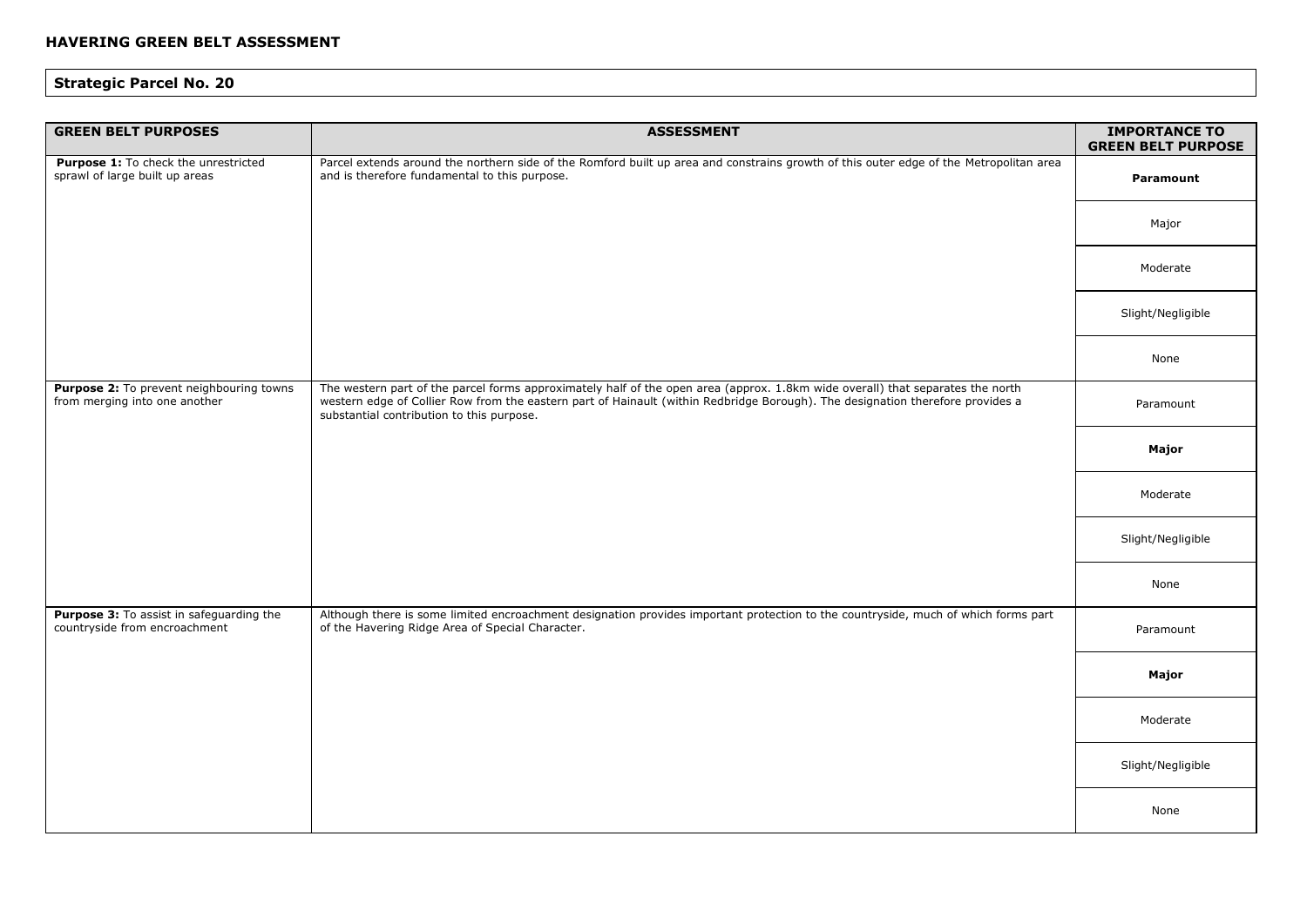## HAVERING GREEN BELT ASSESSMENT

### Strategic Parcel No. 20

| GREEN BELT PURPOSES | ASSESSMENT | IMPORTANCE TO GREEN BELT PURPOSE |
|---|---|---|
| **Purpose 1:** To check the unrestricted sprawl of large built up areas | Parcel extends around the northern side of the Romford built up area and constrains growth of this outer edge of the Metropolitan area and is therefore fundamental to this purpose. | **Paramount** |
| | | Major |
| | | Moderate |
| | | Slight/Negligible |
| | | None |
| **Purpose 2:** To prevent neighbouring towns from merging into one another | The western part of the parcel forms approximately half of the open area (approx. 1.8km wide overall) that separates the north western edge of Collier Row from the eastern part of Hainault (within Redbridge Borough). The designation therefore provides a substantial contribution to this purpose. | Paramount |
| | | **Major** |
| | | Moderate |
| | | Slight/Negligible |
| | | None |
| **Purpose 3:** To assist in safeguarding the countryside from encroachment | Although there is some limited encroachment designation provides important protection to the countryside, much of which forms part of the Havering Ridge Area of Special Character. | Paramount |
| | | **Major** |
| | | Moderate |
| | | Slight/Negligible |
| | | None |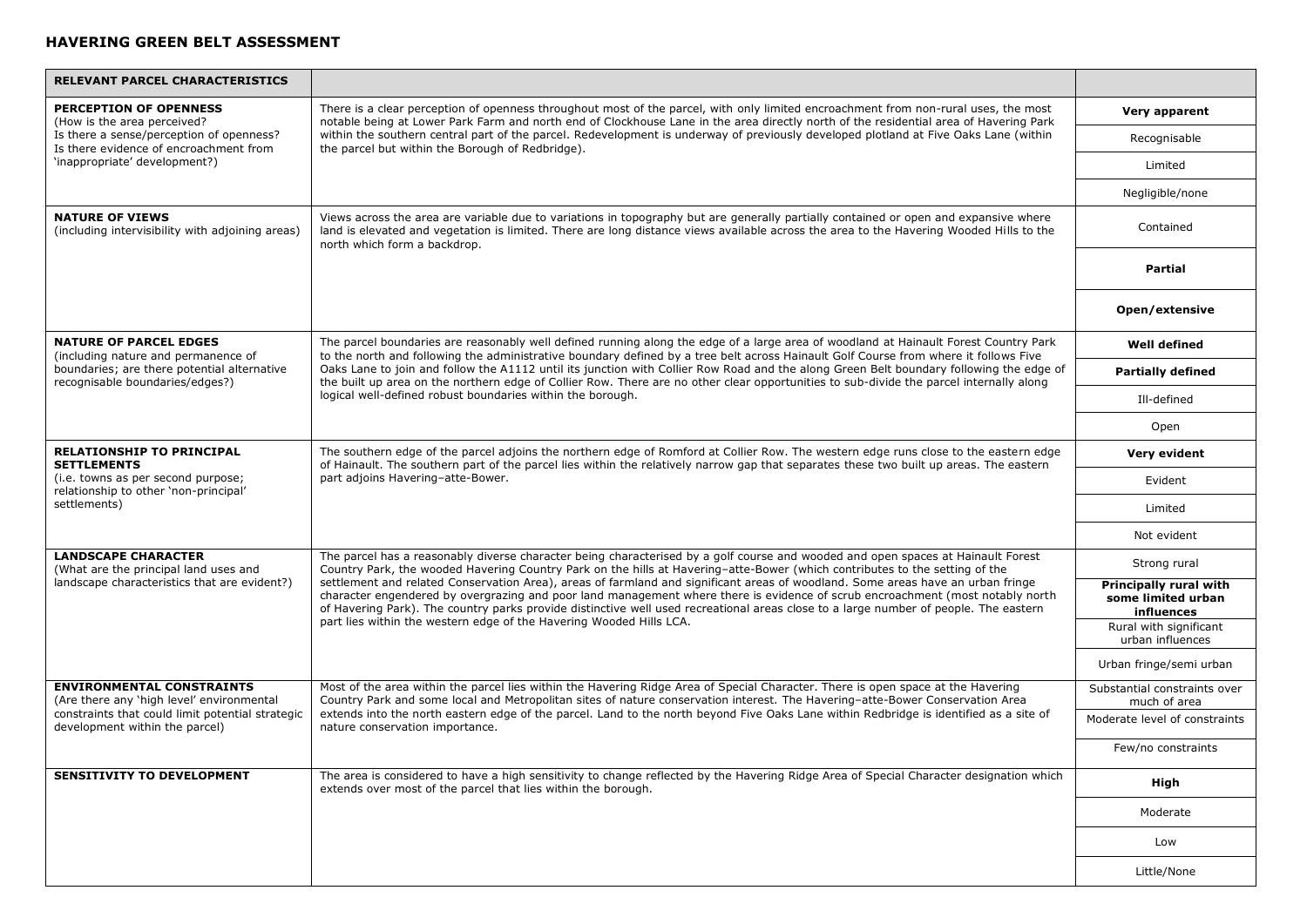# HAVERING GREEN BELT ASSESSMENT

| RELEVANT PARCEL CHARACTERISTICS | | |
|---|---|---|
| **PERCEPTION OF OPENNESS** (How is the area perceived? Is there a sense/perception of openness? Is there evidence of encroachment from 'inappropriate' development?) | There is a clear perception of openness throughout most of the parcel, with only limited encroachment from non-rural uses, the most notable being at Lower Park Farm and north end of Clockhouse Lane in the area directly north of the residential area of Havering Park within the southern central part of the parcel. Redevelopment is underway of previously developed plotland at Five Oaks Lane (within the parcel but within the Borough of Redbridge). | **Very apparent** |
| | | Recognisable |
| | | Limited |
| | | Negligible/none |
| **NATURE OF VIEWS** (including intervisibility with adjoining areas) | Views across the area are variable due to variations in topography but are generally partially contained or open and expansive where land is elevated and vegetation is limited. There are long distance views available across the area to the Havering Wooded Hills to the north which form a backdrop. | Contained |
| | | **Partial** |
| | | **Open/extensive** |
| **NATURE OF PARCEL EDGES** (including nature and permanence of boundaries; are there potential alternative recognisable boundaries/edges?) | The parcel boundaries are reasonably well defined running along the edge of a large area of woodland at Hainault Forest Country Park to the north and following the administrative boundary defined by a tree belt across Hainault Golf Course from where it follows Five Oaks Lane to join and follow the A1112 until its junction with Collier Row Road and the along Green Belt boundary following the edge of the built up area on the northern edge of Collier Row. There are no other clear opportunities to sub-divide the parcel internally along logical well-defined robust boundaries within the borough. | **Well defined** |
| | | **Partially defined** |
| | | Ill-defined |
| | | Open |
| **RELATIONSHIP TO PRINCIPAL SETTLEMENTS** (i.e. towns as per second purpose; relationship to other 'non-principal' settlements) | The southern edge of the parcel adjoins the northern edge of Romford at Collier Row. The western edge runs close to the eastern edge of Hainault. The southern part of the parcel lies within the relatively narrow gap that separates these two built up areas. The eastern part adjoins Havering–atte-Bower. | **Very evident** |
| | | Evident |
| | | Limited |
| | | Not evident |
| **LANDSCAPE CHARACTER** (What are the principal land uses and landscape characteristics that are evident?) | The parcel has a reasonably diverse character being characterised by a golf course and wooded and open spaces at Hainault Forest Country Park, the wooded Havering Country Park on the hills at Havering–atte-Bower (which contributes to the setting of the settlement and related Conservation Area), areas of farmland and significant areas of woodland. Some areas have an urban fringe character engendered by overgrazing and poor land management where there is evidence of scrub encroachment (most notably north of Havering Park). The country parks provide distinctive well used recreational areas close to a large number of people. The eastern part lies within the western edge of the Havering Wooded Hills LCA. | Strong rural |
| | | **Principally rural with some limited urban influences** |
| | | Rural with significant urban influences |
| | | Urban fringe/semi urban |
| **ENVIRONMENTAL CONSTRAINTS** (Are there any 'high level' environmental constraints that could limit potential strategic development within the parcel) | Most of the area within the parcel lies within the Havering Ridge Area of Special Character. There is open space at the Havering Country Park and some local and Metropolitan sites of nature conservation interest. The Havering–atte-Bower Conservation Area extends into the north eastern edge of the parcel. Land to the north beyond Five Oaks Lane within Redbridge is identified as a site of nature conservation importance. | Substantial constraints over much of area |
| | | Moderate level of constraints |
| | | Few/no constraints |
| **SENSITIVITY TO DEVELOPMENT** | The area is considered to have a high sensitivity to change reflected by the Havering Ridge Area of Special Character designation which extends over most of the parcel that lies within the borough. | **High** |
| | | Moderate |
| | | Low |
| | | Little/None |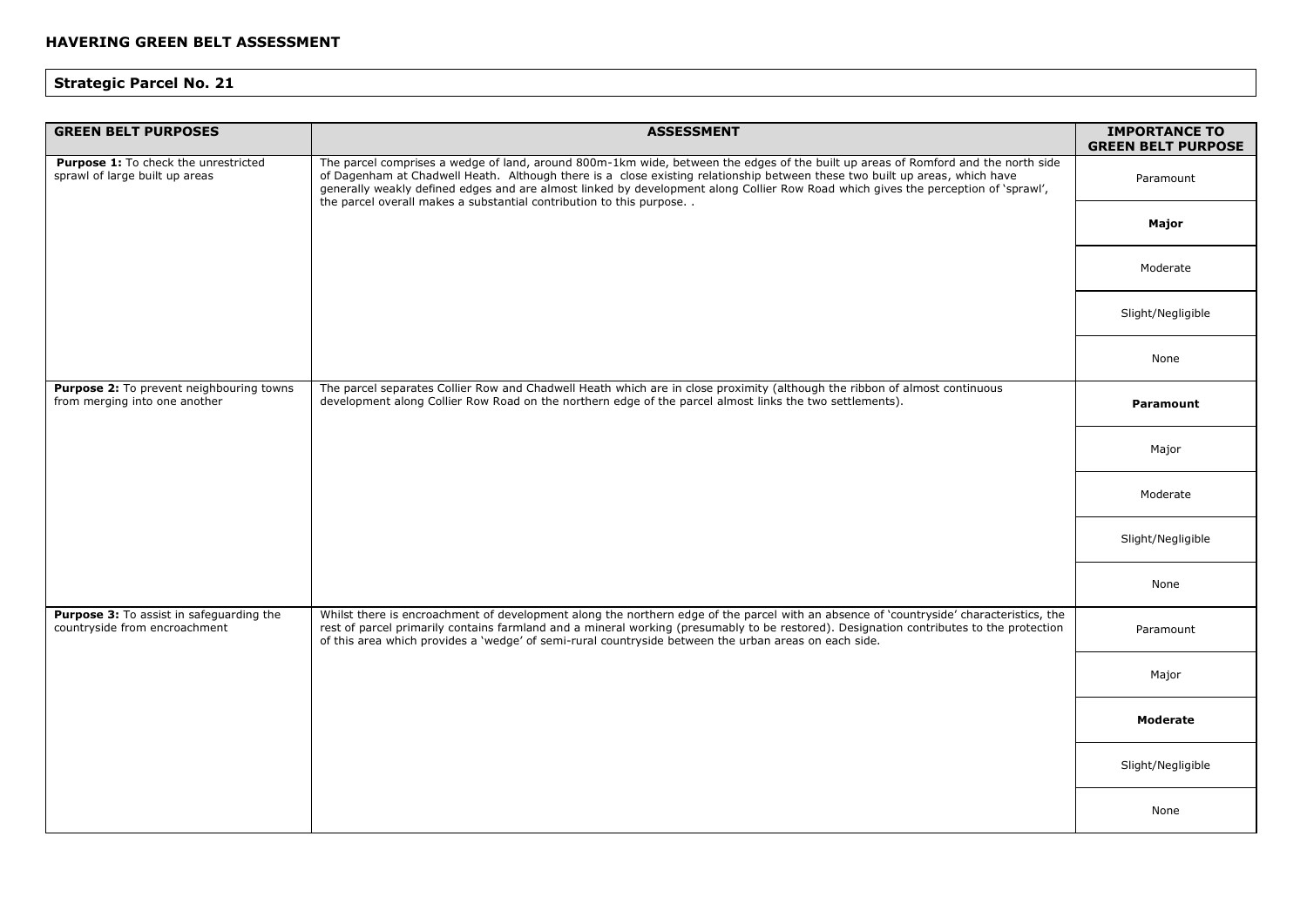## HAVERING GREEN BELT ASSESSMENT

### Strategic Parcel No. 21

| GREEN BELT PURPOSES | ASSESSMENT | IMPORTANCE TO GREEN BELT PURPOSE |
|---|---|---|
| **Purpose 1:** To check the unrestricted sprawl of large built up areas | The parcel comprises a wedge of land, around 800m-1km wide, between the edges of the built up areas of Romford and the north side of Dagenham at Chadwell Heath. Although there is a close existing relationship between these two built up areas, which have generally weakly defined edges and are almost linked by development along Collier Row Road which gives the perception of 'sprawl', the parcel overall makes a substantial contribution to this purpose. . | Paramount |
| | | **Major** |
| | | Moderate |
| | | Slight/Negligible |
| | | None |
| **Purpose 2:** To prevent neighbouring towns from merging into one another | The parcel separates Collier Row and Chadwell Heath which are in close proximity (although the ribbon of almost continuous development along Collier Row Road on the northern edge of the parcel almost links the two settlements). | **Paramount** |
| | | Major |
| | | Moderate |
| | | Slight/Negligible |
| | | None |
| **Purpose 3:** To assist in safeguarding the countryside from encroachment | Whilst there is encroachment of development along the northern edge of the parcel with an absence of 'countryside' characteristics, the rest of parcel primarily contains farmland and a mineral working (presumably to be restored). Designation contributes to the protection of this area which provides a 'wedge' of semi-rural countryside between the urban areas on each side. | Paramount |
| | | Major |
| | | **Moderate** |
| | | Slight/Negligible |
| | | None |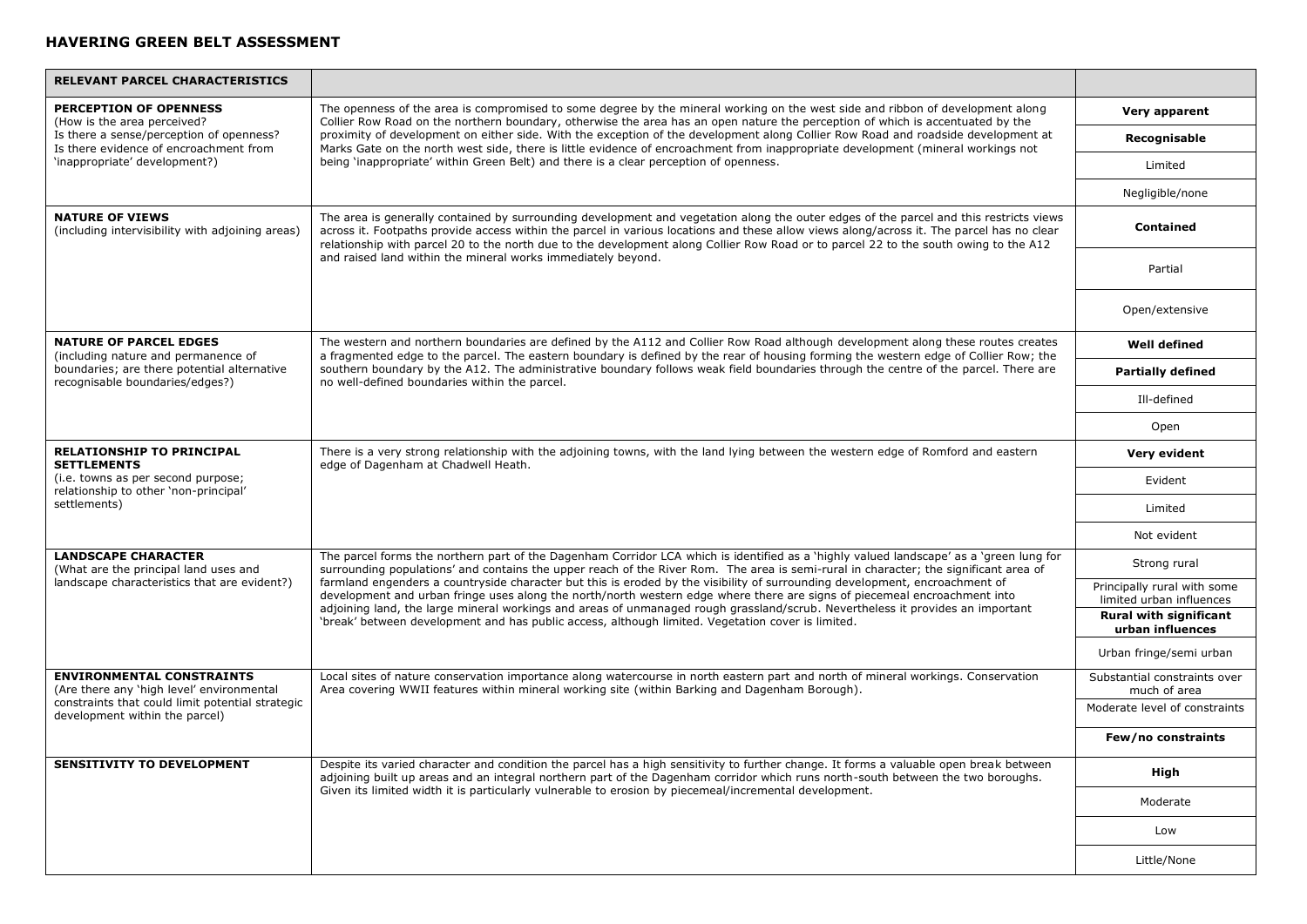## HAVERING GREEN BELT ASSESSMENT

| RELEVANT PARCEL CHARACTERISTICS | | |
|---|---|---|
| **PERCEPTION OF OPENNESS** (How is the area perceived? Is there a sense/perception of openness? Is there evidence of encroachment from 'inappropriate' development?) | The openness of the area is compromised to some degree by the mineral working on the west side and ribbon of development along Collier Row Road on the northern boundary, otherwise the area has an open nature the perception of which is accentuated by the proximity of development on either side. With the exception of the development along Collier Row Road and roadside development at Marks Gate on the north west side, there is little evidence of encroachment from inappropriate development (mineral workings not being 'inappropriate' within Green Belt) and there is a clear perception of openness. | **Very apparent**<br>**Recognisable**<br>Limited<br>Negligible/none |
| **NATURE OF VIEWS** (including intervisibility with adjoining areas) | The area is generally contained by surrounding development and vegetation along the outer edges of the parcel and this restricts views across it. Footpaths provide access within the parcel in various locations and these allow views along/across it. The parcel has no clear relationship with parcel 20 to the north due to the development along Collier Row Road or to parcel 22 to the south owing to the A12 and raised land within the mineral works immediately beyond. | **Contained**<br>Partial<br>Open/extensive |
| **NATURE OF PARCEL EDGES** (including nature and permanence of boundaries; are there potential alternative recognisable boundaries/edges?) | The western and northern boundaries are defined by the A112 and Collier Row Road although development along these routes creates a fragmented edge to the parcel. The eastern boundary is defined by the rear of housing forming the western edge of Collier Row; the southern boundary by the A12. The administrative boundary follows weak field boundaries through the centre of the parcel. There are no well-defined boundaries within the parcel. | **Well defined**<br>**Partially defined**<br>Ill-defined<br>Open |
| **RELATIONSHIP TO PRINCIPAL SETTLEMENTS** (i.e. towns as per second purpose; relationship to other 'non-principal' settlements) | There is a very strong relationship with the adjoining towns, with the land lying between the western edge of Romford and eastern edge of Dagenham at Chadwell Heath. | **Very evident**<br>Evident<br>Limited<br>Not evident |
| **LANDSCAPE CHARACTER** (What are the principal land uses and landscape characteristics that are evident?) | The parcel forms the northern part of the Dagenham Corridor LCA which is identified as a 'highly valued landscape' as a 'green lung for surrounding populations' and contains the upper reach of the River Rom. The area is semi-rural in character; the significant area of farmland engenders a countryside character but this is eroded by the visibility of surrounding development, encroachment of development and urban fringe uses along the north/north western edge where there are signs of piecemeal encroachment into adjoining land, the large mineral workings and areas of unmanaged rough grassland/scrub. Nevertheless it provides an important 'break' between development and has public access, although limited. Vegetation cover is limited. | Strong rural<br>Principally rural with some limited urban influences<br>**Rural with significant urban influences**<br>Urban fringe/semi urban |
| **ENVIRONMENTAL CONSTRAINTS** (Are there any 'high level' environmental constraints that could limit potential strategic development within the parcel) | Local sites of nature conservation importance along watercourse in north eastern part and north of mineral workings. Conservation Area covering WWII features within mineral working site (within Barking and Dagenham Borough). | Substantial constraints over much of area<br>Moderate level of constraints<br>**Few/no constraints** |
| **SENSITIVITY TO DEVELOPMENT** | Despite its varied character and condition the parcel has a high sensitivity to further change. It forms a valuable open break between adjoining built up areas and an integral northern part of the Dagenham corridor which runs north-south between the two boroughs. Given its limited width it is particularly vulnerable to erosion by piecemeal/incremental development. | **High**<br>Moderate<br>Low<br>Little/None |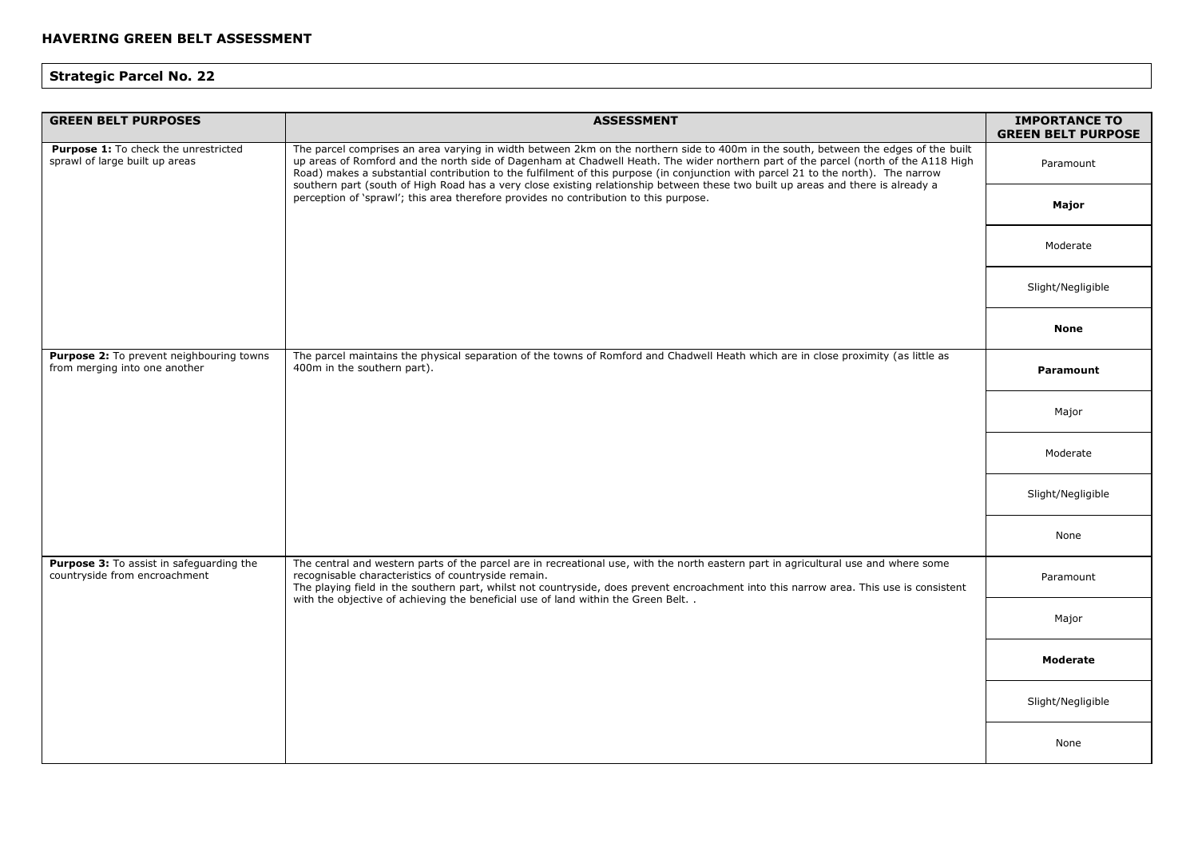## HAVERING GREEN BELT ASSESSMENT

### Strategic Parcel No. 22

| GREEN BELT PURPOSES | ASSESSMENT | IMPORTANCE TO GREEN BELT PURPOSE |
|---|---|---|
| **Purpose 1:** To check the unrestricted sprawl of large built up areas | The parcel comprises an area varying in width between 2km on the northern side to 400m in the south, between the edges of the built up areas of Romford and the north side of Dagenham at Chadwell Heath. The wider northern part of the parcel (north of the A118 High Road) makes a substantial contribution to the fulfilment of this purpose (in conjunction with parcel 21 to the north). The narrow southern part (south of High Road has a very close existing relationship between these two built up areas and there is already a perception of 'sprawl'; this area therefore provides no contribution to this purpose. | Paramount |
| | | **Major** |
| | | Moderate |
| | | Slight/Negligible |
| | | **None** |
| **Purpose 2:** To prevent neighbouring towns from merging into one another | The parcel maintains the physical separation of the towns of Romford and Chadwell Heath which are in close proximity (as little as 400m in the southern part). | **Paramount** |
| | | Major |
| | | Moderate |
| | | Slight/Negligible |
| | | None |
| **Purpose 3:** To assist in safeguarding the countryside from encroachment | The central and western parts of the parcel are in recreational use, with the north eastern part in agricultural use and where some recognisable characteristics of countryside remain.<br>The playing field in the southern part, whilst not countryside, does prevent encroachment into this narrow area. This use is consistent with the objective of achieving the beneficial use of land within the Green Belt. . | Paramount |
| | | Major |
| | | **Moderate** |
| | | Slight/Negligible |
| | | None |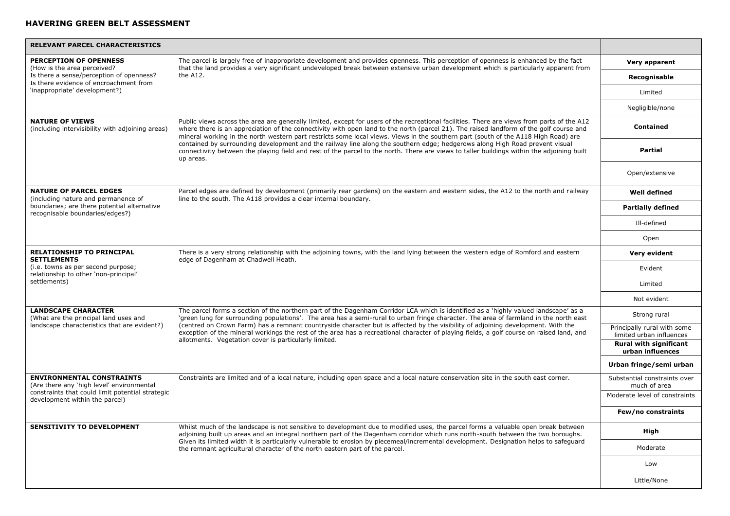## HAVERING GREEN BELT ASSESSMENT

| RELEVANT PARCEL CHARACTERISTICS | | |
|---|---|---|
| **PERCEPTION OF OPENNESS** (How is the area perceived? Is there a sense/perception of openness? Is there evidence of encroachment from 'inappropriate' development?) | The parcel is largely free of inappropriate development and provides openness. This perception of openness is enhanced by the fact that the land provides a very significant undeveloped break between extensive urban development which is particularly apparent from the A12. | **Very apparent**<br>**Recognisable**<br>Limited<br>Negligible/none |
| **NATURE OF VIEWS** (including intervisibility with adjoining areas) | Public views across the area are generally limited, except for users of the recreational facilities. There are views from parts of the A12 where there is an appreciation of the connectivity with open land to the north (parcel 21). The raised landform of the golf course and mineral working in the north western part restricts some local views. Views in the southern part (south of the A118 High Road) are contained by surrounding development and the railway line along the southern edge; hedgerows along High Road prevent visual connectivity between the playing field and rest of the parcel to the north. There are views to taller buildings within the adjoining built up areas. | **Contained**<br>**Partial**<br>Open/extensive |
| **NATURE OF PARCEL EDGES** (including nature and permanence of boundaries; are there potential alternative recognisable boundaries/edges?) | Parcel edges are defined by development (primarily rear gardens) on the eastern and western sides, the A12 to the north and railway line to the south. The A118 provides a clear internal boundary. | **Well defined**<br>**Partially defined**<br>Ill-defined<br>Open |
| **RELATIONSHIP TO PRINCIPAL SETTLEMENTS** (i.e. towns as per second purpose; relationship to other 'non-principal' settlements) | There is a very strong relationship with the adjoining towns, with the land lying between the western edge of Romford and eastern edge of Dagenham at Chadwell Heath. | **Very evident**<br>Evident<br>Limited<br>Not evident |
| **LANDSCAPE CHARACTER** (What are the principal land uses and landscape characteristics that are evident?) | The parcel forms a section of the northern part of the Dagenham Corridor LCA which is identified as a 'highly valued landscape' as a 'green lung for surrounding populations'. The area has a semi-rural to urban fringe character. The area of farmland in the north east (centred on Crown Farm) has a remnant countryside character but is affected by the visibility of adjoining development. With the exception of the mineral workings the rest of the area has a recreational character of playing fields, a golf course on raised land, and allotments. Vegetation cover is particularly limited. | Strong rural<br>Principally rural with some limited urban influences<br>**Rural with significant urban influences**<br>**Urban fringe/semi urban** |
| **ENVIRONMENTAL CONSTRAINTS** (Are there any 'high level' environmental constraints that could limit potential strategic development within the parcel) | Constraints are limited and of a local nature, including open space and a local nature conservation site in the south east corner. | Substantial constraints over much of area<br>Moderate level of constraints<br>**Few/no constraints** |
| **SENSITIVITY TO DEVELOPMENT** | Whilst much of the landscape is not sensitive to development due to modified uses, the parcel forms a valuable open break between adjoining built up areas and an integral northern part of the Dagenham corridor which runs north-south between the two boroughs. Given its limited width it is particularly vulnerable to erosion by piecemeal/incremental development. Designation helps to safeguard the remnant agricultural character of the north eastern part of the parcel. | **High**<br>Moderate<br>Low<br>Little/None |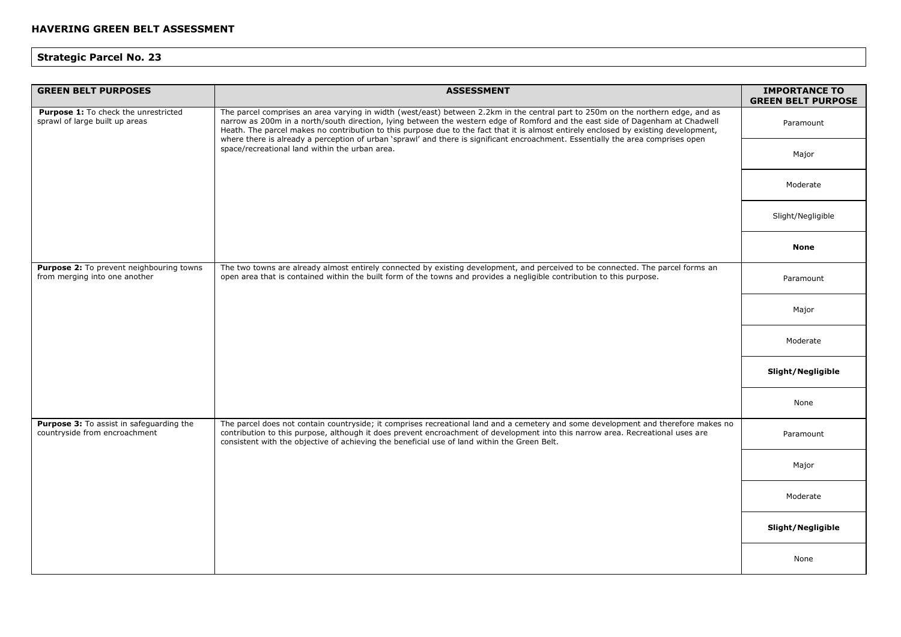## HAVERING GREEN BELT ASSESSMENT

### Strategic Parcel No. 23

| GREEN BELT PURPOSES | ASSESSMENT | IMPORTANCE TO GREEN BELT PURPOSE |
|---|---|---|
| **Purpose 1:** To check the unrestricted sprawl of large built up areas | The parcel comprises an area varying in width (west/east) between 2.2km in the central part to 250m on the northern edge, and as narrow as 200m in a north/south direction, lying between the western edge of Romford and the east side of Dagenham at Chadwell Heath. The parcel makes no contribution to this purpose due to the fact that it is almost entirely enclosed by existing development, where there is already a perception of urban 'sprawl' and there is significant encroachment. Essentially the area comprises open space/recreational land within the urban area. | Paramount |
| | | Major |
| | | Moderate |
| | | Slight/Negligible |
| | | **None** |
| **Purpose 2:** To prevent neighbouring towns from merging into one another | The two towns are already almost entirely connected by existing development, and perceived to be connected. The parcel forms an open area that is contained within the built form of the towns and provides a negligible contribution to this purpose. | Paramount |
| | | Major |
| | | Moderate |
| | | **Slight/Negligible** |
| | | None |
| **Purpose 3:** To assist in safeguarding the countryside from encroachment | The parcel does not contain countryside; it comprises recreational land and a cemetery and some development and therefore makes no contribution to this purpose, although it does prevent encroachment of development into this narrow area. Recreational uses are consistent with the objective of achieving the beneficial use of land within the Green Belt. | Paramount |
| | | Major |
| | | Moderate |
| | | **Slight/Negligible** |
| | | None |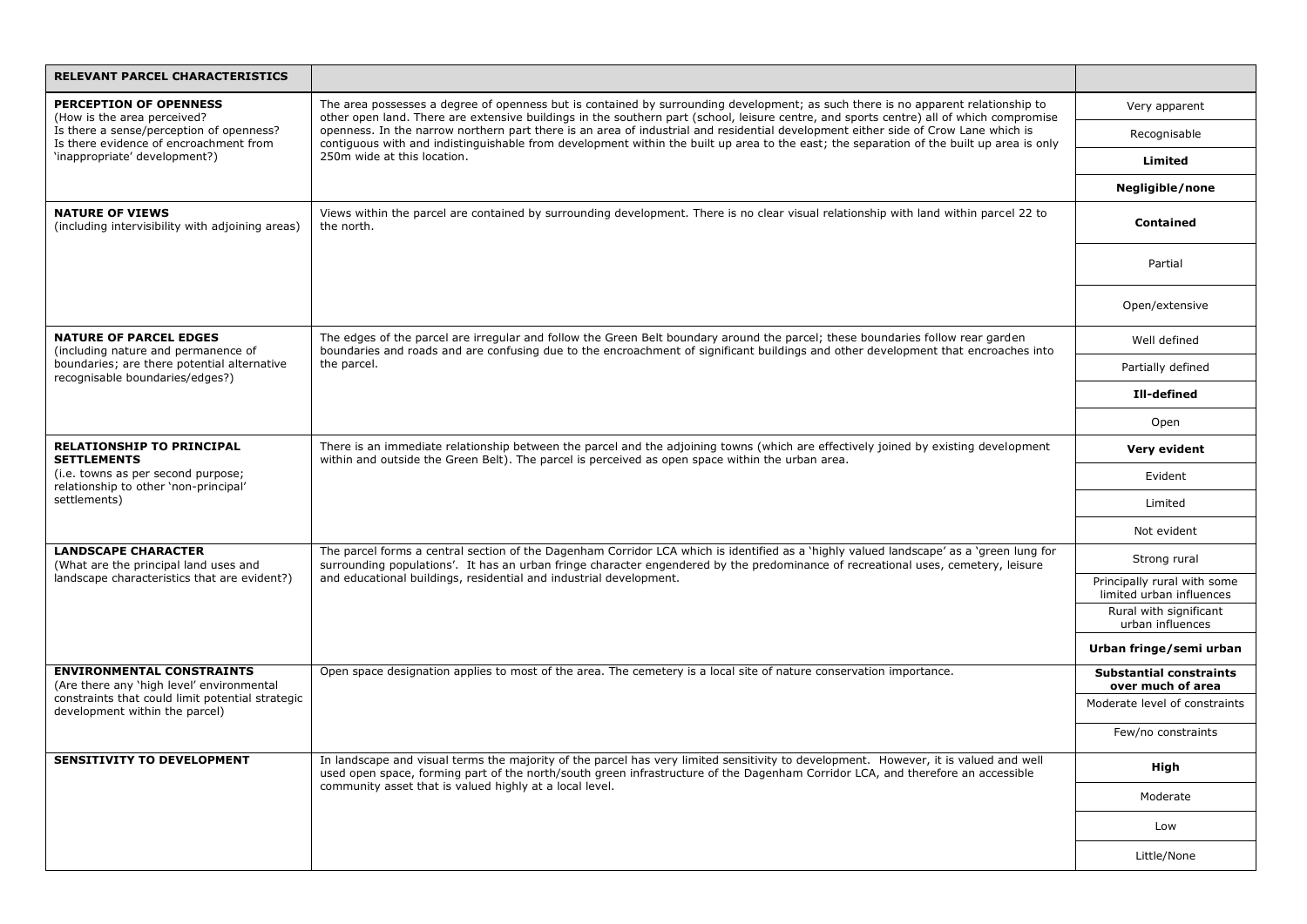| RELEVANT PARCEL CHARACTERISTICS | | |
|---|---|---|
| **PERCEPTION OF OPENNESS** (How is the area perceived? Is there a sense/perception of openness? Is there evidence of encroachment from 'inappropriate' development?) | The area possesses a degree of openness but is contained by surrounding development; as such there is no apparent relationship to other open land. There are extensive buildings in the southern part (school, leisure centre, and sports centre) all of which compromise openness. In the narrow northern part there is an area of industrial and residential development either side of Crow Lane which is contiguous with and indistinguishable from development within the built up area to the east; the separation of the built up area is only 250m wide at this location. | Very apparent<br>Recognisable<br>**Limited**<br>**Negligible/none** |
| **NATURE OF VIEWS** (including intervisibility with adjoining areas) | Views within the parcel are contained by surrounding development. There is no clear visual relationship with land within parcel 22 to the north. | **Contained**<br>Partial<br>Open/extensive |
| **NATURE OF PARCEL EDGES** (including nature and permanence of boundaries; are there potential alternative recognisable boundaries/edges?) | The edges of the parcel are irregular and follow the Green Belt boundary around the parcel; these boundaries follow rear garden boundaries and roads and are confusing due to the encroachment of significant buildings and other development that encroaches into the parcel. | Well defined<br>Partially defined<br>**Ill-defined**<br>Open |
| **RELATIONSHIP TO PRINCIPAL SETTLEMENTS** (i.e. towns as per second purpose; relationship to other 'non-principal' settlements) | There is an immediate relationship between the parcel and the adjoining towns (which are effectively joined by existing development within and outside the Green Belt). The parcel is perceived as open space within the urban area. | **Very evident**<br>Evident<br>Limited<br>Not evident |
| **LANDSCAPE CHARACTER** (What are the principal land uses and landscape characteristics that are evident?) | The parcel forms a central section of the Dagenham Corridor LCA which is identified as a 'highly valued landscape' as a 'green lung for surrounding populations'. It has an urban fringe character engendered by the predominance of recreational uses, cemetery, leisure and educational buildings, residential and industrial development. | Strong rural<br>Principally rural with some limited urban influences<br>Rural with significant urban influences<br>**Urban fringe/semi urban** |
| **ENVIRONMENTAL CONSTRAINTS** (Are there any 'high level' environmental constraints that could limit potential strategic development within the parcel) | Open space designation applies to most of the area. The cemetery is a local site of nature conservation importance. | **Substantial constraints over much of area**<br>Moderate level of constraints<br>Few/no constraints |
| **SENSITIVITY TO DEVELOPMENT** | In landscape and visual terms the majority of the parcel has very limited sensitivity to development. However, it is valued and well used open space, forming part of the north/south green infrastructure of the Dagenham Corridor LCA, and therefore an accessible community asset that is valued highly at a local level. | **High**<br>Moderate<br>Low<br>Little/None |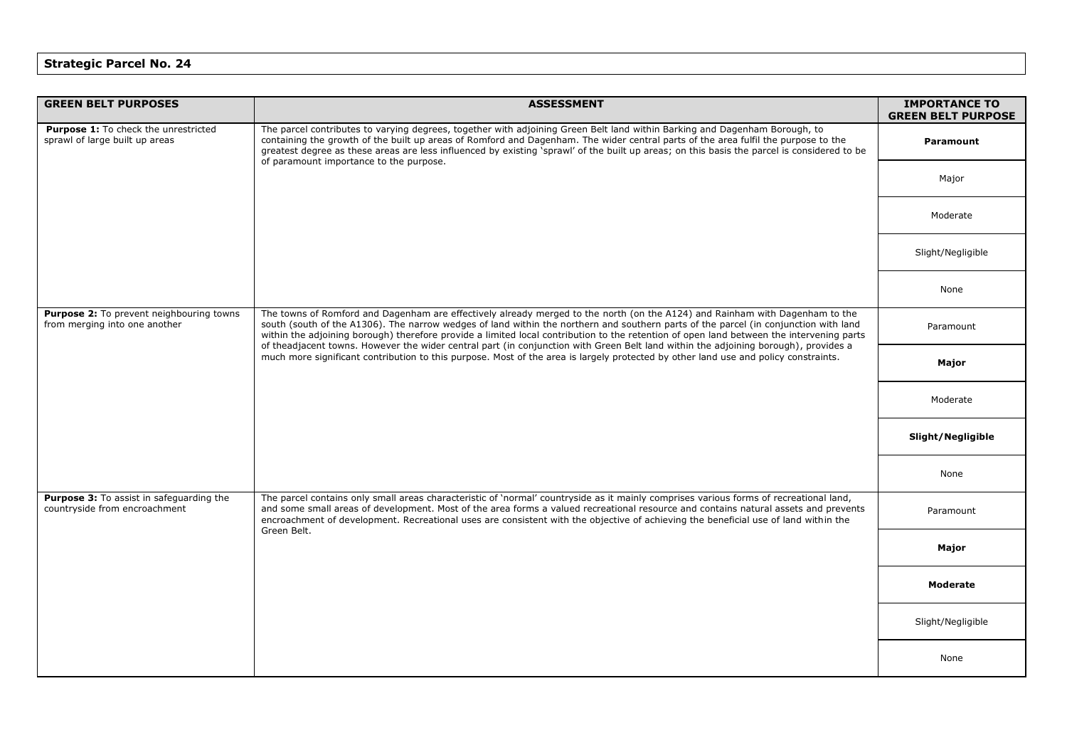**Strategic Parcel No. 24**

| GREEN BELT PURPOSES | ASSESSMENT | IMPORTANCE TO GREEN BELT PURPOSE |
|---|---|---|
| **Purpose 1:** To check the unrestricted sprawl of large built up areas | The parcel contributes to varying degrees, together with adjoining Green Belt land within Barking and Dagenham Borough, to containing the growth of the built up areas of Romford and Dagenham. The wider central parts of the area fulfil the purpose to the greatest degree as these areas are less influenced by existing 'sprawl' of the built up areas; on this basis the parcel is considered to be of paramount importance to the purpose. | **Paramount** |
| | | Major |
| | | Moderate |
| | | Slight/Negligible |
| | | None |
| **Purpose 2:** To prevent neighbouring towns from merging into one another | The towns of Romford and Dagenham are effectively already merged to the north (on the A124) and Rainham with Dagenham to the south (south of the A1306). The narrow wedges of land within the northern and southern parts of the parcel (in conjunction with land within the adjoining borough) therefore provide a limited local contribution to the retention of open land between the intervening parts of theadjacent towns. However the wider central part (in conjunction with Green Belt land within the adjoining borough), provides a much more significant contribution to this purpose. Most of the area is largely protected by other land use and policy constraints. | Paramount |
| | | **Major** |
| | | Moderate |
| | | **Slight/Negligible** |
| | | None |
| **Purpose 3:** To assist in safeguarding the countryside from encroachment | The parcel contains only small areas characteristic of 'normal' countryside as it mainly comprises various forms of recreational land, and some small areas of development. Most of the area forms a valued recreational resource and contains natural assets and prevents encroachment of development. Recreational uses are consistent with the objective of achieving the beneficial use of land within the Green Belt. | Paramount |
| | | **Major** |
| | | **Moderate** |
| | | Slight/Negligible |
| | | None |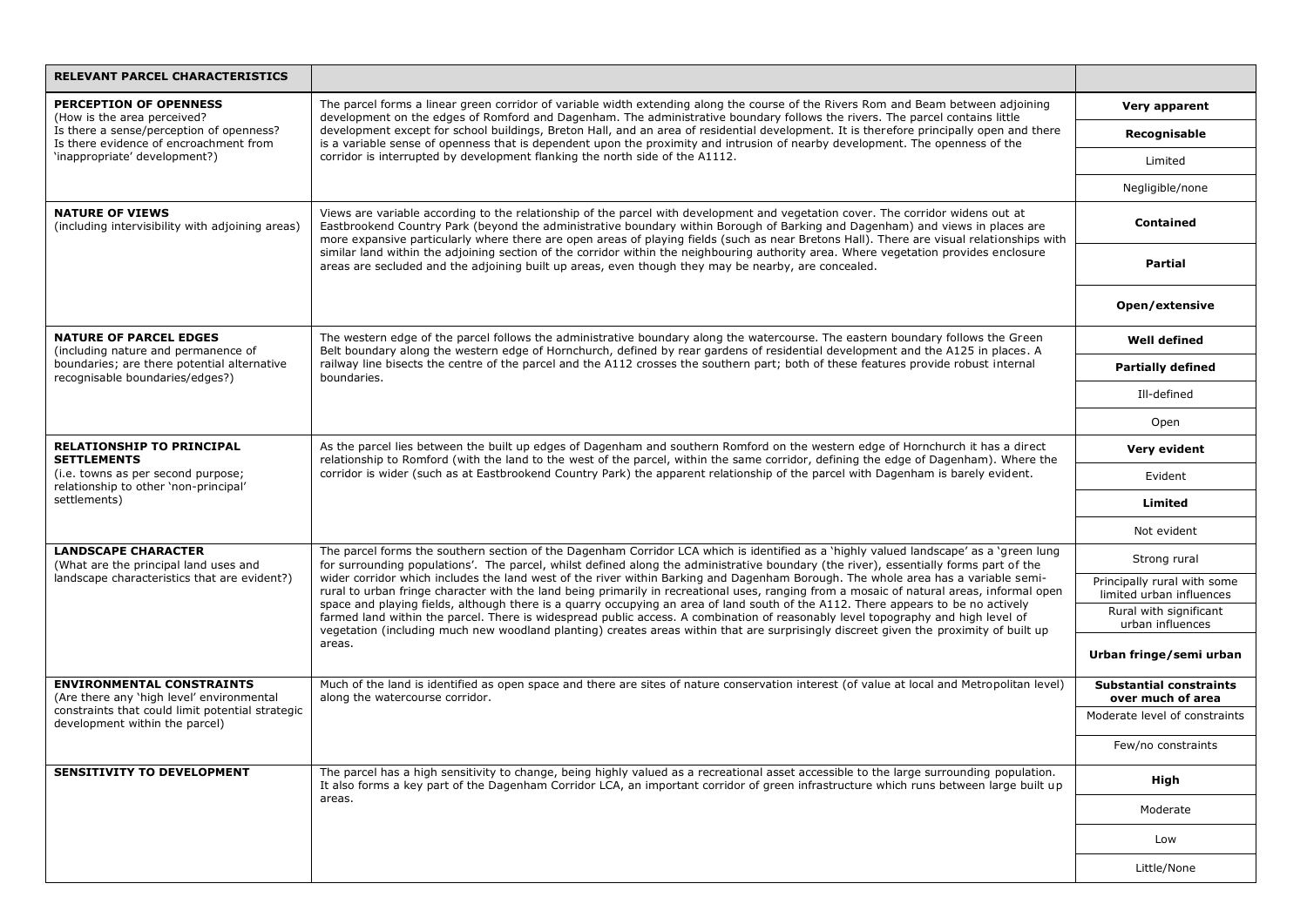| RELEVANT PARCEL CHARACTERISTICS | | |
|---|---|---|
| **PERCEPTION OF OPENNESS** (How is the area perceived? Is there a sense/perception of openness? Is there evidence of encroachment from 'inappropriate' development?) | The parcel forms a linear green corridor of variable width extending along the course of the Rivers Rom and Beam between adjoining development on the edges of Romford and Dagenham. The administrative boundary follows the rivers. The parcel contains little development except for school buildings, Breton Hall, and an area of residential development. It is therefore principally open and there is a variable sense of openness that is dependent upon the proximity and intrusion of nearby development. The openness of the corridor is interrupted by development flanking the north side of the A1112. | **Very apparent**<br>**Recognisable**<br>Limited<br>Negligible/none |
| **NATURE OF VIEWS** (including intervisibility with adjoining areas) | Views are variable according to the relationship of the parcel with development and vegetation cover. The corridor widens out at Eastbrookend Country Park (beyond the administrative boundary within Borough of Barking and Dagenham) and views in places are more expansive particularly where there are open areas of playing fields (such as near Bretons Hall). There are visual relationships with similar land within the adjoining section of the corridor within the neighbouring authority area. Where vegetation provides enclosure areas are secluded and the adjoining built up areas, even though they may be nearby, are concealed. | **Contained**<br>**Partial**<br>**Open/extensive** |
| **NATURE OF PARCEL EDGES** (including nature and permanence of boundaries; are there potential alternative recognisable boundaries/edges?) | The western edge of the parcel follows the administrative boundary along the watercourse. The eastern boundary follows the Green Belt boundary along the western edge of Hornchurch, defined by rear gardens of residential development and the A125 in places. A railway line bisects the centre of the parcel and the A112 crosses the southern part; both of these features provide robust internal boundaries. | **Well defined**<br>**Partially defined**<br>Ill-defined<br>Open |
| **RELATIONSHIP TO PRINCIPAL SETTLEMENTS** (i.e. towns as per second purpose; relationship to other 'non-principal' settlements) | As the parcel lies between the built up edges of Dagenham and southern Romford on the western edge of Hornchurch it has a direct relationship to Romford (with the land to the west of the parcel, within the same corridor, defining the edge of Dagenham). Where the corridor is wider (such as at Eastbrookend Country Park) the apparent relationship of the parcel with Dagenham is barely evident. | **Very evident**<br>Evident<br>**Limited**<br>Not evident |
| **LANDSCAPE CHARACTER** (What are the principal land uses and landscape characteristics that are evident?) | The parcel forms the southern section of the Dagenham Corridor LCA which is identified as a 'highly valued landscape' as a 'green lung for surrounding populations'. The parcel, whilst defined along the administrative boundary (the river), essentially forms part of the wider corridor which includes the land west of the river within Barking and Dagenham Borough. The whole area has a variable semi-rural to urban fringe character with the land being primarily in recreational uses, ranging from a mosaic of natural areas, informal open space and playing fields, although there is a quarry occupying an area of land south of the A112. There appears to be no actively farmed land within the parcel. There is widespread public access. A combination of reasonably level topography and high level of vegetation (including much new woodland planting) creates areas within that are surprisingly discreet given the proximity of built up areas. | Strong rural<br>Principally rural with some limited urban influences<br>Rural with significant urban influences<br>**Urban fringe/semi urban** |
| **ENVIRONMENTAL CONSTRAINTS** (Are there any 'high level' environmental constraints that could limit potential strategic development within the parcel) | Much of the land is identified as open space and there are sites of nature conservation interest (of value at local and Metropolitan level) along the watercourse corridor. | **Substantial constraints over much of area**<br>Moderate level of constraints<br>Few/no constraints |
| **SENSITIVITY TO DEVELOPMENT** | The parcel has a high sensitivity to change, being highly valued as a recreational asset accessible to the large surrounding population. It also forms a key part of the Dagenham Corridor LCA, an important corridor of green infrastructure which runs between large built up areas. | **High**<br>Moderate<br>Low<br>Little/None |